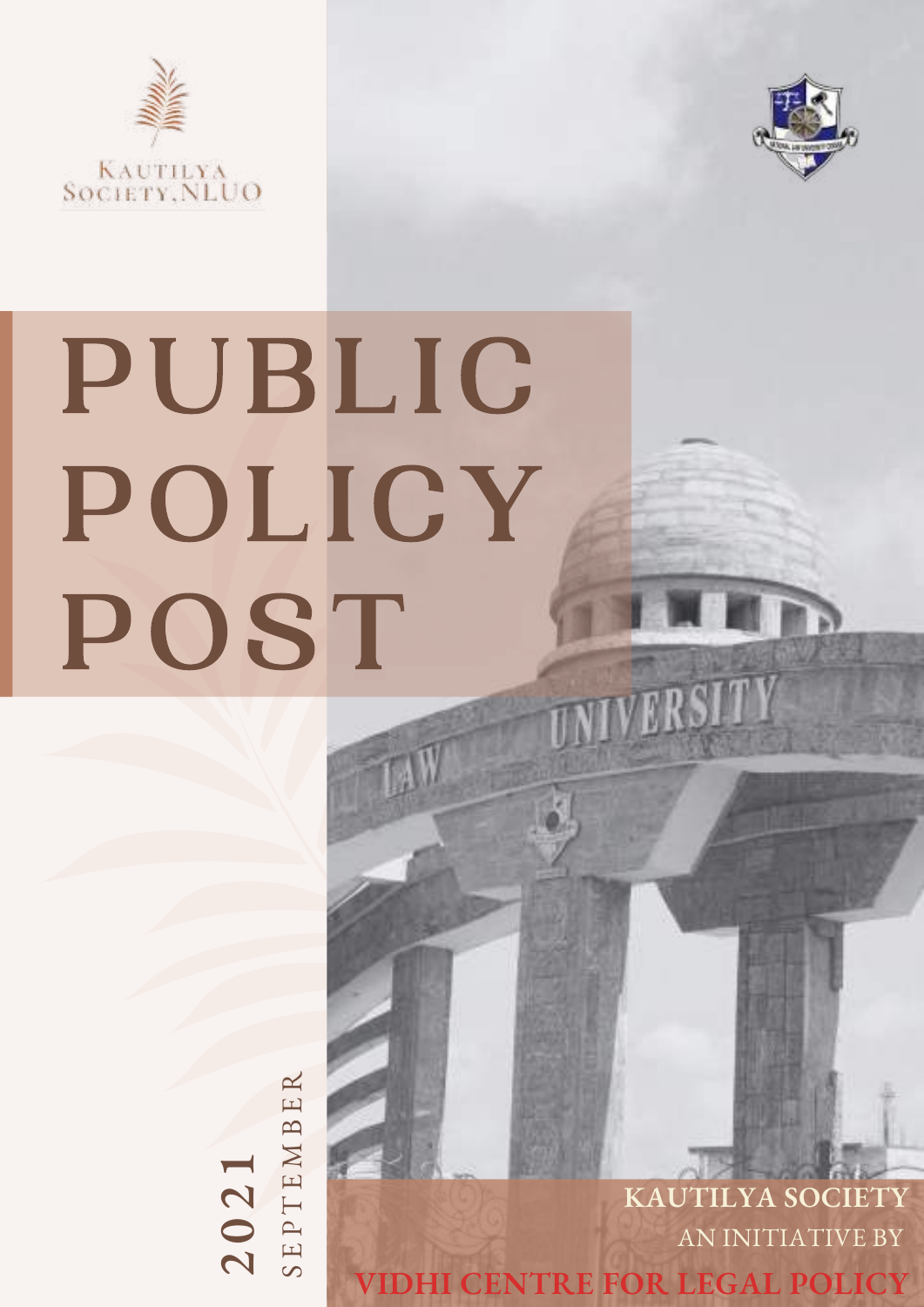KAUTILYA SOCIETY, NLUO

# PUBLIC POLICY POST

2021 SEPTEMBER

**KAUTILYA SOCIETY**

AN INITIATIVE BY

**VIDHI CENTRE FOR LEGAL POLICY**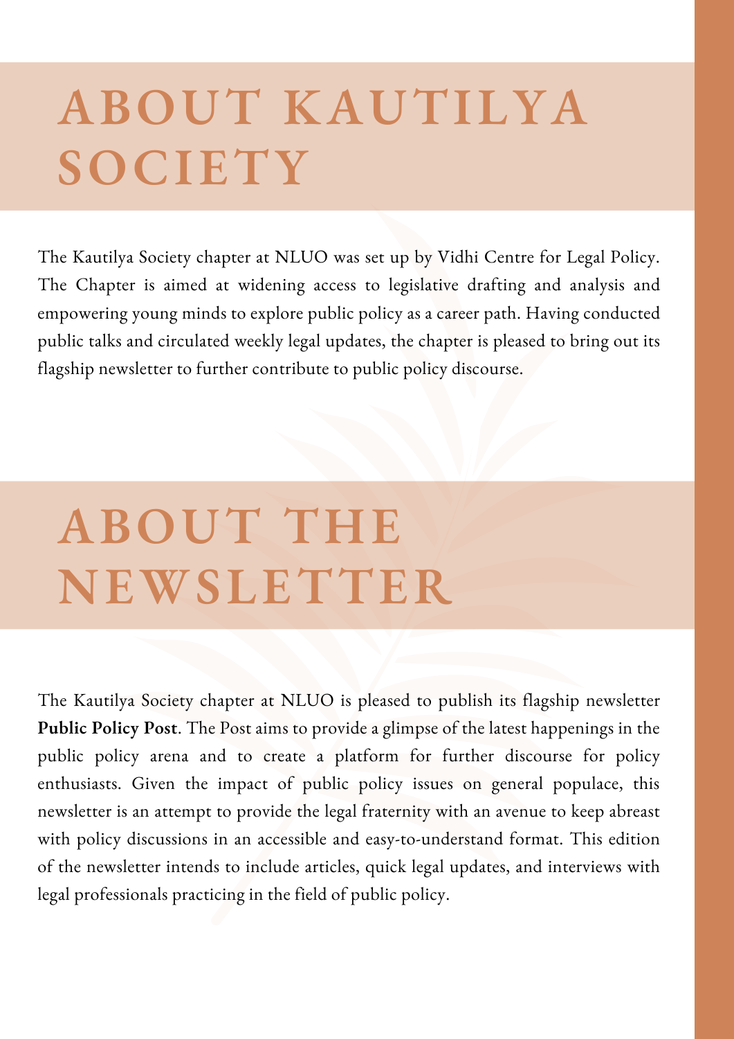# ABOUT KAUTILYA SOCIETY

The Kautilya Society chapter at NLUO was set up by Vidhi Centre for Legal Policy. The Chapter is aimed at widening access to legislative drafting and analysis and empowering young minds to explore public policy as a career path. Having conducted public talks and circulated weekly legal updates, the chapter is pleased to bring out its flagship newsletter to further contribute to public policy discourse.

# ABOUT THE NEWSLETTER

The Kautilya Society chapter at NLUO is pleased to publish its flagship newsletter **Public Policy Post**. The Post aims to provide a glimpse of the latest happenings in the public policy arena and to create a platform for further discourse for policy enthusiasts. Given the impact of public policy issues on general populace, this newsletter is an attempt to provide the legal fraternity with an avenue to keep abreast with policy discussions in an accessible and easy-to-understand format. This edition of the newsletter intends to include articles, quick legal updates, and interviews with legal professionals practicing in the field of public policy.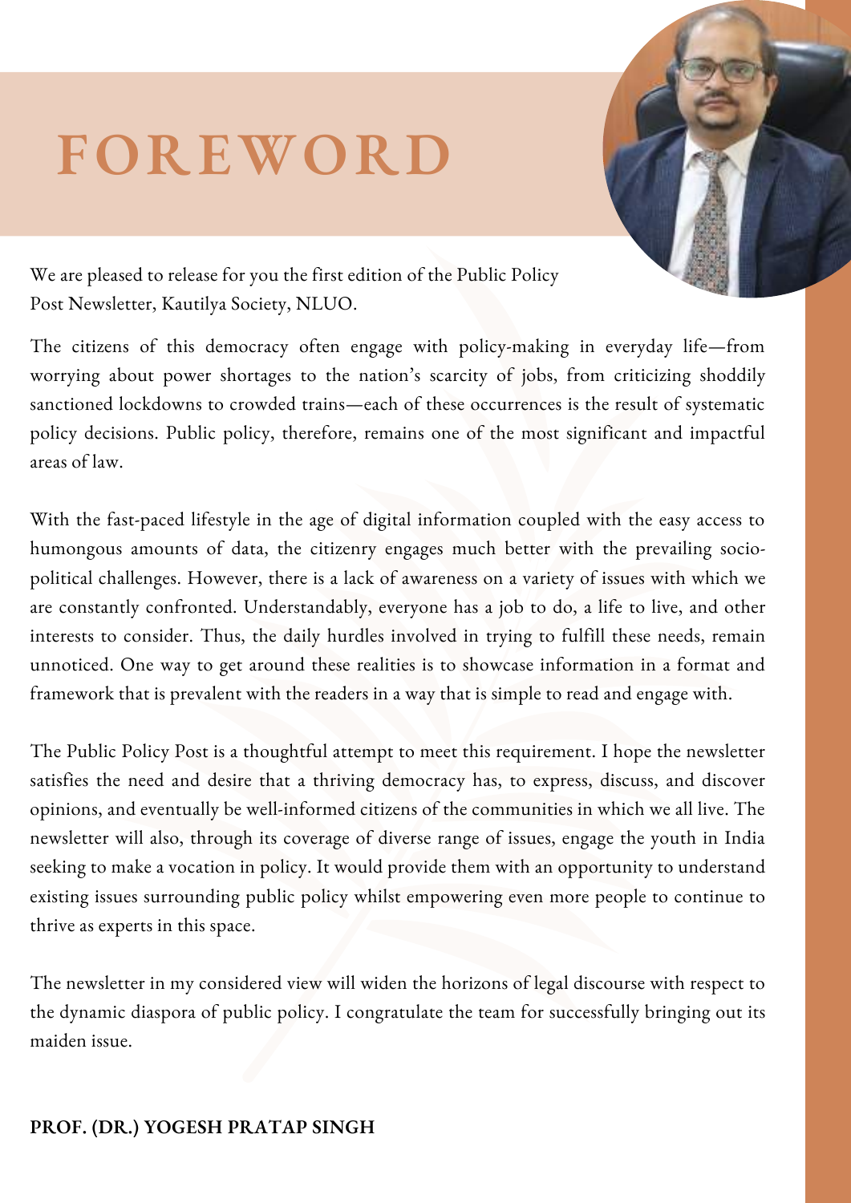# FOREWORD

We are pleased to release for you the first edition of the Public Policy Post Newsletter, Kautilya Society, NLUO.

The citizens of this democracy often engage with policy-making in everyday life—from worrying about power shortages to the nation's scarcity of jobs, from criticizing shoddily sanctioned lockdowns to crowded trains—each of these occurrences is the result of systematic policy decisions. Public policy, therefore, remains one of the most significant and impactful areas of law.

With the fast-paced lifestyle in the age of digital information coupled with the easy access to humongous amounts of data, the citizenry engages much better with the prevailing socio-political challenges. However, there is a lack of awareness on a variety of issues with which we are constantly confronted. Understandably, everyone has a job to do, a life to live, and other interests to consider. Thus, the daily hurdles involved in trying to fulfill these needs, remain unnoticed. One way to get around these realities is to showcase information in a format and framework that is prevalent with the readers in a way that is simple to read and engage with.

The Public Policy Post is a thoughtful attempt to meet this requirement. I hope the newsletter satisfies the need and desire that a thriving democracy has, to express, discuss, and discover opinions, and eventually be well-informed citizens of the communities in which we all live. The newsletter will also, through its coverage of diverse range of issues, engage the youth in India seeking to make a vocation in policy. It would provide them with an opportunity to understand existing issues surrounding public policy whilst empowering even more people to continue to thrive as experts in this space.

The newsletter in my considered view will widen the horizons of legal discourse with respect to the dynamic diaspora of public policy. I congratulate the team for successfully bringing out its maiden issue.

**PROF. (DR.) YOGESH PRATAP SINGH**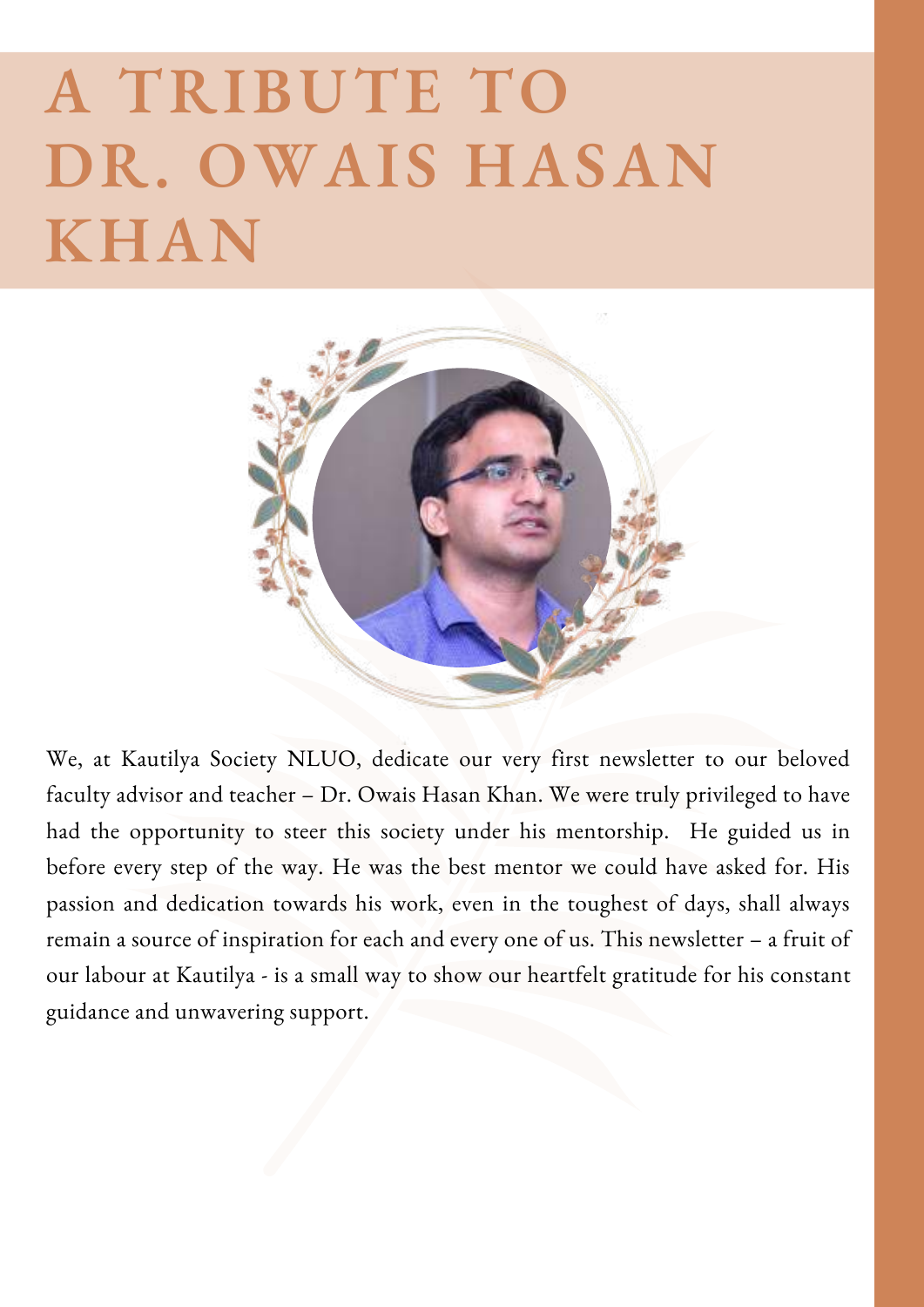# A TRIBUTE TO DR. OWAIS HASAN KHAN

We, at Kautilya Society NLUO, dedicate our very first newsletter to our beloved faculty advisor and teacher – Dr. Owais Hasan Khan. We were truly privileged to have had the opportunity to steer this society under his mentorship.  He guided us in before every step of the way. He was the best mentor we could have asked for. His passion and dedication towards his work, even in the toughest of days, shall always remain a source of inspiration for each and every one of us. This newsletter – a fruit of our labour at Kautilya - is a small way to show our heartfelt gratitude for his constant guidance and unwavering support.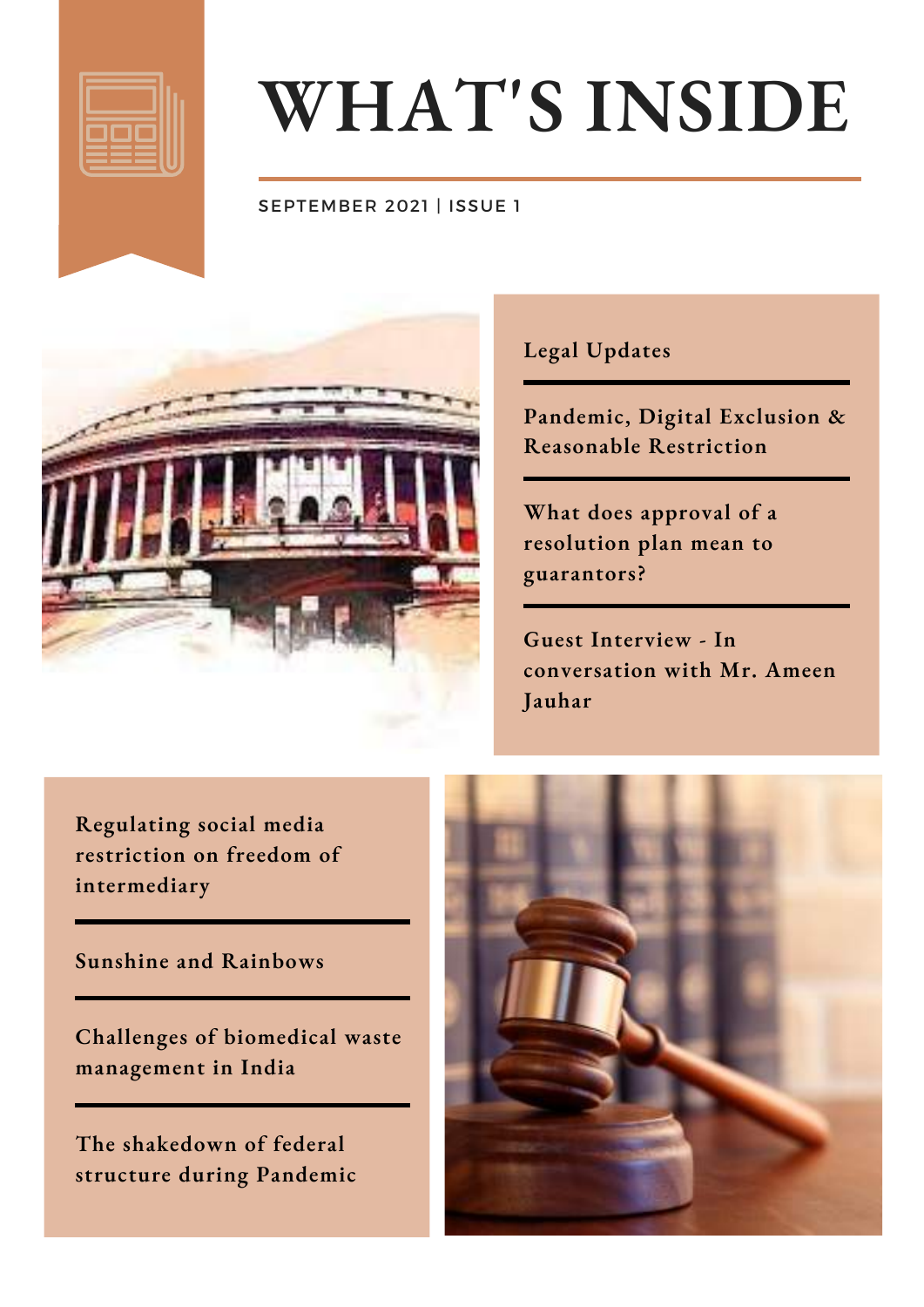# WHAT'S INSIDE

SEPTEMBER 2021 | ISSUE 1

- Legal Updates
- Pandemic, Digital Exclusion & Reasonable Restriction
- What does approval of a resolution plan mean to guarantors?
- Guest Interview - In conversation with Mr. Ameen Jauhar
- Regulating social media restriction on freedom of intermediary
- Sunshine and Rainbows
- Challenges of biomedical waste management in India
- The shakedown of federal structure during Pandemic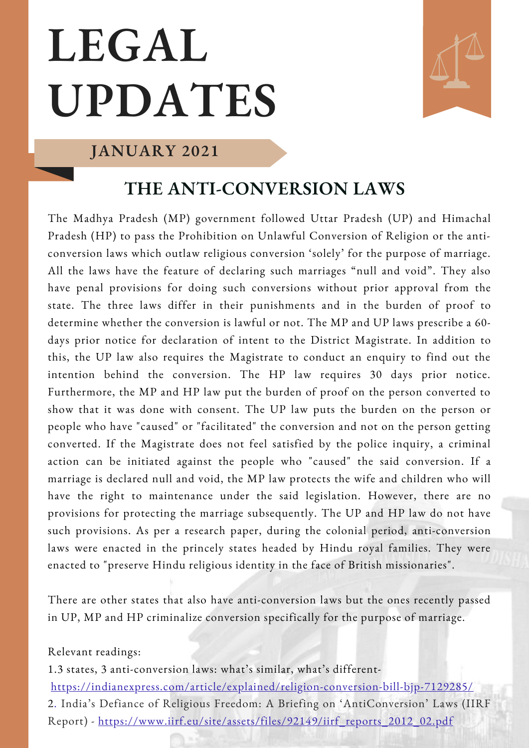# LEGAL UPDATES

## JANUARY 2021

## THE ANTI-CONVERSION LAWS

The Madhya Pradesh (MP) government followed Uttar Pradesh (UP) and Himachal Pradesh (HP) to pass the Prohibition on Unlawful Conversion of Religion or the anti-conversion laws which outlaw religious conversion 'solely' for the purpose of marriage. All the laws have the feature of declaring such marriages "null and void". They also have penal provisions for doing such conversions without prior approval from the state. The three laws differ in their punishments and in the burden of proof to determine whether the conversion is lawful or not. The MP and UP laws prescribe a 60-days prior notice for declaration of intent to the District Magistrate. In addition to this, the UP law also requires the Magistrate to conduct an enquiry to find out the intention behind the conversion. The HP law requires 30 days prior notice. Furthermore, the MP and HP law put the burden of proof on the person converted to show that it was done with consent. The UP law puts the burden on the person or people who have "caused" or "facilitated" the conversion and not on the person getting converted. If the Magistrate does not feel satisfied by the police inquiry, a criminal action can be initiated against the people who "caused" the said conversion. If a marriage is declared null and void, the MP law protects the wife and children who will have the right to maintenance under the said legislation. However, there are no provisions for protecting the marriage subsequently. The UP and HP law do not have such provisions. As per a research paper, during the colonial period, anti-conversion laws were enacted in the princely states headed by Hindu royal families. They were enacted to "preserve Hindu religious identity in the face of British missionaries".

There are other states that also have anti-conversion laws but the ones recently passed in UP, MP and HP criminalize conversion specifically for the purpose of marriage.

Relevant readings:

1. 3 states, 3 anti-conversion laws: what's similar, what's different- https://indianexpress.com/article/explained/religion-conversion-bill-bjp-7129285/
2. India's Defiance of Religious Freedom: A Briefing on 'AntiConversion' Laws (IIRF Report) - https://www.iirf.eu/site/assets/files/92149/iirf_reports_2012_02.pdf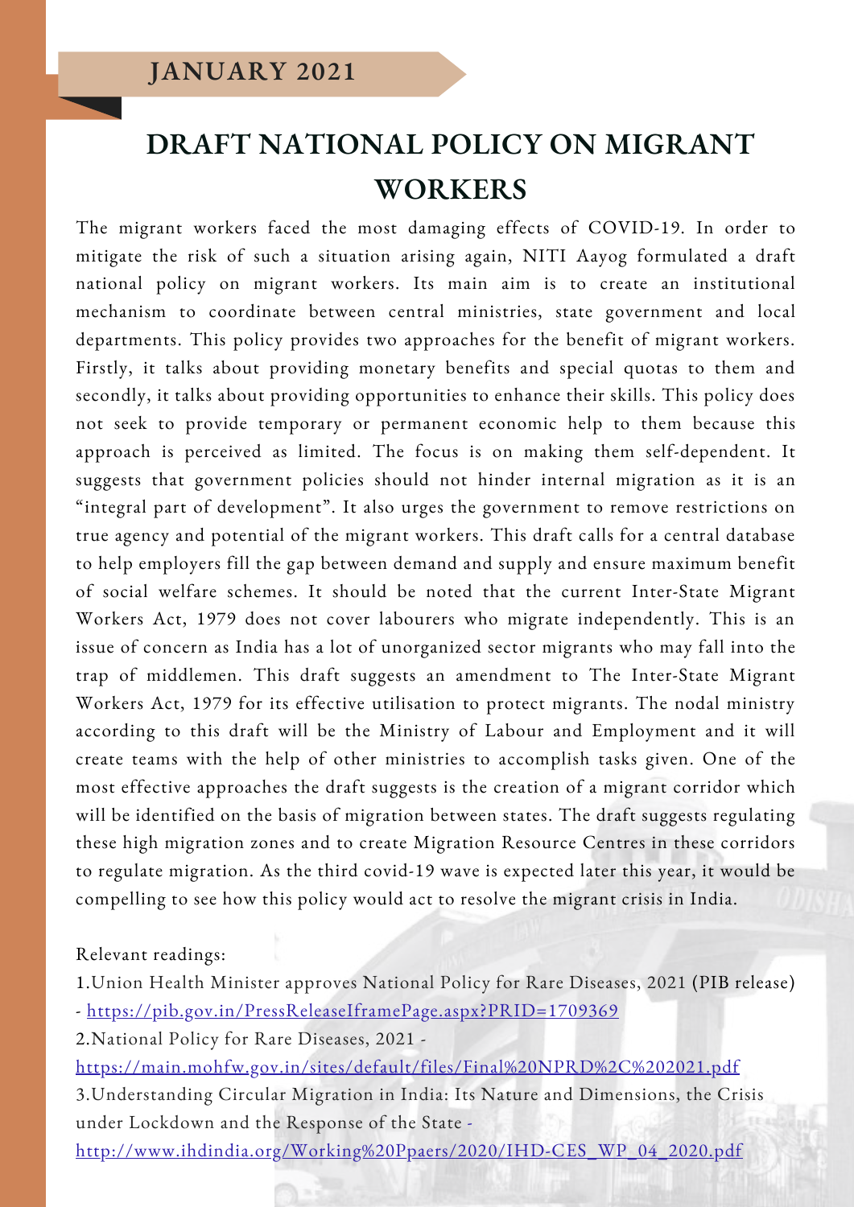**JANUARY 2021**

# DRAFT NATIONAL POLICY ON MIGRANT WORKERS

The migrant workers faced the most damaging effects of COVID-19. In order to mitigate the risk of such a situation arising again, NITI Aayog formulated a draft national policy on migrant workers. Its main aim is to create an institutional mechanism to coordinate between central ministries, state government and local departments. This policy provides two approaches for the benefit of migrant workers. Firstly, it talks about providing monetary benefits and special quotas to them and secondly, it talks about providing opportunities to enhance their skills. This policy does not seek to provide temporary or permanent economic help to them because this approach is perceived as limited. The focus is on making them self-dependent. It suggests that government policies should not hinder internal migration as it is an "integral part of development". It also urges the government to remove restrictions on true agency and potential of the migrant workers. This draft calls for a central database to help employers fill the gap between demand and supply and ensure maximum benefit of social welfare schemes. It should be noted that the current Inter-State Migrant Workers Act, 1979 does not cover labourers who migrate independently. This is an issue of concern as India has a lot of unorganized sector migrants who may fall into the trap of middlemen. This draft suggests an amendment to The Inter-State Migrant Workers Act, 1979 for its effective utilisation to protect migrants. The nodal ministry according to this draft will be the Ministry of Labour and Employment and it will create teams with the help of other ministries to accomplish tasks given. One of the most effective approaches the draft suggests is the creation of a migrant corridor which will be identified on the basis of migration between states. The draft suggests regulating these high migration zones and to create Migration Resource Centres in these corridors to regulate migration. As the third covid-19 wave is expected later this year, it would be compelling to see how this policy would act to resolve the migrant crisis in India.

Relevant readings:

1.Union Health Minister approves National Policy for Rare Diseases, 2021 (PIB release) - https://pib.gov.in/PressReleaseIframePage.aspx?PRID=1709369

2.National Policy for Rare Diseases, 2021 - https://main.mohfw.gov.in/sites/default/files/Final%20NPRD%2C%202021.pdf

3.Understanding Circular Migration in India: Its Nature and Dimensions, the Crisis under Lockdown and the Response of the State - http://www.ihdindia.org/Working%20Ppaers/2020/IHD-CES_WP_04_2020.pdf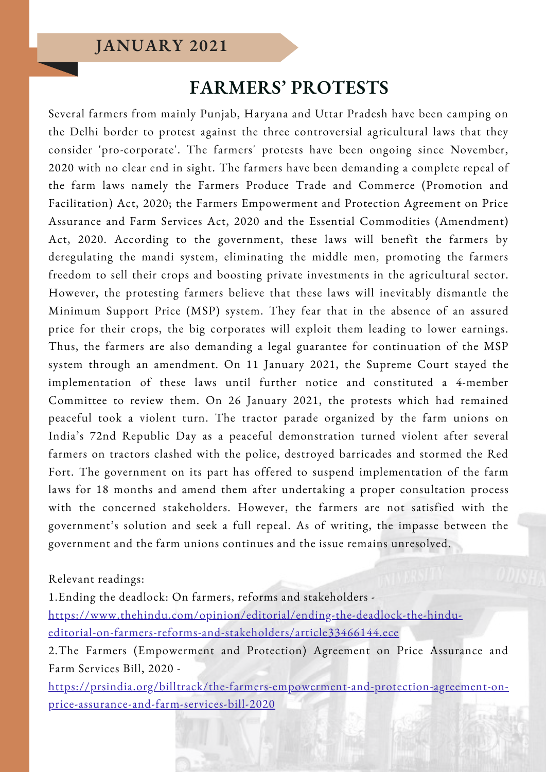## JANUARY 2021

# FARMERS' PROTESTS

Several farmers from mainly Punjab, Haryana and Uttar Pradesh have been camping on the Delhi border to protest against the three controversial agricultural laws that they consider 'pro-corporate'. The farmers' protests have been ongoing since November, 2020 with no clear end in sight. The farmers have been demanding a complete repeal of the farm laws namely the Farmers Produce Trade and Commerce (Promotion and Facilitation) Act, 2020; the Farmers Empowerment and Protection Agreement on Price Assurance and Farm Services Act, 2020 and the Essential Commodities (Amendment) Act, 2020. According to the government, these laws will benefit the farmers by deregulating the mandi system, eliminating the middle men, promoting the farmers freedom to sell their crops and boosting private investments in the agricultural sector. However, the protesting farmers believe that these laws will inevitably dismantle the Minimum Support Price (MSP) system. They fear that in the absence of an assured price for their crops, the big corporates will exploit them leading to lower earnings. Thus, the farmers are also demanding a legal guarantee for continuation of the MSP system through an amendment. On 11 January 2021, the Supreme Court stayed the implementation of these laws until further notice and constituted a 4-member Committee to review them. On 26 January 2021, the protests which had remained peaceful took a violent turn. The tractor parade organized by the farm unions on India's 72nd Republic Day as a peaceful demonstration turned violent after several farmers on tractors clashed with the police, destroyed barricades and stormed the Red Fort. The government on its part has offered to suspend implementation of the farm laws for 18 months and amend them after undertaking a proper consultation process with the concerned stakeholders. However, the farmers are not satisfied with the government's solution and seek a full repeal. As of writing, the impasse between the government and the farm unions continues and the issue remains unresolved.

Relevant readings:

1.Ending the deadlock: On farmers, reforms and stakeholders - https://www.thehindu.com/opinion/editorial/ending-the-deadlock-the-hindu-editorial-on-farmers-reforms-and-stakeholders/article33466144.ece

2.The Farmers (Empowerment and Protection) Agreement on Price Assurance and Farm Services Bill, 2020 - https://prsindia.org/billtrack/the-farmers-empowerment-and-protection-agreement-on-price-assurance-and-farm-services-bill-2020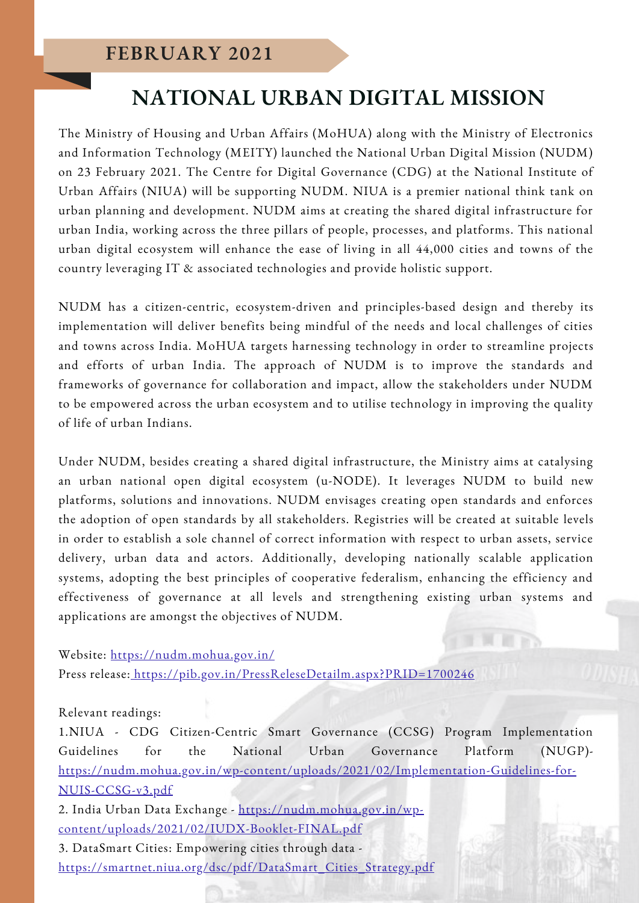**FEBRUARY 2021**

# NATIONAL URBAN DIGITAL MISSION

The Ministry of Housing and Urban Affairs (MoHUA) along with the Ministry of Electronics and Information Technology (MEITY) launched the National Urban Digital Mission (NUDM) on 23 February 2021. The Centre for Digital Governance (CDG) at the National Institute of Urban Affairs (NIUA) will be supporting NUDM. NIUA is a premier national think tank on urban planning and development. NUDM aims at creating the shared digital infrastructure for urban India, working across the three pillars of people, processes, and platforms. This national urban digital ecosystem will enhance the ease of living in all 44,000 cities and towns of the country leveraging IT & associated technologies and provide holistic support.

NUDM has a citizen-centric, ecosystem-driven and principles-based design and thereby its implementation will deliver benefits being mindful of the needs and local challenges of cities and towns across India. MoHUA targets harnessing technology in order to streamline projects and efforts of urban India. The approach of NUDM is to improve the standards and frameworks of governance for collaboration and impact, allow the stakeholders under NUDM to be empowered across the urban ecosystem and to utilise technology in improving the quality of life of urban Indians.

Under NUDM, besides creating a shared digital infrastructure, the Ministry aims at catalysing an urban national open digital ecosystem (u-NODE). It leverages NUDM to build new platforms, solutions and innovations. NUDM envisages creating open standards and enforces the adoption of open standards by all stakeholders. Registries will be created at suitable levels in order to establish a sole channel of correct information with respect to urban assets, service delivery, urban data and actors. Additionally, developing nationally scalable application systems, adopting the best principles of cooperative federalism, enhancing the efficiency and effectiveness of governance at all levels and strengthening existing urban systems and applications are amongst the objectives of NUDM.

Website: https://nudm.mohua.gov.in/
Press release: https://pib.gov.in/PressReleseDetailm.aspx?PRID=1700246

Relevant readings:
1.NIUA - CDG Citizen-Centric Smart Governance (CCSG) Program Implementation Guidelines for the National Urban Governance Platform (NUGP)- https://nudm.mohua.gov.in/wp-content/uploads/2021/02/Implementation-Guidelines-for-NUIS-CCSG-v3.pdf
2. India Urban Data Exchange - https://nudm.mohua.gov.in/wp-content/uploads/2021/02/IUDX-Booklet-FINAL.pdf
3. DataSmart Cities: Empowering cities through data - https://smartnet.niua.org/dsc/pdf/DataSmart_Cities_Strategy.pdf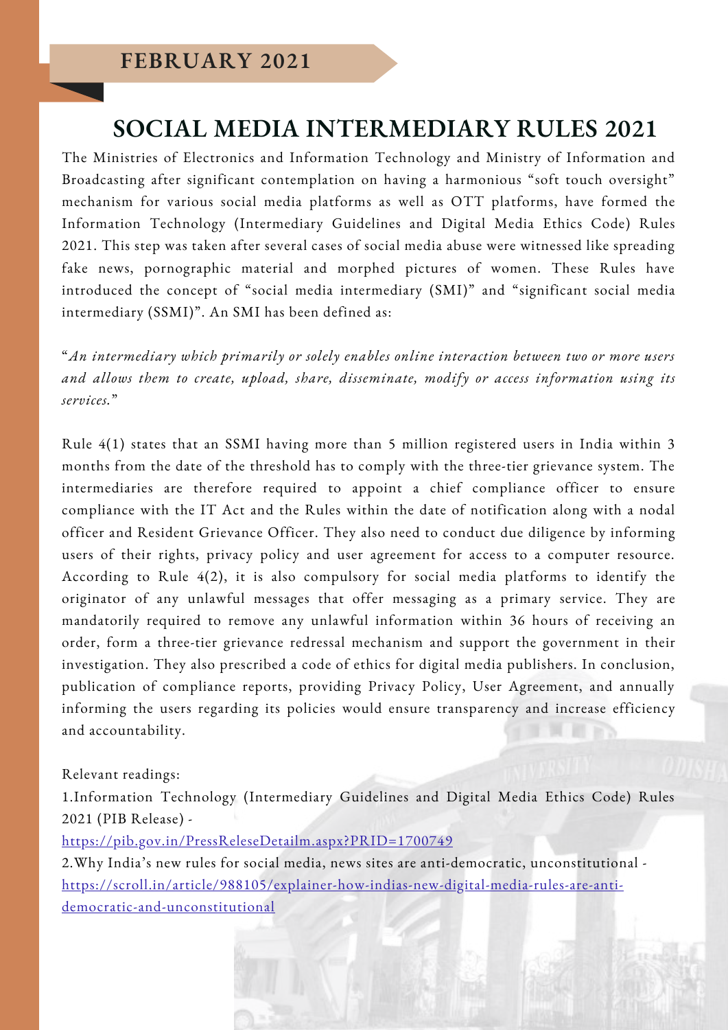**FEBRUARY 2021**

# SOCIAL MEDIA INTERMEDIARY RULES 2021

The Ministries of Electronics and Information Technology and Ministry of Information and Broadcasting after significant contemplation on having a harmonious "soft touch oversight" mechanism for various social media platforms as well as OTT platforms, have formed the Information Technology (Intermediary Guidelines and Digital Media Ethics Code) Rules 2021. This step was taken after several cases of social media abuse were witnessed like spreading fake news, pornographic material and morphed pictures of women. These Rules have introduced the concept of "social media intermediary (SMI)" and "significant social media intermediary (SSMI)". An SMI has been defined as:

"*An intermediary which primarily or solely enables online interaction between two or more users and allows them to create, upload, share, disseminate, modify or access information using its services.*"

Rule 4(1) states that an SSMI having more than 5 million registered users in India within 3 months from the date of the threshold has to comply with the three-tier grievance system. The intermediaries are therefore required to appoint a chief compliance officer to ensure compliance with the IT Act and the Rules within the date of notification along with a nodal officer and Resident Grievance Officer. They also need to conduct due diligence by informing users of their rights, privacy policy and user agreement for access to a computer resource. According to Rule 4(2), it is also compulsory for social media platforms to identify the originator of any unlawful messages that offer messaging as a primary service. They are mandatorily required to remove any unlawful information within 36 hours of receiving an order, form a three-tier grievance redressal mechanism and support the government in their investigation. They also prescribed a code of ethics for digital media publishers. In conclusion, publication of compliance reports, providing Privacy Policy, User Agreement, and annually informing the users regarding its policies would ensure transparency and increase efficiency and accountability.

Relevant readings:

1. Information Technology (Intermediary Guidelines and Digital Media Ethics Code) Rules 2021 (PIB Release) - [https://pib.gov.in/PressReleseDetailm.aspx?PRID=1700749](https://pib.gov.in/PressReleseDetailm.aspx?PRID=1700749)
2. Why India's new rules for social media, news sites are anti-democratic, unconstitutional - [https://scroll.in/article/988105/explainer-how-indias-new-digital-media-rules-are-anti-democratic-and-unconstitutional](https://scroll.in/article/988105/explainer-how-indias-new-digital-media-rules-are-anti-democratic-and-unconstitutional)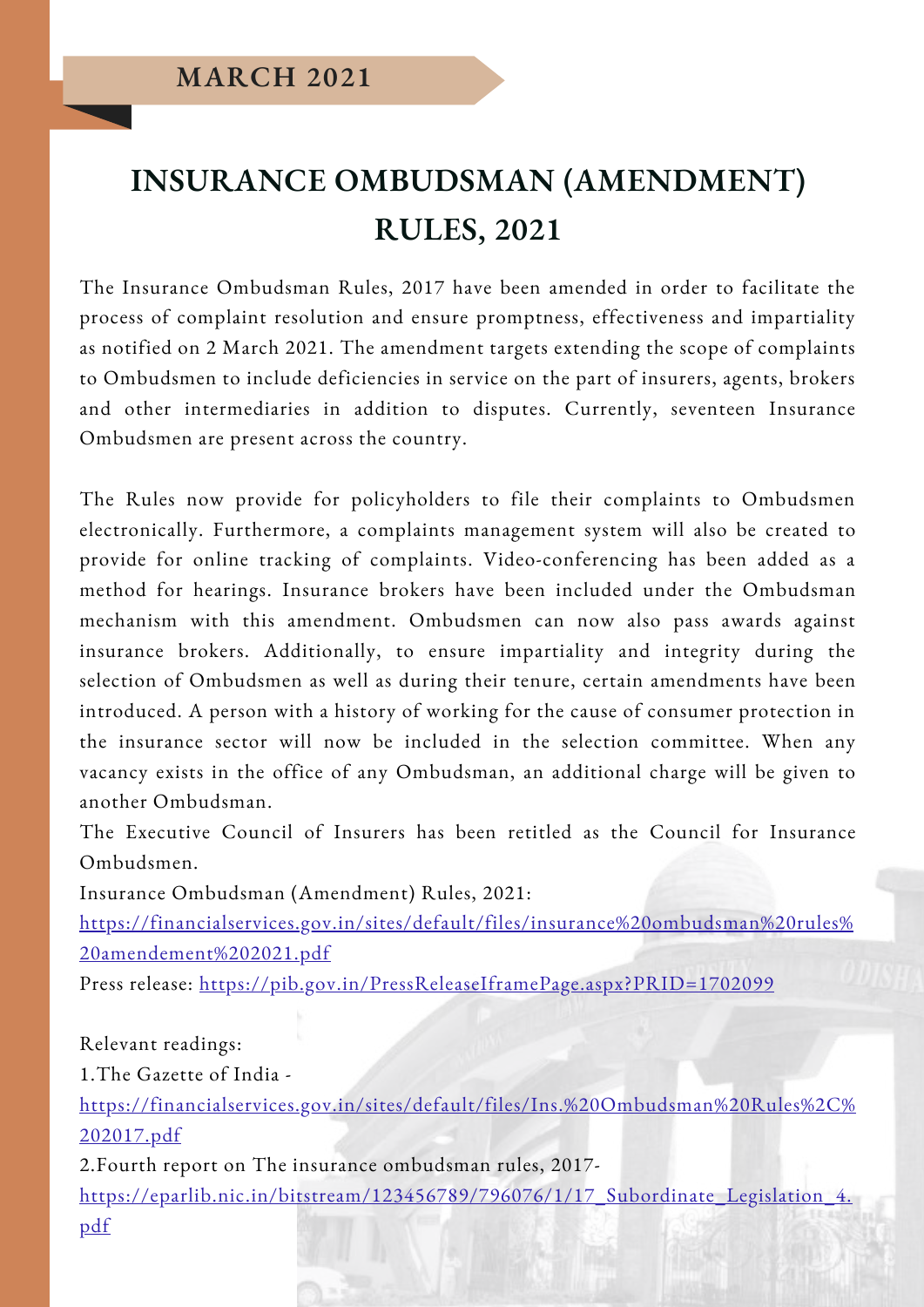**MARCH 2021**

# INSURANCE OMBUDSMAN (AMENDMENT) RULES, 2021

The Insurance Ombudsman Rules, 2017 have been amended in order to facilitate the process of complaint resolution and ensure promptness, effectiveness and impartiality as notified on 2 March 2021. The amendment targets extending the scope of complaints to Ombudsmen to include deficiencies in service on the part of insurers, agents, brokers and other intermediaries in addition to disputes. Currently, seventeen Insurance Ombudsmen are present across the country.

The Rules now provide for policyholders to file their complaints to Ombudsmen electronically. Furthermore, a complaints management system will also be created to provide for online tracking of complaints. Video-conferencing has been added as a method for hearings. Insurance brokers have been included under the Ombudsman mechanism with this amendment. Ombudsmen can now also pass awards against insurance brokers. Additionally, to ensure impartiality and integrity during the selection of Ombudsmen as well as during their tenure, certain amendments have been introduced. A person with a history of working for the cause of consumer protection in the insurance sector will now be included in the selection committee. When any vacancy exists in the office of any Ombudsman, an additional charge will be given to another Ombudsman.

The Executive Council of Insurers has been retitled as the Council for Insurance Ombudsmen.

Insurance Ombudsman (Amendment) Rules, 2021: https://financialservices.gov.in/sites/default/files/insurance%20ombudsman%20rules%20amendement%202021.pdf

Press release: https://pib.gov.in/PressReleaseIframePage.aspx?PRID=1702099

Relevant readings:

1.The Gazette of India - https://financialservices.gov.in/sites/default/files/Ins.%20Ombudsman%20Rules%2C%202017.pdf

2.Fourth report on The insurance ombudsman rules, 2017- https://eparlib.nic.in/bitstream/123456789/796076/1/17_Subordinate_Legislation_4.pdf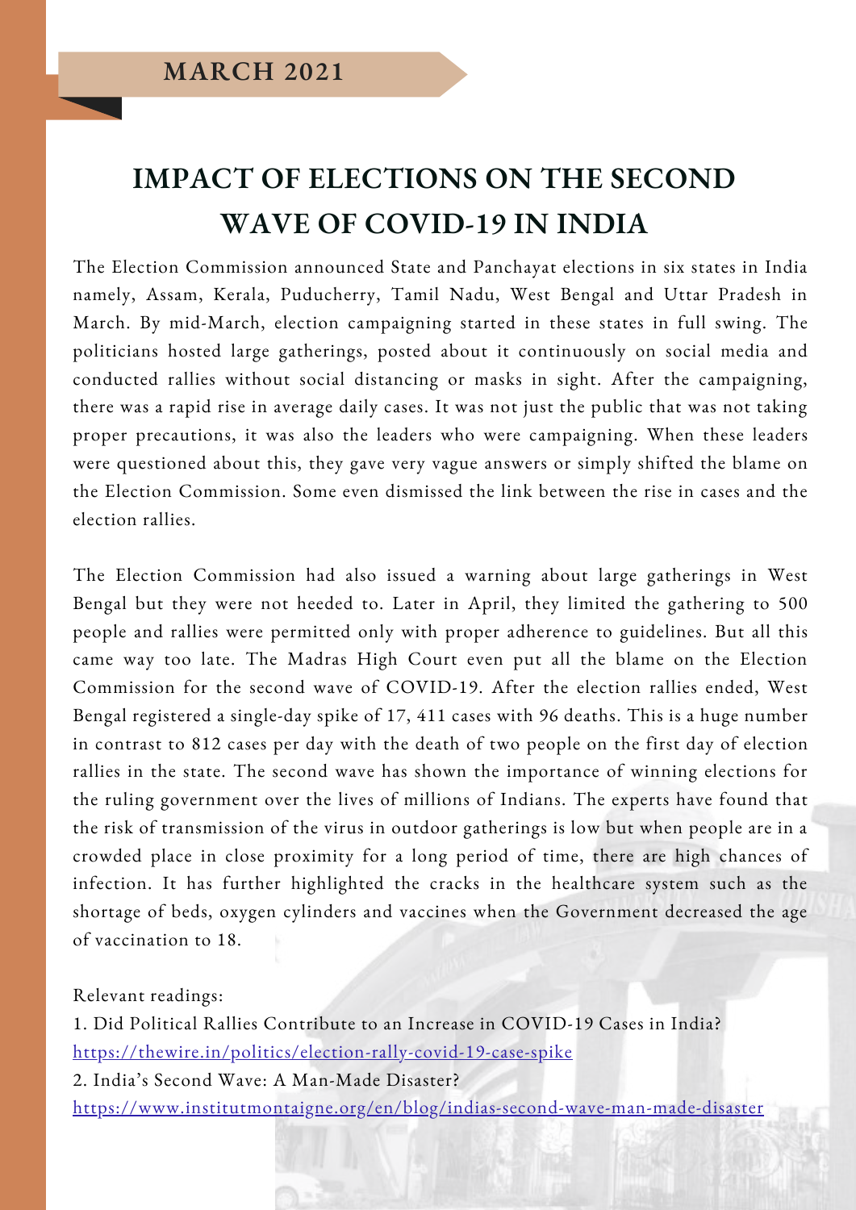**MARCH 2021**

# IMPACT OF ELECTIONS ON THE SECOND WAVE OF COVID-19 IN INDIA

The Election Commission announced State and Panchayat elections in six states in India namely, Assam, Kerala, Puducherry, Tamil Nadu, West Bengal and Uttar Pradesh in March. By mid-March, election campaigning started in these states in full swing. The politicians hosted large gatherings, posted about it continuously on social media and conducted rallies without social distancing or masks in sight. After the campaigning, there was a rapid rise in average daily cases. It was not just the public that was not taking proper precautions, it was also the leaders who were campaigning. When these leaders were questioned about this, they gave very vague answers or simply shifted the blame on the Election Commission. Some even dismissed the link between the rise in cases and the election rallies.

The Election Commission had also issued a warning about large gatherings in West Bengal but they were not heeded to. Later in April, they limited the gathering to 500 people and rallies were permitted only with proper adherence to guidelines. But all this came way too late. The Madras High Court even put all the blame on the Election Commission for the second wave of COVID-19. After the election rallies ended, West Bengal registered a single-day spike of 17, 411 cases with 96 deaths. This is a huge number in contrast to 812 cases per day with the death of two people on the first day of election rallies in the state. The second wave has shown the importance of winning elections for the ruling government over the lives of millions of Indians. The experts have found that the risk of transmission of the virus in outdoor gatherings is low but when people are in a crowded place in close proximity for a long period of time, there are high chances of infection. It has further highlighted the cracks in the healthcare system such as the shortage of beds, oxygen cylinders and vaccines when the Government decreased the age of vaccination to 18.

Relevant readings:

1. Did Political Rallies Contribute to an Increase in COVID-19 Cases in India?
https://thewire.in/politics/election-rally-covid-19-case-spike
2. India's Second Wave: A Man-Made Disaster?
https://www.institutmontaigne.org/en/blog/indias-second-wave-man-made-disaster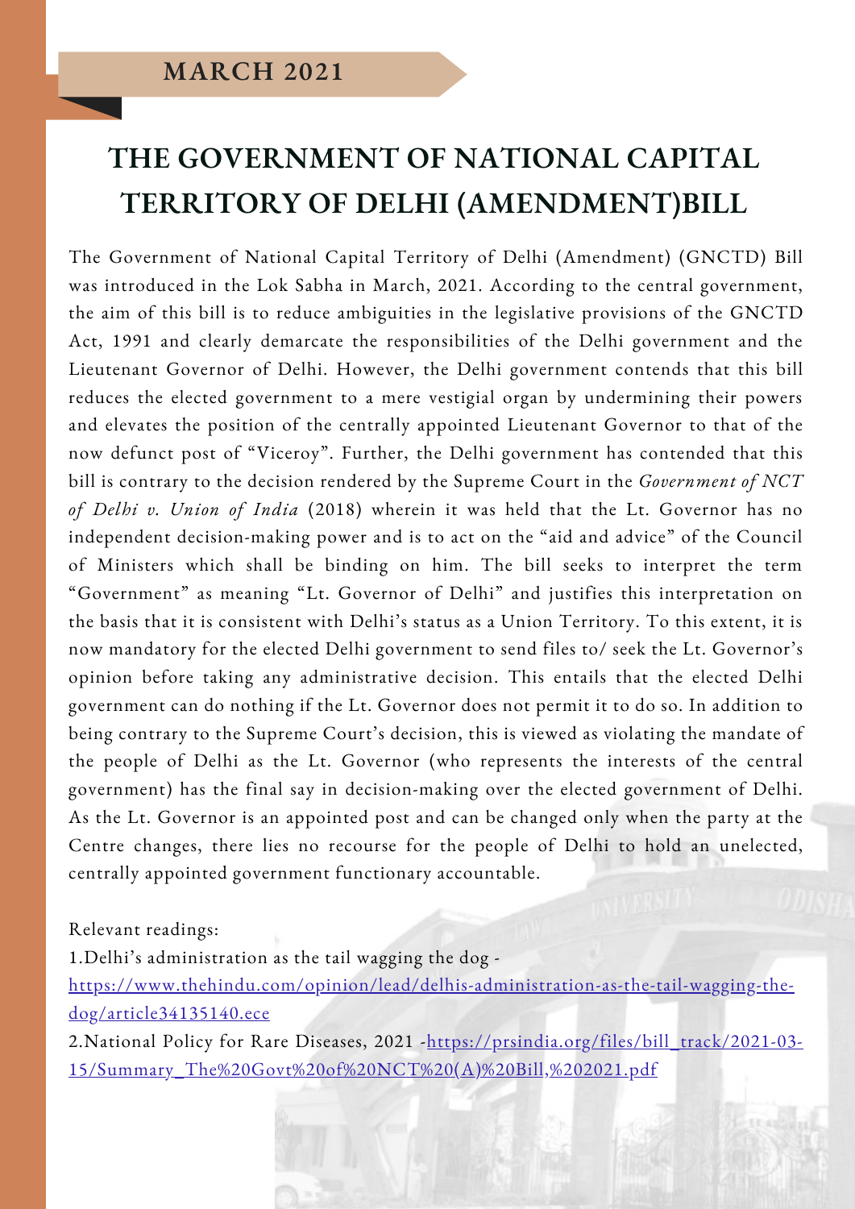**MARCH 2021**

# THE GOVERNMENT OF NATIONAL CAPITAL TERRITORY OF DELHI (AMENDMENT)BILL

The Government of National Capital Territory of Delhi (Amendment) (GNCTD) Bill was introduced in the Lok Sabha in March, 2021. According to the central government, the aim of this bill is to reduce ambiguities in the legislative provisions of the GNCTD Act, 1991 and clearly demarcate the responsibilities of the Delhi government and the Lieutenant Governor of Delhi. However, the Delhi government contends that this bill reduces the elected government to a mere vestigial organ by undermining their powers and elevates the position of the centrally appointed Lieutenant Governor to that of the now defunct post of "Viceroy". Further, the Delhi government has contended that this bill is contrary to the decision rendered by the Supreme Court in the *Government of NCT of Delhi v. Union of India* (2018) wherein it was held that the Lt. Governor has no independent decision-making power and is to act on the "aid and advice" of the Council of Ministers which shall be binding on him. The bill seeks to interpret the term "Government" as meaning "Lt. Governor of Delhi" and justifies this interpretation on the basis that it is consistent with Delhi's status as a Union Territory. To this extent, it is now mandatory for the elected Delhi government to send files to/ seek the Lt. Governor's opinion before taking any administrative decision. This entails that the elected Delhi government can do nothing if the Lt. Governor does not permit it to do so. In addition to being contrary to the Supreme Court's decision, this is viewed as violating the mandate of the people of Delhi as the Lt. Governor (who represents the interests of the central government) has the final say in decision-making over the elected government of Delhi. As the Lt. Governor is an appointed post and can be changed only when the party at the Centre changes, there lies no recourse for the people of Delhi to hold an unelected, centrally appointed government functionary accountable.

Relevant readings:

1.Delhi's administration as the tail wagging the dog - https://www.thehindu.com/opinion/lead/delhis-administration-as-the-tail-wagging-the-dog/article34135140.ece

2.National Policy for Rare Diseases, 2021 -https://prsindia.org/files/bill_track/2021-03-15/Summary_The%20Govt%20of%20NCT%20(A)%20Bill,%202021.pdf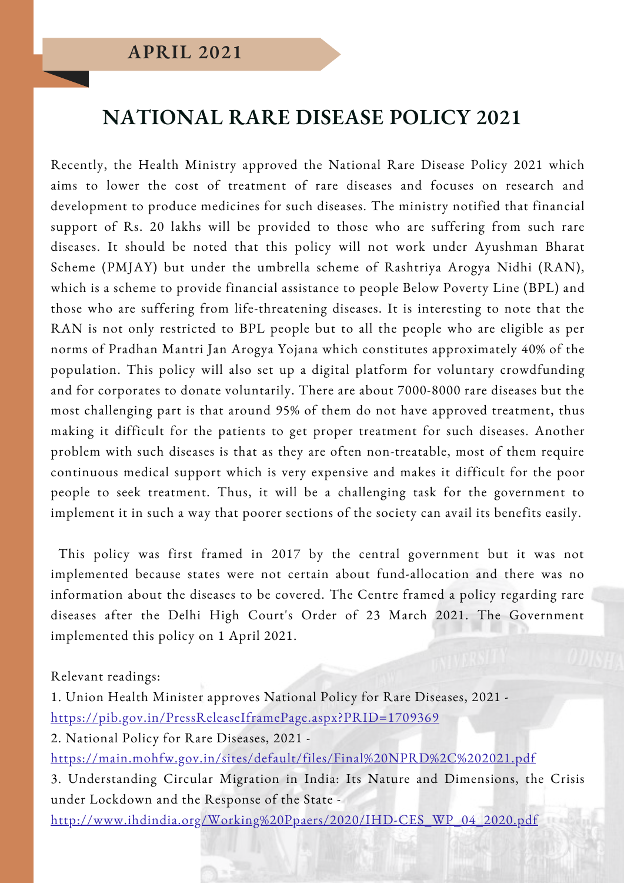**APRIL 2021**

# NATIONAL RARE DISEASE POLICY 2021

Recently, the Health Ministry approved the National Rare Disease Policy 2021 which aims to lower the cost of treatment of rare diseases and focuses on research and development to produce medicines for such diseases. The ministry notified that financial support of Rs. 20 lakhs will be provided to those who are suffering from such rare diseases. It should be noted that this policy will not work under Ayushman Bharat Scheme (PMJAY) but under the umbrella scheme of Rashtriya Arogya Nidhi (RAN), which is a scheme to provide financial assistance to people Below Poverty Line (BPL) and those who are suffering from life-threatening diseases. It is interesting to note that the RAN is not only restricted to BPL people but to all the people who are eligible as per norms of Pradhan Mantri Jan Arogya Yojana which constitutes approximately 40% of the population. This policy will also set up a digital platform for voluntary crowdfunding and for corporates to donate voluntarily. There are about 7000-8000 rare diseases but the most challenging part is that around 95% of them do not have approved treatment, thus making it difficult for the patients to get proper treatment for such diseases. Another problem with such diseases is that as they are often non-treatable, most of them require continuous medical support which is very expensive and makes it difficult for the poor people to seek treatment. Thus, it will be a challenging task for the government to implement it in such a way that poorer sections of the society can avail its benefits easily.

This policy was first framed in 2017 by the central government but it was not implemented because states were not certain about fund-allocation and there was no information about the diseases to be covered. The Centre framed a policy regarding rare diseases after the Delhi High Court's Order of 23 March 2021. The Government implemented this policy on 1 April 2021.

Relevant readings:

1. Union Health Minister approves National Policy for Rare Diseases, 2021 - https://pib.gov.in/PressReleaseIframePage.aspx?PRID=1709369
2. National Policy for Rare Diseases, 2021 - https://main.mohfw.gov.in/sites/default/files/Final%20NPRD%2C%202021.pdf
3. Understanding Circular Migration in India: Its Nature and Dimensions, the Crisis under Lockdown and the Response of the State - http://www.ihdindia.org/Working%20Ppaers/2020/IHD-CES_WP_04_2020.pdf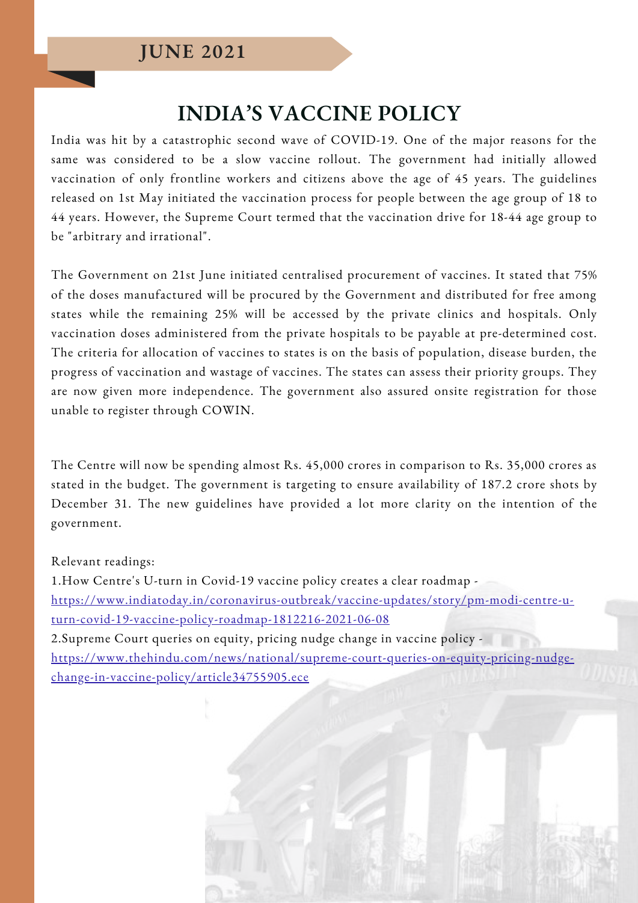**JUNE 2021**

# INDIA'S VACCINE POLICY

India was hit by a catastrophic second wave of COVID-19. One of the major reasons for the same was considered to be a slow vaccine rollout. The government had initially allowed vaccination of only frontline workers and citizens above the age of 45 years. The guidelines released on 1st May initiated the vaccination process for people between the age group of 18 to 44 years. However, the Supreme Court termed that the vaccination drive for 18-44 age group to be "arbitrary and irrational".

The Government on 21st June initiated centralised procurement of vaccines. It stated that 75% of the doses manufactured will be procured by the Government and distributed for free among states while the remaining 25% will be accessed by the private clinics and hospitals. Only vaccination doses administered from the private hospitals to be payable at pre-determined cost. The criteria for allocation of vaccines to states is on the basis of population, disease burden, the progress of vaccination and wastage of vaccines. The states can assess their priority groups. They are now given more independence. The government also assured onsite registration for those unable to register through COWIN.

The Centre will now be spending almost Rs. 45,000 crores in comparison to Rs. 35,000 crores as stated in the budget. The government is targeting to ensure availability of 187.2 crore shots by December 31. The new guidelines have provided a lot more clarity on the intention of the government.

Relevant readings:

1.How Centre's U-turn in Covid-19 vaccine policy creates a clear roadmap - https://www.indiatoday.in/coronavirus-outbreak/vaccine-updates/story/pm-modi-centre-u-turn-covid-19-vaccine-policy-roadmap-1812216-2021-06-08

2.Supreme Court queries on equity, pricing nudge change in vaccine policy - https://www.thehindu.com/news/national/supreme-court-queries-on-equity-pricing-nudge-change-in-vaccine-policy/article34755905.ece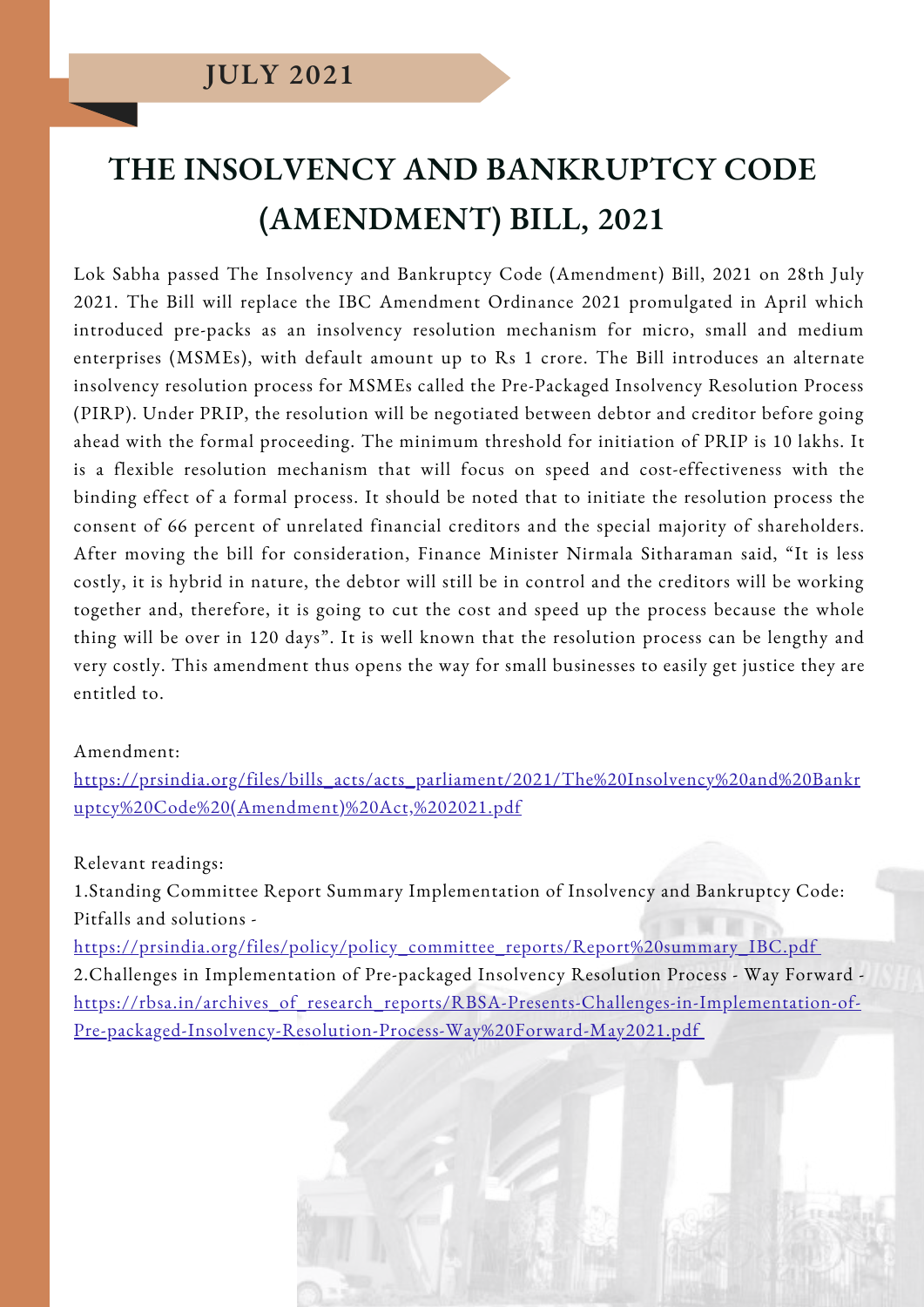JULY 2021

# THE INSOLVENCY AND BANKRUPTCY CODE (AMENDMENT) BILL, 2021

Lok Sabha passed The Insolvency and Bankruptcy Code (Amendment) Bill, 2021 on 28th July 2021. The Bill will replace the IBC Amendment Ordinance 2021 promulgated in April which introduced pre-packs as an insolvency resolution mechanism for micro, small and medium enterprises (MSMEs), with default amount up to Rs 1 crore. The Bill introduces an alternate insolvency resolution process for MSMEs called the Pre-Packaged Insolvency Resolution Process (PIRP). Under PRIP, the resolution will be negotiated between debtor and creditor before going ahead with the formal proceeding. The minimum threshold for initiation of PRIP is 10 lakhs. It is a flexible resolution mechanism that will focus on speed and cost-effectiveness with the binding effect of a formal process. It should be noted that to initiate the resolution process the consent of 66 percent of unrelated financial creditors and the special majority of shareholders. After moving the bill for consideration, Finance Minister Nirmala Sitharaman said, "It is less costly, it is hybrid in nature, the debtor will still be in control and the creditors will be working together and, therefore, it is going to cut the cost and speed up the process because the whole thing will be over in 120 days". It is well known that the resolution process can be lengthy and very costly. This amendment thus opens the way for small businesses to easily get justice they are entitled to.

Amendment:
https://prsindia.org/files/bills_acts/acts_parliament/2021/The%20Insolvency%20and%20Bankruptcy%20Code%20(Amendment)%20Act,%202021.pdf

Relevant readings:

1.Standing Committee Report Summary Implementation of Insolvency and Bankruptcy Code: Pitfalls and solutions - https://prsindia.org/files/policy/policy_committee_reports/Report%20summary_IBC.pdf

2.Challenges in Implementation of Pre-packaged Insolvency Resolution Process - Way Forward - https://rbsa.in/archives_of_research_reports/RBSA-Presents-Challenges-in-Implementation-of-Pre-packaged-Insolvency-Resolution-Process-Way%20Forward-May2021.pdf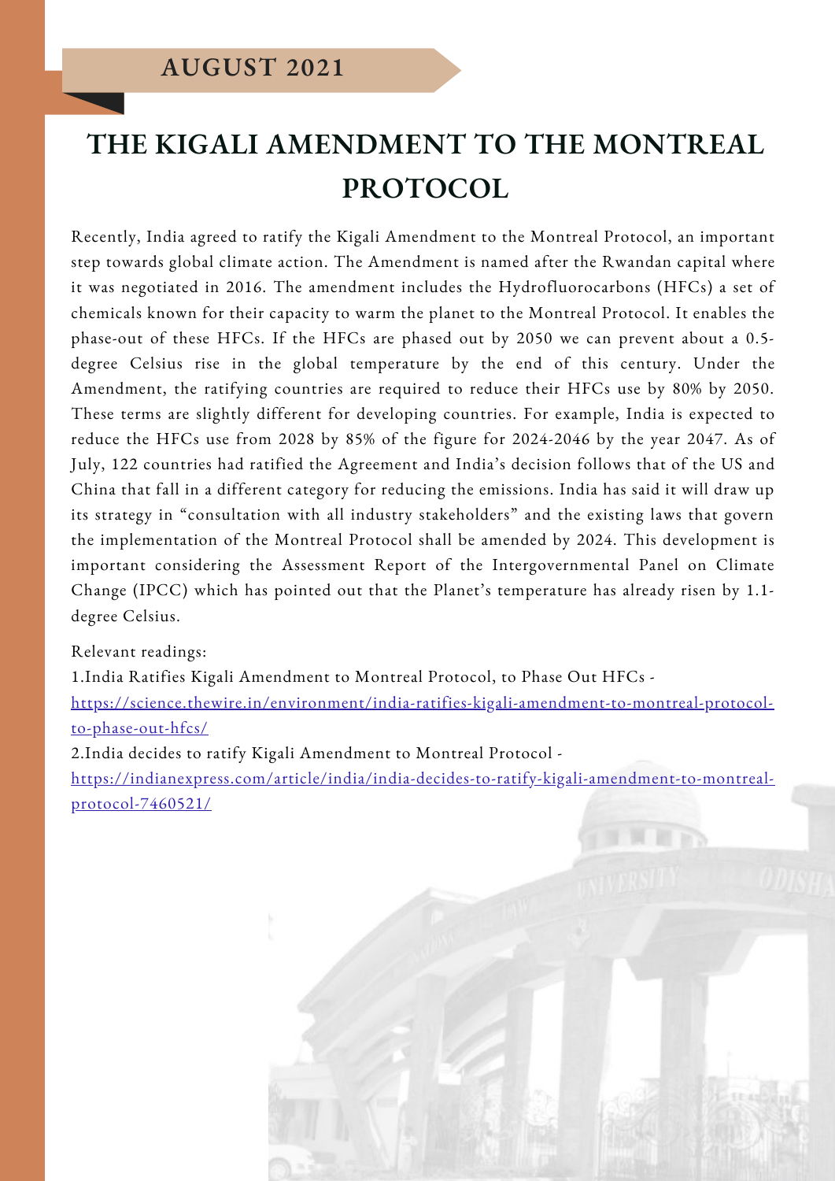**AUGUST 2021**

# THE KIGALI AMENDMENT TO THE MONTREAL PROTOCOL

Recently, India agreed to ratify the Kigali Amendment to the Montreal Protocol, an important step towards global climate action. The Amendment is named after the Rwandan capital where it was negotiated in 2016. The amendment includes the Hydrofluorocarbons (HFCs) a set of chemicals known for their capacity to warm the planet to the Montreal Protocol. It enables the phase-out of these HFCs. If the HFCs are phased out by 2050 we can prevent about a 0.5-degree Celsius rise in the global temperature by the end of this century. Under the Amendment, the ratifying countries are required to reduce their HFCs use by 80% by 2050. These terms are slightly different for developing countries. For example, India is expected to reduce the HFCs use from 2028 by 85% of the figure for 2024-2046 by the year 2047. As of July, 122 countries had ratified the Agreement and India's decision follows that of the US and China that fall in a different category for reducing the emissions. India has said it will draw up its strategy in "consultation with all industry stakeholders" and the existing laws that govern the implementation of the Montreal Protocol shall be amended by 2024. This development is important considering the Assessment Report of the Intergovernmental Panel on Climate Change (IPCC) which has pointed out that the Planet's temperature has already risen by 1.1-degree Celsius.

Relevant readings:

1.India Ratifies Kigali Amendment to Montreal Protocol, to Phase Out HFCs - https://science.thewire.in/environment/india-ratifies-kigali-amendment-to-montreal-protocol-to-phase-out-hfcs/

2.India decides to ratify Kigali Amendment to Montreal Protocol - https://indianexpress.com/article/india/india-decides-to-ratify-kigali-amendment-to-montreal-protocol-7460521/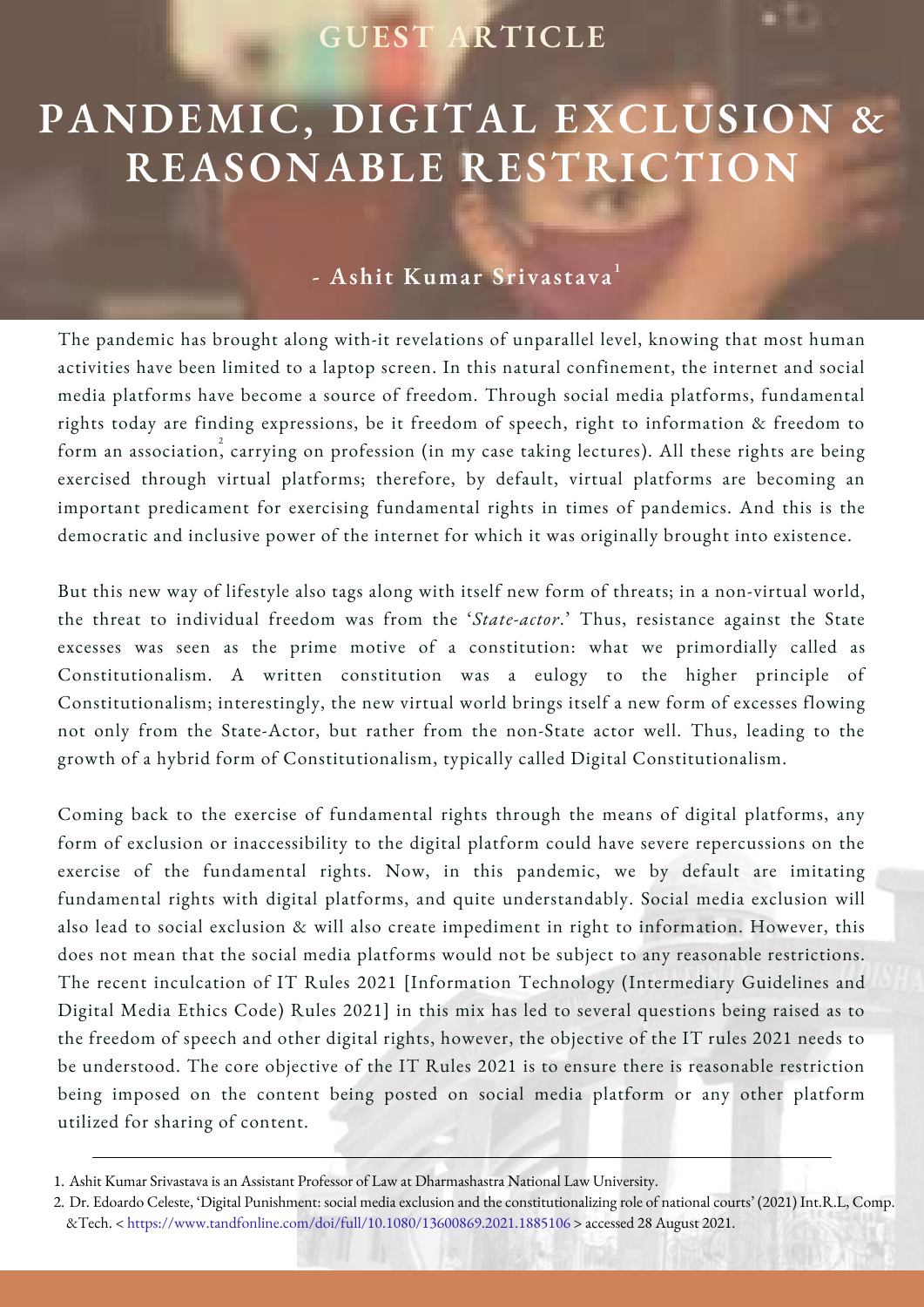GUEST ARTICLE

# PANDEMIC, DIGITAL EXCLUSION & REASONABLE RESTRICTION

**- Ashit Kumar Srivastava[1]**

The pandemic has brought along with-it revelations of unparallel level, knowing that most human activities have been limited to a laptop screen. In this natural confinement, the internet and social media platforms have become a source of freedom. Through social media platforms, fundamental rights today are finding expressions, be it freedom of speech, right to information & freedom to form an association[2], carrying on profession (in my case taking lectures). All these rights are being exercised through virtual platforms; therefore, by default, virtual platforms are becoming an important predicament for exercising fundamental rights in times of pandemics. And this is the democratic and inclusive power of the internet for which it was originally brought into existence.

But this new way of lifestyle also tags along with itself new form of threats; in a non-virtual world, the threat to individual freedom was from the '*State-actor*.' Thus, resistance against the State excesses was seen as the prime motive of a constitution: what we primordially called as Constitutionalism. A written constitution was a eulogy to the higher principle of Constitutionalism; interestingly, the new virtual world brings itself a new form of excesses flowing not only from the State-Actor, but rather from the non-State actor well. Thus, leading to the growth of a hybrid form of Constitutionalism, typically called Digital Constitutionalism.

Coming back to the exercise of fundamental rights through the means of digital platforms, any form of exclusion or inaccessibility to the digital platform could have severe repercussions on the exercise of the fundamental rights. Now, in this pandemic, we by default are imitating fundamental rights with digital platforms, and quite understandably. Social media exclusion will also lead to social exclusion & will also create impediment in right to information. However, this does not mean that the social media platforms would not be subject to any reasonable restrictions. The recent inculcation of IT Rules 2021 [Information Technology (Intermediary Guidelines and Digital Media Ethics Code) Rules 2021] in this mix has led to several questions being raised as to the freedom of speech and other digital rights, however, the objective of the IT rules 2021 needs to be understood. The core objective of the IT Rules 2021 is to ensure there is reasonable restriction being imposed on the content being posted on social media platform or any other platform utilized for sharing of content.

---

1. Ashit Kumar Srivastava is an Assistant Professor of Law at Dharmashastra National Law University.
2. Dr. Edoardo Celeste, 'Digital Punishment: social media exclusion and the constitutionalizing role of national courts' (2021) Int.R.L, Comp. &Tech. < https://www.tandfonline.com/doi/full/10.1080/13600869.2021.1885106 > accessed 28 August 2021.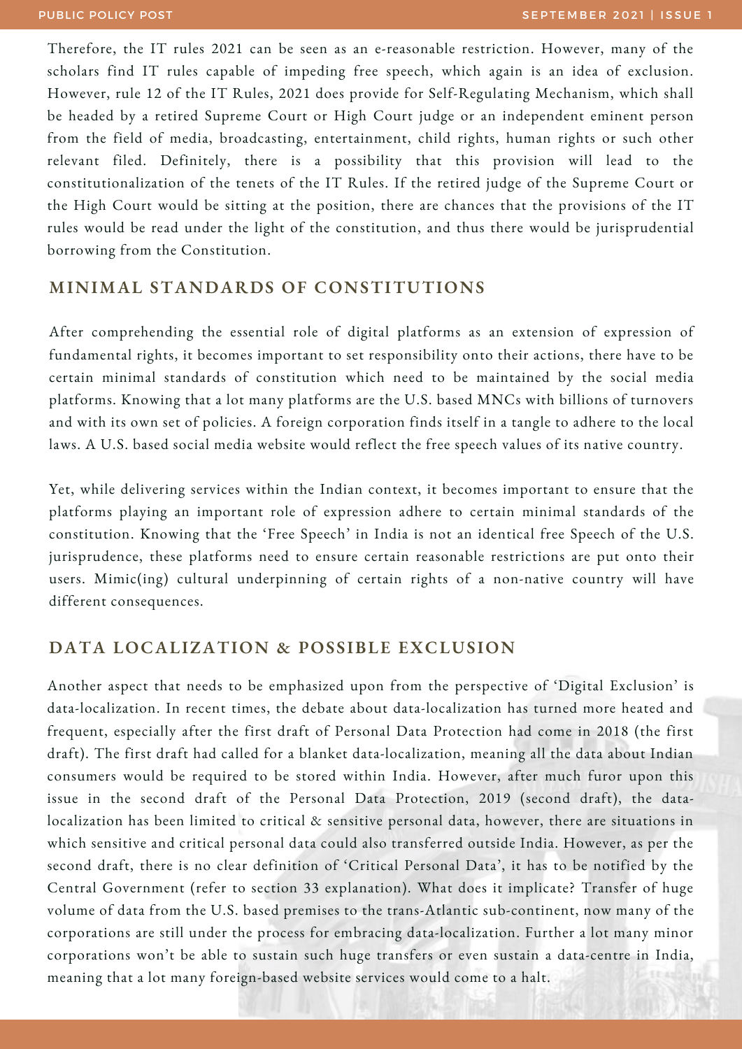Therefore, the IT rules 2021 can be seen as an e-reasonable restriction. However, many of the scholars find IT rules capable of impeding free speech, which again is an idea of exclusion. However, rule 12 of the IT Rules, 2021 does provide for Self-Regulating Mechanism, which shall be headed by a retired Supreme Court or High Court judge or an independent eminent person from the field of media, broadcasting, entertainment, child rights, human rights or such other relevant filed. Definitely, there is a possibility that this provision will lead to the constitutionalization of the tenets of the IT Rules. If the retired judge of the Supreme Court or the High Court would be sitting at the position, there are chances that the provisions of the IT rules would be read under the light of the constitution, and thus there would be jurisprudential borrowing from the Constitution.

## MINIMAL STANDARDS OF CONSTITUTIONS

After comprehending the essential role of digital platforms as an extension of expression of fundamental rights, it becomes important to set responsibility onto their actions, there have to be certain minimal standards of constitution which need to be maintained by the social media platforms. Knowing that a lot many platforms are the U.S. based MNCs with billions of turnovers and with its own set of policies. A foreign corporation finds itself in a tangle to adhere to the local laws. A U.S. based social media website would reflect the free speech values of its native country.

Yet, while delivering services within the Indian context, it becomes important to ensure that the platforms playing an important role of expression adhere to certain minimal standards of the constitution. Knowing that the 'Free Speech' in India is not an identical free Speech of the U.S. jurisprudence, these platforms need to ensure certain reasonable restrictions are put onto their users. Mimic(ing) cultural underpinning of certain rights of a non-native country will have different consequences.

## DATA LOCALIZATION & POSSIBLE EXCLUSION

Another aspect that needs to be emphasized upon from the perspective of 'Digital Exclusion' is data-localization. In recent times, the debate about data-localization has turned more heated and frequent, especially after the first draft of Personal Data Protection had come in 2018 (the first draft). The first draft had called for a blanket data-localization, meaning all the data about Indian consumers would be required to be stored within India. However, after much furor upon this issue in the second draft of the Personal Data Protection, 2019 (second draft), the data-localization has been limited to critical & sensitive personal data, however, there are situations in which sensitive and critical personal data could also transferred outside India. However, as per the second draft, there is no clear definition of 'Critical Personal Data', it has to be notified by the Central Government (refer to section 33 explanation). What does it implicate? Transfer of huge volume of data from the U.S. based premises to the trans-Atlantic sub-continent, now many of the corporations are still under the process for embracing data-localization. Further a lot many minor corporations won't be able to sustain such huge transfers or even sustain a data-centre in India, meaning that a lot many foreign-based website services would come to a halt.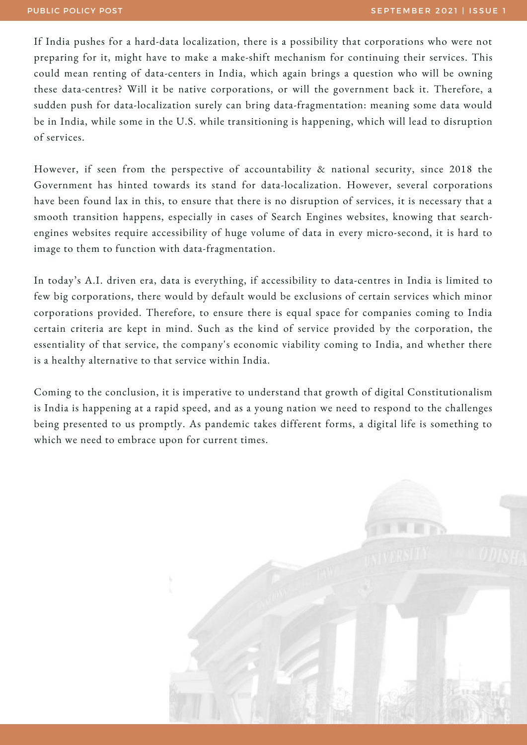If India pushes for a hard-data localization, there is a possibility that corporations who were not preparing for it, might have to make a make-shift mechanism for continuing their services. This could mean renting of data-centers in India, which again brings a question who will be owning these data-centres? Will it be native corporations, or will the government back it. Therefore, a sudden push for data-localization surely can bring data-fragmentation: meaning some data would be in India, while some in the U.S. while transitioning is happening, which will lead to disruption of services.

However, if seen from the perspective of accountability & national security, since 2018 the Government has hinted towards its stand for data-localization. However, several corporations have been found lax in this, to ensure that there is no disruption of services, it is necessary that a smooth transition happens, especially in cases of Search Engines websites, knowing that search-engines websites require accessibility of huge volume of data in every micro-second, it is hard to image to them to function with data-fragmentation.

In today's A.I. driven era, data is everything, if accessibility to data-centres in India is limited to few big corporations, there would by default would be exclusions of certain services which minor corporations provided. Therefore, to ensure there is equal space for companies coming to India certain criteria are kept in mind. Such as the kind of service provided by the corporation, the essentiality of that service, the company's economic viability coming to India, and whether there is a healthy alternative to that service within India.

Coming to the conclusion, it is imperative to understand that growth of digital Constitutionalism is India is happening at a rapid speed, and as a young nation we need to respond to the challenges being presented to us promptly. As pandemic takes different forms, a digital life is something to which we need to embrace upon for current times.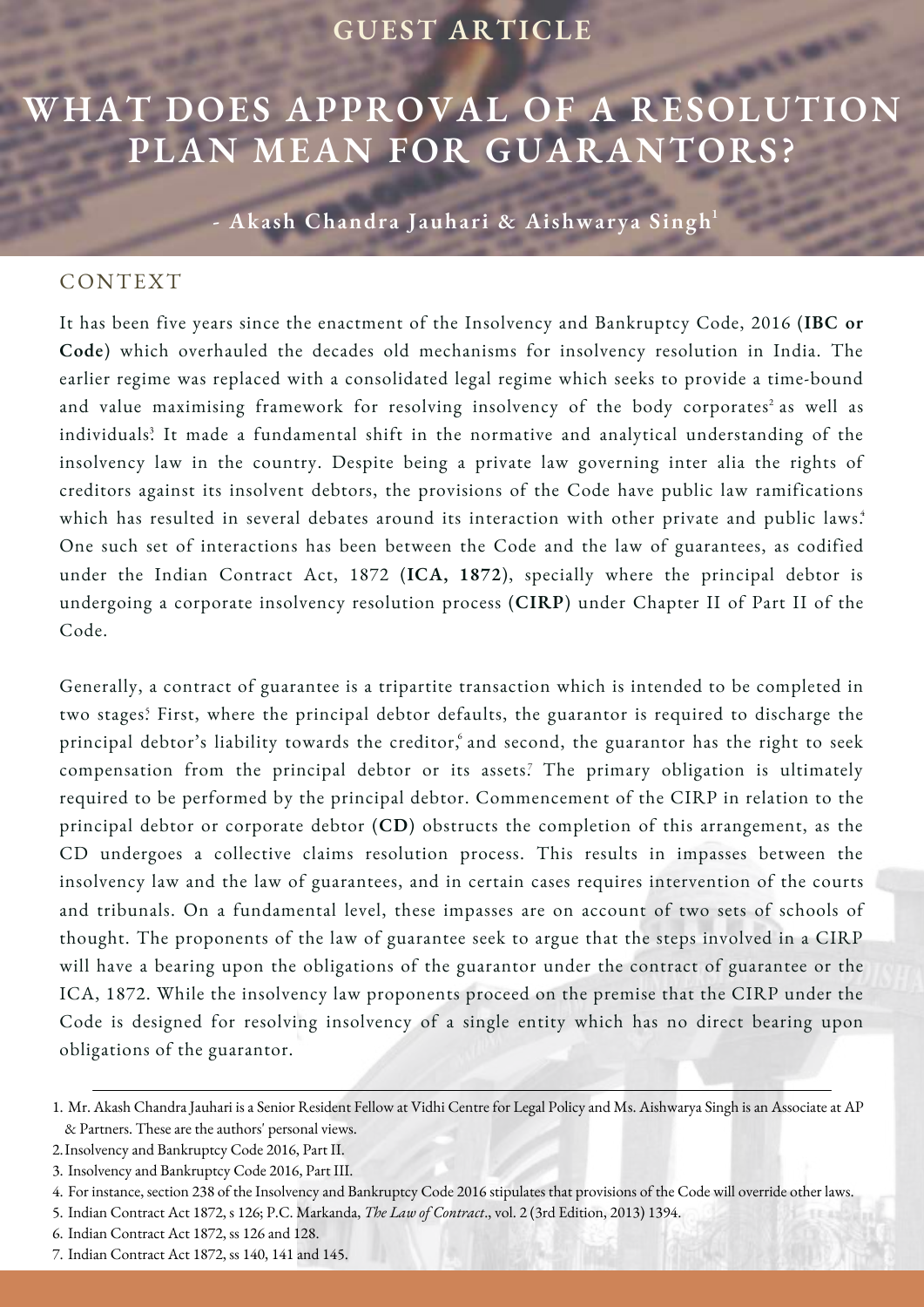GUEST ARTICLE

# WHAT DOES APPROVAL OF A RESOLUTION PLAN MEAN FOR GUARANTORS?

**- Akash Chandra Jauhari & Aishwarya Singh[1]**

## CONTEXT

It has been five years since the enactment of the Insolvency and Bankruptcy Code, 2016 (**IBC or Code**) which overhauled the decades old mechanisms for insolvency resolution in India. The earlier regime was replaced with a consolidated legal regime which seeks to provide a time-bound and value maximising framework for resolving insolvency of the body corporates[2] as well as individuals[3]. It made a fundamental shift in the normative and analytical understanding of the insolvency law in the country. Despite being a private law governing inter alia the rights of creditors against its insolvent debtors, the provisions of the Code have public law ramifications which has resulted in several debates around its interaction with other private and public laws.[4] One such set of interactions has been between the Code and the law of guarantees, as codified under the Indian Contract Act, 1872 (**ICA, 1872**), specially where the principal debtor is undergoing a corporate insolvency resolution process (**CIRP**) under Chapter II of Part II of the Code.

Generally, a contract of guarantee is a tripartite transaction which is intended to be completed in two stages[5]. First, where the principal debtor defaults, the guarantor is required to discharge the principal debtor's liability towards the creditor,[6] and second, the guarantor has the right to seek compensation from the principal debtor or its assets[7]. The primary obligation is ultimately required to be performed by the principal debtor. Commencement of the CIRP in relation to the principal debtor or corporate debtor (**CD**) obstructs the completion of this arrangement, as the CD undergoes a collective claims resolution process. This results in impasses between the insolvency law and the law of guarantees, and in certain cases requires intervention of the courts and tribunals. On a fundamental level, these impasses are on account of two sets of schools of thought. The proponents of the law of guarantee seek to argue that the steps involved in a CIRP will have a bearing upon the obligations of the guarantor under the contract of guarantee or the ICA, 1872. While the insolvency law proponents proceed on the premise that the CIRP under the Code is designed for resolving insolvency of a single entity which has no direct bearing upon obligations of the guarantor.

---

1. Mr. Akash Chandra Jauhari is a Senior Resident Fellow at Vidhi Centre for Legal Policy and Ms. Aishwarya Singh is an Associate at AP & Partners. These are the authors' personal views.
2. Insolvency and Bankruptcy Code 2016, Part II.
3. Insolvency and Bankruptcy Code 2016, Part III.
4. For instance, section 238 of the Insolvency and Bankruptcy Code 2016 stipulates that provisions of the Code will override other laws.
5. Indian Contract Act 1872, s 126; P.C. Markanda, *The Law of Contract*., vol. 2 (3rd Edition, 2013) 1394.
6. Indian Contract Act 1872, ss 126 and 128.
7. Indian Contract Act 1872, ss 140, 141 and 145.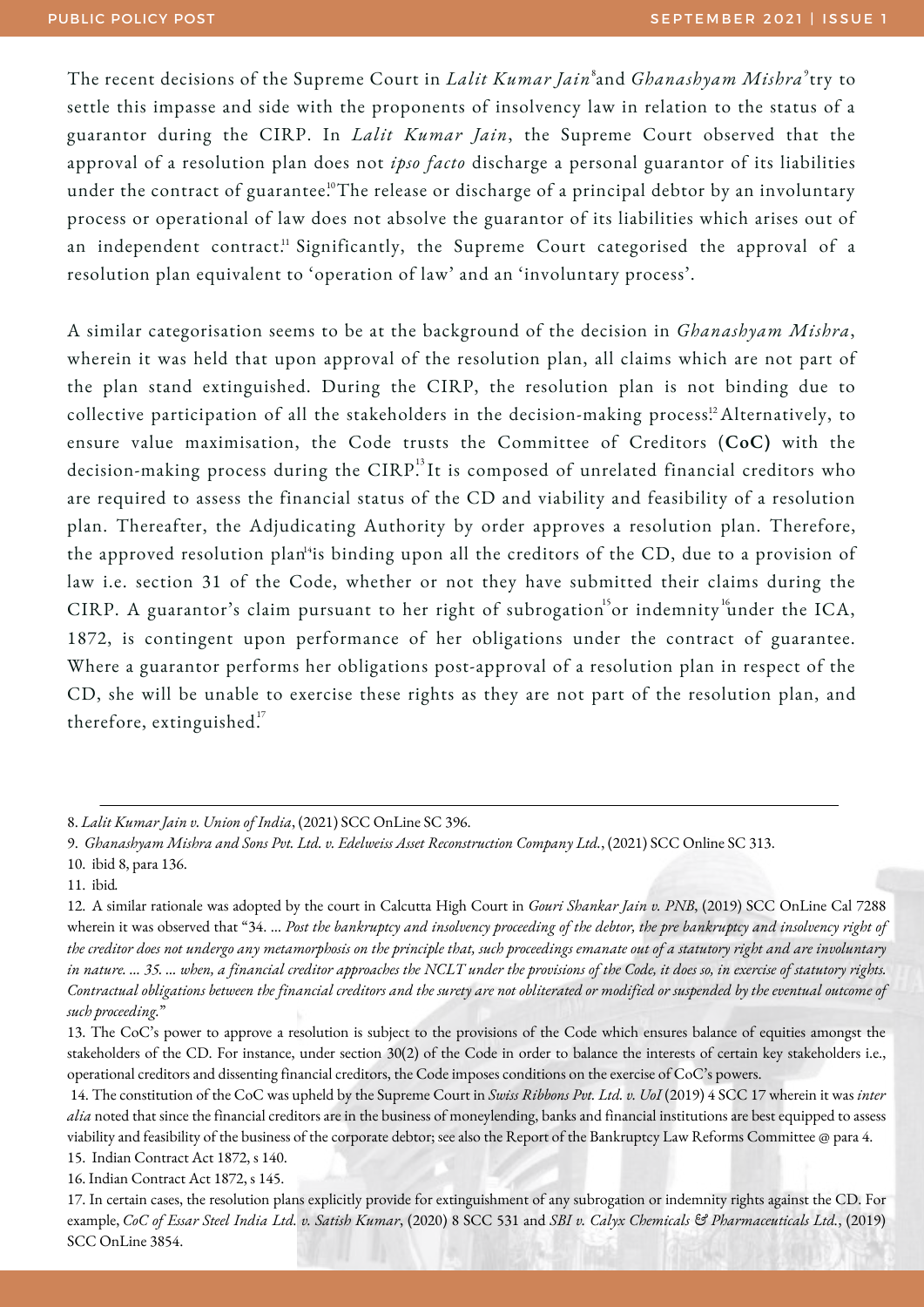The recent decisions of the Supreme Court in *Lalit Kumar Jain*[8] and *Ghanashyam Mishra*[9] try to settle this impasse and side with the proponents of insolvency law in relation to the status of a guarantor during the CIRP. In *Lalit Kumar Jain*, the Supreme Court observed that the approval of a resolution plan does not *ipso facto* discharge a personal guarantor of its liabilities under the contract of guarantee.[10] The release or discharge of a principal debtor by an involuntary process or operational of law does not absolve the guarantor of its liabilities which arises out of an independent contract.[11] Significantly, the Supreme Court categorised the approval of a resolution plan equivalent to 'operation of law' and an 'involuntary process'.

A similar categorisation seems to be at the background of the decision in *Ghanashyam Mishra*, wherein it was held that upon approval of the resolution plan, all claims which are not part of the plan stand extinguished. During the CIRP, the resolution plan is not binding due to collective participation of all the stakeholders in the decision-making process.[12] Alternatively, to ensure value maximisation, the Code trusts the Committee of Creditors (**CoC**) with the decision-making process during the CIRP.[13] It is composed of unrelated financial creditors who are required to assess the financial status of the CD and viability and feasibility of a resolution plan. Thereafter, the Adjudicating Authority by order approves a resolution plan. Therefore, the approved resolution plan[14] is binding upon all the creditors of the CD, due to a provision of law i.e. section 31 of the Code, whether or not they have submitted their claims during the CIRP. A guarantor's claim pursuant to her right of subrogation[15] or indemnity[16] under the ICA, 1872, is contingent upon performance of her obligations under the contract of guarantee. Where a guarantor performs her obligations post-approval of a resolution plan in respect of the CD, she will be unable to exercise these rights as they are not part of the resolution plan, and therefore, extinguished.[17]

---

8. *Lalit Kumar Jain v. Union of India*, (2021) SCC OnLine SC 396.

9. *Ghanashyam Mishra and Sons Pvt. Ltd. v. Edelweiss Asset Reconstruction Company Ltd.*, (2021) SCC Online SC 313.

10. ibid 8, para 136.

11. ibid.

12. A similar rationale was adopted by the court in Calcutta High Court in *Gouri Shankar Jain v. PNB*, (2019) SCC OnLine Cal 7288 wherein it was observed that "34. ... *Post the bankruptcy and insolvency proceeding of the debtor, the pre bankruptcy and insolvency right of the creditor does not undergo any metamorphosis on the principle that, such proceedings emanate out of a statutory right and are involuntary in nature. ... 35. ... when, a financial creditor approaches the NCLT under the provisions of the Code, it does so, in exercise of statutory rights. Contractual obligations between the financial creditors and the surety are not obliterated or modified or suspended by the eventual outcome of such proceeding.*"

13. The CoC's power to approve a resolution is subject to the provisions of the Code which ensures balance of equities amongst the stakeholders of the CD. For instance, under section 30(2) of the Code in order to balance the interests of certain key stakeholders i.e., operational creditors and dissenting financial creditors, the Code imposes conditions on the exercise of CoC's powers.

14. The constitution of the CoC was upheld by the Supreme Court in *Swiss Ribbons Pvt. Ltd. v. UoI* (2019) 4 SCC 17 wherein it was *inter alia* noted that since the financial creditors are in the business of moneylending, banks and financial institutions are best equipped to assess viability and feasibility of the business of the corporate debtor; see also the Report of the Bankruptcy Law Reforms Committee @ para 4.

15. Indian Contract Act 1872, s 140.

16. Indian Contract Act 1872, s 145.

17. In certain cases, the resolution plans explicitly provide for extinguishment of any subrogation or indemnity rights against the CD. For example, *CoC of Essar Steel India Ltd. v. Satish Kumar*, (2020) 8 SCC 531 and *SBI v. Calyx Chemicals & Pharmaceuticals Ltd.*, (2019) SCC OnLine 3854.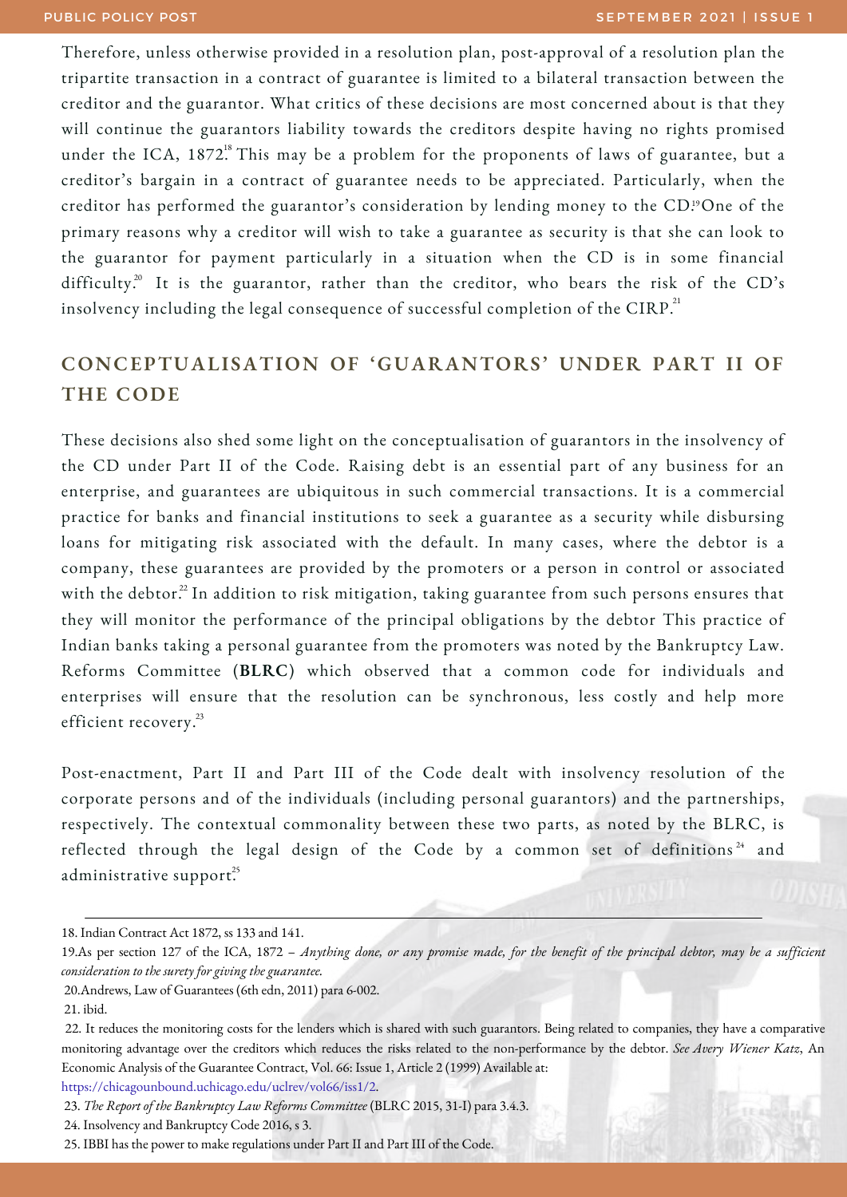Therefore, unless otherwise provided in a resolution plan, post-approval of a resolution plan the tripartite transaction in a contract of guarantee is limited to a bilateral transaction between the creditor and the guarantor. What critics of these decisions are most concerned about is that they will continue the guarantors liability towards the creditors despite having no rights promised under the ICA, 1872.[18] This may be a problem for the proponents of laws of guarantee, but a creditor's bargain in a contract of guarantee needs to be appreciated. Particularly, when the creditor has performed the guarantor's consideration by lending money to the CD.[19] One of the primary reasons why a creditor will wish to take a guarantee as security is that she can look to the guarantor for payment particularly in a situation when the CD is in some financial difficulty.[20] It is the guarantor, rather than the creditor, who bears the risk of the CD's insolvency including the legal consequence of successful completion of the CIRP.[21]

## CONCEPTUALISATION OF 'GUARANTORS' UNDER PART II OF THE CODE

These decisions also shed some light on the conceptualisation of guarantors in the insolvency of the CD under Part II of the Code. Raising debt is an essential part of any business for an enterprise, and guarantees are ubiquitous in such commercial transactions. It is a commercial practice for banks and financial institutions to seek a guarantee as a security while disbursing loans for mitigating risk associated with the default. In many cases, where the debtor is a company, these guarantees are provided by the promoters or a person in control or associated with the debtor.[22] In addition to risk mitigation, taking guarantee from such persons ensures that they will monitor the performance of the principal obligations by the debtor This practice of Indian banks taking a personal guarantee from the promoters was noted by the Bankruptcy Law. Reforms Committee (**BLRC**) which observed that a common code for individuals and enterprises will ensure that the resolution can be synchronous, less costly and help more efficient recovery.[23]

Post-enactment, Part II and Part III of the Code dealt with insolvency resolution of the corporate persons and of the individuals (including personal guarantors) and the partnerships, respectively. The contextual commonality between these two parts, as noted by the BLRC, is reflected through the legal design of the Code by a common set of definitions[24] and administrative support.[25]

---

18. Indian Contract Act 1872, ss 133 and 141.

19. As per section 127 of the ICA, 1872 – *Anything done, or any promise made, for the benefit of the principal debtor, may be a sufficient consideration to the surety for giving the guarantee.*

20. Andrews, Law of Guarantees (6th edn, 2011) para 6-002.

21. ibid.

22. It reduces the monitoring costs for the lenders which is shared with such guarantors. Being related to companies, they have a comparative monitoring advantage over the creditors which reduces the risks related to the non-performance by the debtor. *See Avery Wiener Katz,* An Economic Analysis of the Guarantee Contract, Vol. 66: Issue 1, Article 2 (1999) Available at: https://chicagounbound.uchicago.edu/uclrev/vol66/iss1/2.

23. *The Report of the Bankruptcy Law Reforms Committee* (BLRC 2015, 31-I) para 3.4.3.

24. Insolvency and Bankruptcy Code 2016, s 3.

25. IBBI has the power to make regulations under Part II and Part III of the Code.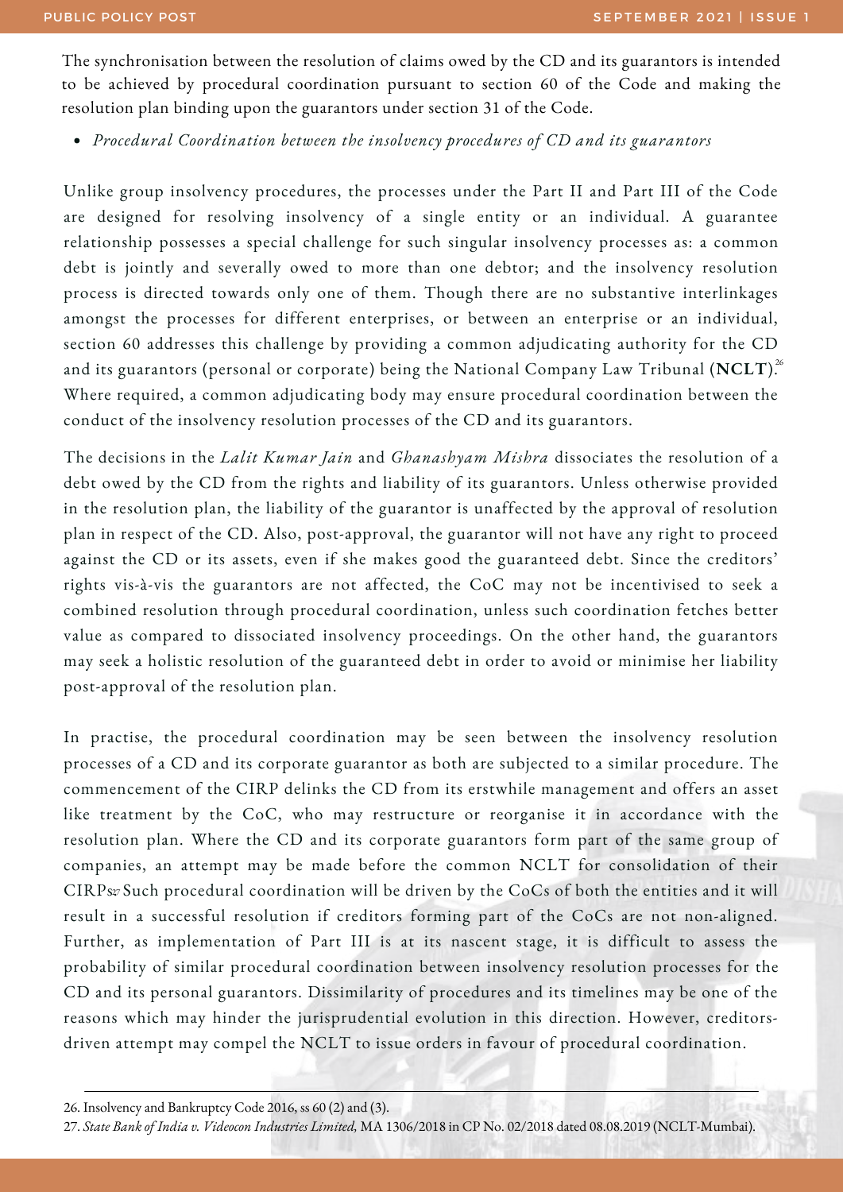The synchronisation between the resolution of claims owed by the CD and its guarantors is intended to be achieved by procedural coordination pursuant to section 60 of the Code and making the resolution plan binding upon the guarantors under section 31 of the Code.

- *Procedural Coordination between the insolvency procedures of CD and its guarantors*

Unlike group insolvency procedures, the processes under the Part II and Part III of the Code are designed for resolving insolvency of a single entity or an individual. A guarantee relationship possesses a special challenge for such singular insolvency processes as: a common debt is jointly and severally owed to more than one debtor; and the insolvency resolution process is directed towards only one of them. Though there are no substantive interlinkages amongst the processes for different enterprises, or between an enterprise or an individual, section 60 addresses this challenge by providing a common adjudicating authority for the CD and its guarantors (personal or corporate) being the National Company Law Tribunal (**NCLT**).[26] Where required, a common adjudicating body may ensure procedural coordination between the conduct of the insolvency resolution processes of the CD and its guarantors.

The decisions in the *Lalit Kumar Jain* and *Ghanashyam Mishra* dissociates the resolution of a debt owed by the CD from the rights and liability of its guarantors. Unless otherwise provided in the resolution plan, the liability of the guarantor is unaffected by the approval of resolution plan in respect of the CD. Also, post-approval, the guarantor will not have any right to proceed against the CD or its assets, even if she makes good the guaranteed debt. Since the creditors' rights vis-à-vis the guarantors are not affected, the CoC may not be incentivised to seek a combined resolution through procedural coordination, unless such coordination fetches better value as compared to dissociated insolvency proceedings. On the other hand, the guarantors may seek a holistic resolution of the guaranteed debt in order to avoid or minimise her liability post-approval of the resolution plan.

In practise, the procedural coordination may be seen between the insolvency resolution processes of a CD and its corporate guarantor as both are subjected to a similar procedure. The commencement of the CIRP delinks the CD from its erstwhile management and offers an asset like treatment by the CoC, who may restructure or reorganise it in accordance with the resolution plan. Where the CD and its corporate guarantors form part of the same group of companies, an attempt may be made before the common NCLT for consolidation of their CIRPs.[27] Such procedural coordination will be driven by the CoCs of both the entities and it will result in a successful resolution if creditors forming part of the CoCs are not non-aligned. Further, as implementation of Part III is at its nascent stage, it is difficult to assess the probability of similar procedural coordination between insolvency resolution processes for the CD and its personal guarantors. Dissimilarity of procedures and its timelines may be one of the reasons which may hinder the jurisprudential evolution in this direction. However, creditors-driven attempt may compel the NCLT to issue orders in favour of procedural coordination.

---

26. Insolvency and Bankruptcy Code 2016, ss 60 (2) and (3).

27. *State Bank of India v. Videocon Industries Limited,* MA 1306/2018 in CP No. 02/2018 dated 08.08.2019 (NCLT-Mumbai).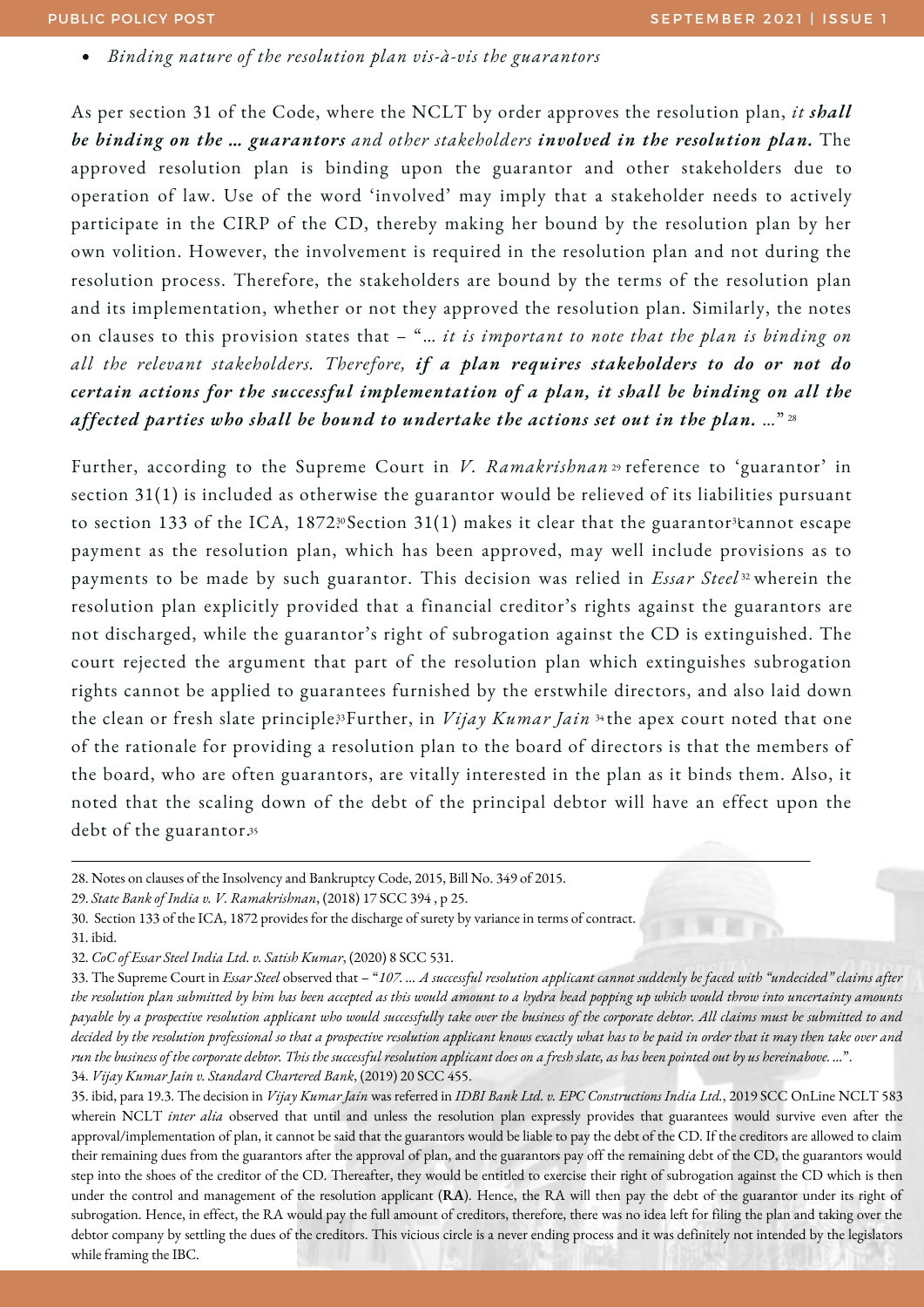- *Binding nature of the resolution plan vis-à-vis the guarantors*

As per section 31 of the Code, where the NCLT by order approves the resolution plan, *it **shall be binding on the … guarantors** and other stakeholders **involved in the resolution plan.*** The approved resolution plan is binding upon the guarantor and other stakeholders due to operation of law. Use of the word 'involved' may imply that a stakeholder needs to actively participate in the CIRP of the CD, thereby making her bound by the resolution plan by her own volition. However, the involvement is required in the resolution plan and not during the resolution process. Therefore, the stakeholders are bound by the terms of the resolution plan and its implementation, whether or not they approved the resolution plan. Similarly, the notes on clauses to this provision states that – "*… it is important to note that the plan is binding on all the relevant stakeholders. Therefore, **if a plan requires stakeholders to do or not do certain actions for the successful implementation of a plan, it shall be binding on all the affected parties who shall be bound to undertake the actions set out in the plan.** …*" [28]

Further, according to the Supreme Court in *V. Ramakrishnan* [29] reference to 'guarantor' in section 31(1) is included as otherwise the guarantor would be relieved of its liabilities pursuant to section 133 of the ICA, 1872.[30] Section 31(1) makes it clear that the guarantor[31] cannot escape payment as the resolution plan, which has been approved, may well include provisions as to payments to be made by such guarantor. This decision was relied in *Essar Steel* [32] wherein the resolution plan explicitly provided that a financial creditor's rights against the guarantors are not discharged, while the guarantor's right of subrogation against the CD is extinguished. The court rejected the argument that part of the resolution plan which extinguishes subrogation rights cannot be applied to guarantees furnished by the erstwhile directors, and also laid down the clean or fresh slate principle.[33] Further, in *Vijay Kumar Jain* [34] the apex court noted that one of the rationale for providing a resolution plan to the board of directors is that the members of the board, who are often guarantors, are vitally interested in the plan as it binds them. Also, it noted that the scaling down of the debt of the principal debtor will have an effect upon the debt of the guarantor.[35]

---

28. Notes on clauses of the Insolvency and Bankruptcy Code, 2015, Bill No. 349 of 2015.
29. *State Bank of India v. V. Ramakrishnan*, (2018) 17 SCC 394 , p 25.
30. Section 133 of the ICA, 1872 provides for the discharge of surety by variance in terms of contract.
31. ibid.
32. *CoC of Essar Steel India Ltd. v. Satish Kumar*, (2020) 8 SCC 531.
33. The Supreme Court in *Essar Steel* observed that – "*107. … A successful resolution applicant cannot suddenly be faced with "undecided" claims after the resolution plan submitted by him has been accepted as this would amount to a hydra head popping up which would throw into uncertainty amounts payable by a prospective resolution applicant who would successfully take over the business of the corporate debtor. All claims must be submitted to and decided by the resolution professional so that a prospective resolution applicant knows exactly what has to be paid in order that it may then take over and run the business of the corporate debtor. This the successful resolution applicant does on a fresh slate, as has been pointed out by us hereinabove. …*".
34. *Vijay Kumar Jain v. Standard Chartered Bank*, (2019) 20 SCC 455.
35. ibid, para 19.3. The decision in *Vijay Kumar Jain* was referred in *IDBI Bank Ltd. v. EPC Constructions India Ltd.*, 2019 SCC OnLine NCLT 583 wherein NCLT *inter alia* observed that until and unless the resolution plan expressly provides that guarantees would survive even after the approval/implementation of plan, it cannot be said that the guarantors would be liable to pay the debt of the CD. If the creditors are allowed to claim their remaining dues from the guarantors after the approval of plan, and the guarantors pay off the remaining debt of the CD, the guarantors would step into the shoes of the creditor of the CD. Thereafter, they would be entitled to exercise their right of subrogation against the CD which is then under the control and management of the resolution applicant (**RA**). Hence, the RA will then pay the debt of the guarantor under its right of subrogation. Hence, in effect, the RA would pay the full amount of creditors, therefore, there was no idea left for filing the plan and taking over the debtor company by settling the dues of the creditors. This vicious circle is a never ending process and it was definitely not intended by the legislators while framing the IBC.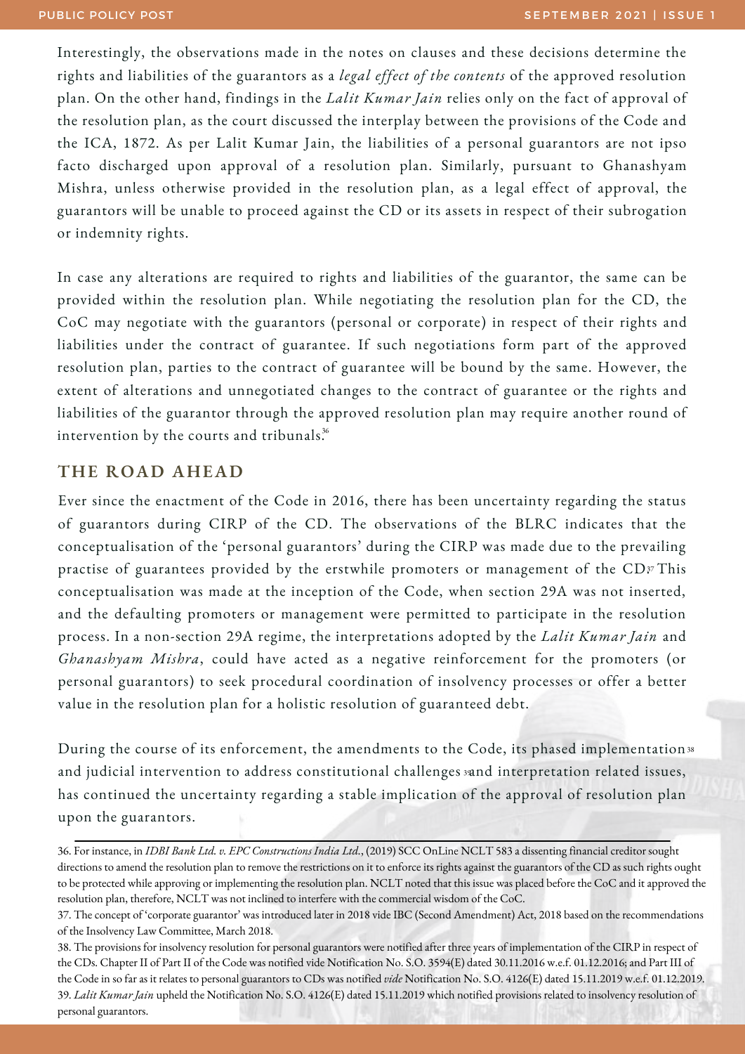Interestingly, the observations made in the notes on clauses and these decisions determine the rights and liabilities of the guarantors as a *legal effect of the contents* of the approved resolution plan. On the other hand, findings in the *Lalit Kumar Jain* relies only on the fact of approval of the resolution plan, as the court discussed the interplay between the provisions of the Code and the ICA, 1872. As per Lalit Kumar Jain, the liabilities of a personal guarantors are not ipso facto discharged upon approval of a resolution plan. Similarly, pursuant to Ghanashyam Mishra, unless otherwise provided in the resolution plan, as a legal effect of approval, the guarantors will be unable to proceed against the CD or its assets in respect of their subrogation or indemnity rights.

In case any alterations are required to rights and liabilities of the guarantor, the same can be provided within the resolution plan. While negotiating the resolution plan for the CD, the CoC may negotiate with the guarantors (personal or corporate) in respect of their rights and liabilities under the contract of guarantee. If such negotiations form part of the approved resolution plan, parties to the contract of guarantee will be bound by the same. However, the extent of alterations and unnegotiated changes to the contract of guarantee or the rights and liabilities of the guarantor through the approved resolution plan may require another round of intervention by the courts and tribunals.[36]

## THE ROAD AHEAD

Ever since the enactment of the Code in 2016, there has been uncertainty regarding the status of guarantors during CIRP of the CD. The observations of the BLRC indicates that the conceptualisation of the 'personal guarantors' during the CIRP was made due to the prevailing practise of guarantees provided by the erstwhile promoters or management of the CD.[37] This conceptualisation was made at the inception of the Code, when section 29A was not inserted, and the defaulting promoters or management were permitted to participate in the resolution process. In a non-section 29A regime, the interpretations adopted by the *Lalit Kumar Jain* and *Ghanashyam Mishra*, could have acted as a negative reinforcement for the promoters (or personal guarantors) to seek procedural coordination of insolvency processes or offer a better value in the resolution plan for a holistic resolution of guaranteed debt.

During the course of its enforcement, the amendments to the Code, its phased implementation[38] and judicial intervention to address constitutional challenges[39] and interpretation related issues, has continued the uncertainty regarding a stable implication of the approval of resolution plan upon the guarantors.

---

36. For instance, in *IDBI Bank Ltd. v. EPC Constructions India Ltd.*, (2019) SCC OnLine NCLT 583 a dissenting financial creditor sought directions to amend the resolution plan to remove the restrictions on it to enforce its rights against the guarantors of the CD as such rights ought to be protected while approving or implementing the resolution plan. NCLT noted that this issue was placed before the CoC and it approved the resolution plan, therefore, NCLT was not inclined to interfere with the commercial wisdom of the CoC.

37. The concept of 'corporate guarantor' was introduced later in 2018 vide IBC (Second Amendment) Act, 2018 based on the recommendations of the Insolvency Law Committee, March 2018.

38. The provisions for insolvency resolution for personal guarantors were notified after three years of implementation of the CIRP in respect of the CDs. Chapter II of Part II of the Code was notified vide Notification No. S.O. 3594(E) dated 30.11.2016 w.e.f. 01.12.2016; and Part III of the Code in so far as it relates to personal guarantors to CDs was notified *vide* Notification No. S.O. 4126(E) dated 15.11.2019 w.e.f. 01.12.2019.

39. *Lalit Kumar Jain* upheld the Notification No. S.O. 4126(E) dated 15.11.2019 which notified provisions related to insolvency resolution of personal guarantors.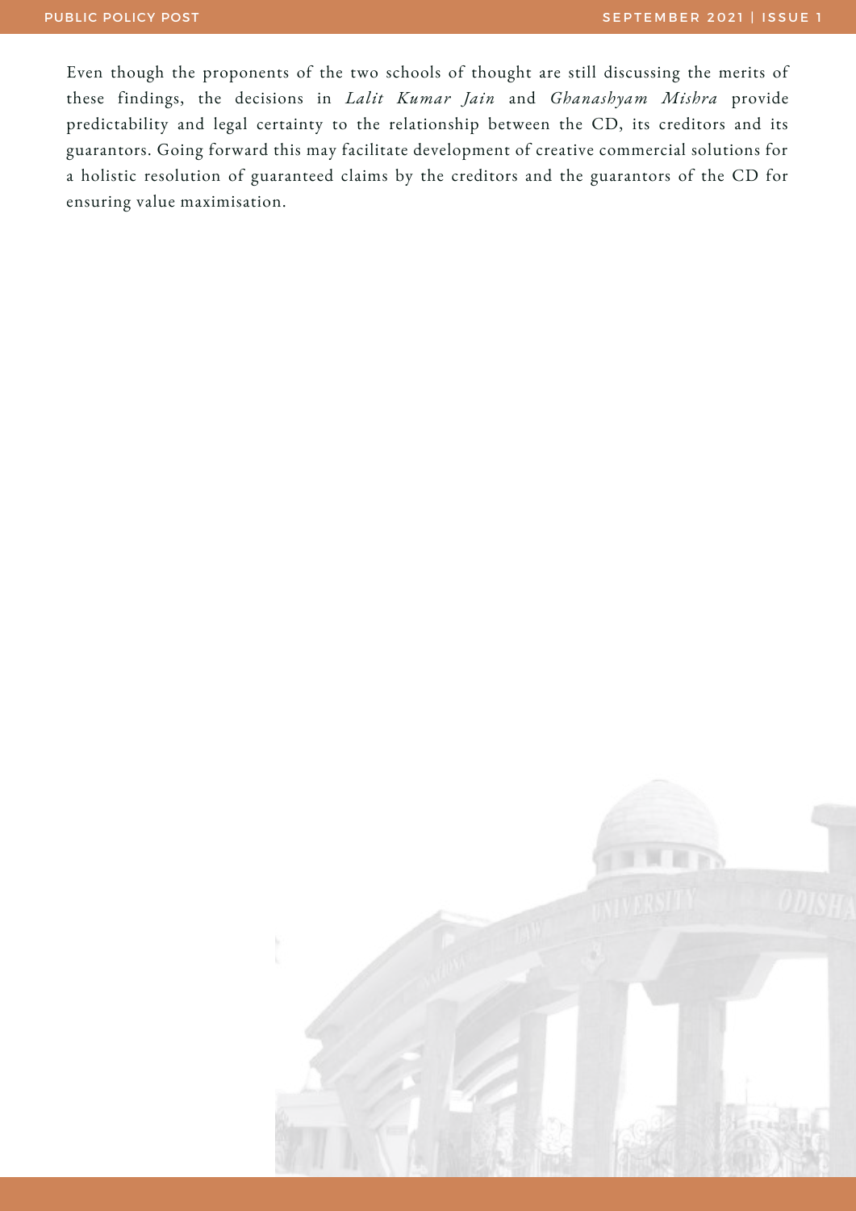Even though the proponents of the two schools of thought are still discussing the merits of these findings, the decisions in *Lalit Kumar Jain* and *Ghanashyam Mishra* provide predictability and legal certainty to the relationship between the CD, its creditors and its guarantors. Going forward this may facilitate development of creative commercial solutions for a holistic resolution of guaranteed claims by the creditors and the guarantors of the CD for ensuring value maximisation.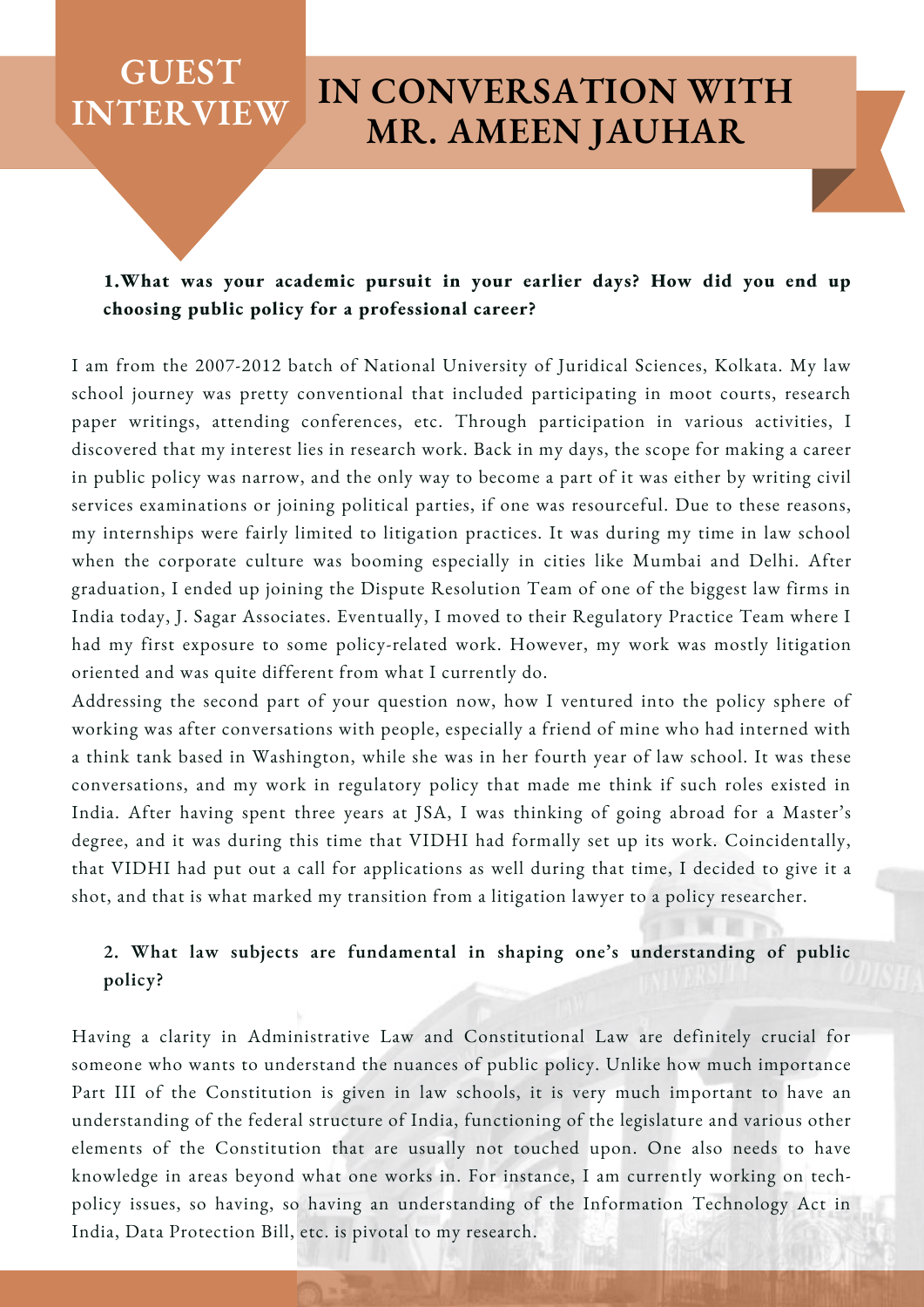# GUEST INTERVIEW

# IN CONVERSATION WITH MR. AMEEN JAUHAR

**1. What was your academic pursuit in your earlier days? How did you end up choosing public policy for a professional career?**

I am from the 2007-2012 batch of National University of Juridical Sciences, Kolkata. My law school journey was pretty conventional that included participating in moot courts, research paper writings, attending conferences, etc. Through participation in various activities, I discovered that my interest lies in research work. Back in my days, the scope for making a career in public policy was narrow, and the only way to become a part of it was either by writing civil services examinations or joining political parties, if one was resourceful. Due to these reasons, my internships were fairly limited to litigation practices. It was during my time in law school when the corporate culture was booming especially in cities like Mumbai and Delhi. After graduation, I ended up joining the Dispute Resolution Team of one of the biggest law firms in India today, J. Sagar Associates. Eventually, I moved to their Regulatory Practice Team where I had my first exposure to some policy-related work. However, my work was mostly litigation oriented and was quite different from what I currently do.

Addressing the second part of your question now, how I ventured into the policy sphere of working was after conversations with people, especially a friend of mine who had interned with a think tank based in Washington, while she was in her fourth year of law school. It was these conversations, and my work in regulatory policy that made me think if such roles existed in India. After having spent three years at JSA, I was thinking of going abroad for a Master's degree, and it was during this time that VIDHI had formally set up its work. Coincidentally, that VIDHI had put out a call for applications as well during that time, I decided to give it a shot, and that is what marked my transition from a litigation lawyer to a policy researcher.

**2. What law subjects are fundamental in shaping one's understanding of public policy?**

Having a clarity in Administrative Law and Constitutional Law are definitely crucial for someone who wants to understand the nuances of public policy. Unlike how much importance Part III of the Constitution is given in law schools, it is very much important to have an understanding of the federal structure of India, functioning of the legislature and various other elements of the Constitution that are usually not touched upon. One also needs to have knowledge in areas beyond what one works in. For instance, I am currently working on tech-policy issues, so having, so having an understanding of the Information Technology Act in India, Data Protection Bill, etc. is pivotal to my research.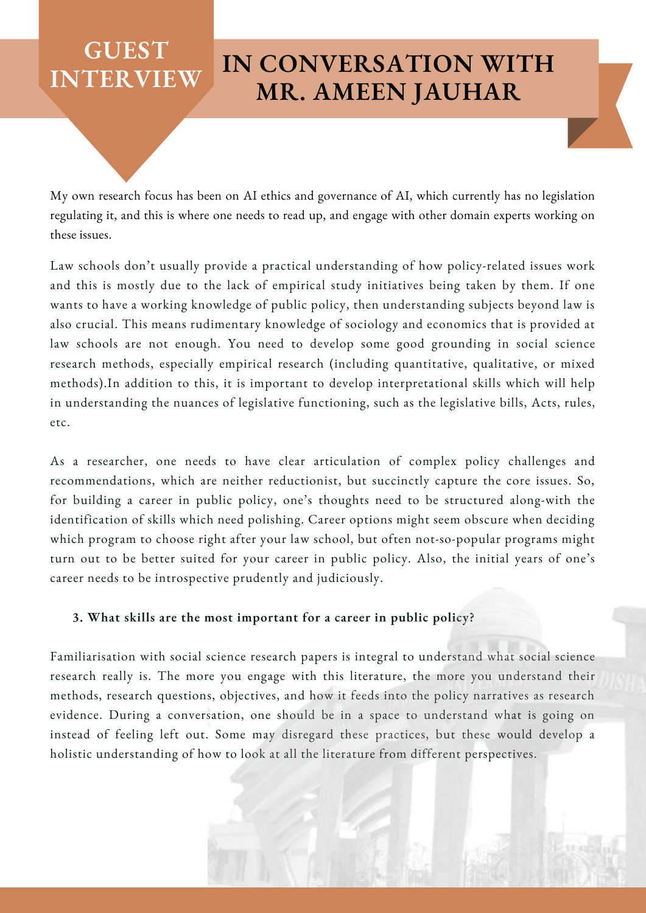# GUEST INTERVIEW

# IN CONVERSATION WITH MR. AMEEN JAUHAR

My own research focus has been on AI ethics and governance of AI, which currently has no legislation regulating it, and this is where one needs to read up, and engage with other domain experts working on these issues.

Law schools don't usually provide a practical understanding of how policy-related issues work and this is mostly due to the lack of empirical study initiatives being taken by them. If one wants to have a working knowledge of public policy, then understanding subjects beyond law is also crucial. This means rudimentary knowledge of sociology and economics that is provided at law schools are not enough. You need to develop some good grounding in social science research methods, especially empirical research (including quantitative, qualitative, or mixed methods).In addition to this, it is important to develop interpretational skills which will help in understanding the nuances of legislative functioning, such as the legislative bills, Acts, rules, etc.

As a researcher, one needs to have clear articulation of complex policy challenges and recommendations, which are neither reductionist, but succinctly capture the core issues. So, for building a career in public policy, one's thoughts need to be structured along-with the identification of skills which need polishing. Career options might seem obscure when deciding which program to choose right after your law school, but often not-so-popular programs might turn out to be better suited for your career in public policy. Also, the initial years of one's career needs to be introspective prudently and judiciously.

**3. What skills are the most important for a career in public policy?**

Familiarisation with social science research papers is integral to understand what social science research really is. The more you engage with this literature, the more you understand their methods, research questions, objectives, and how it feeds into the policy narratives as research evidence. During a conversation, one should be in a space to understand what is going on instead of feeling left out. Some may disregard these practices, but these would develop a holistic understanding of how to look at all the literature from different perspectives.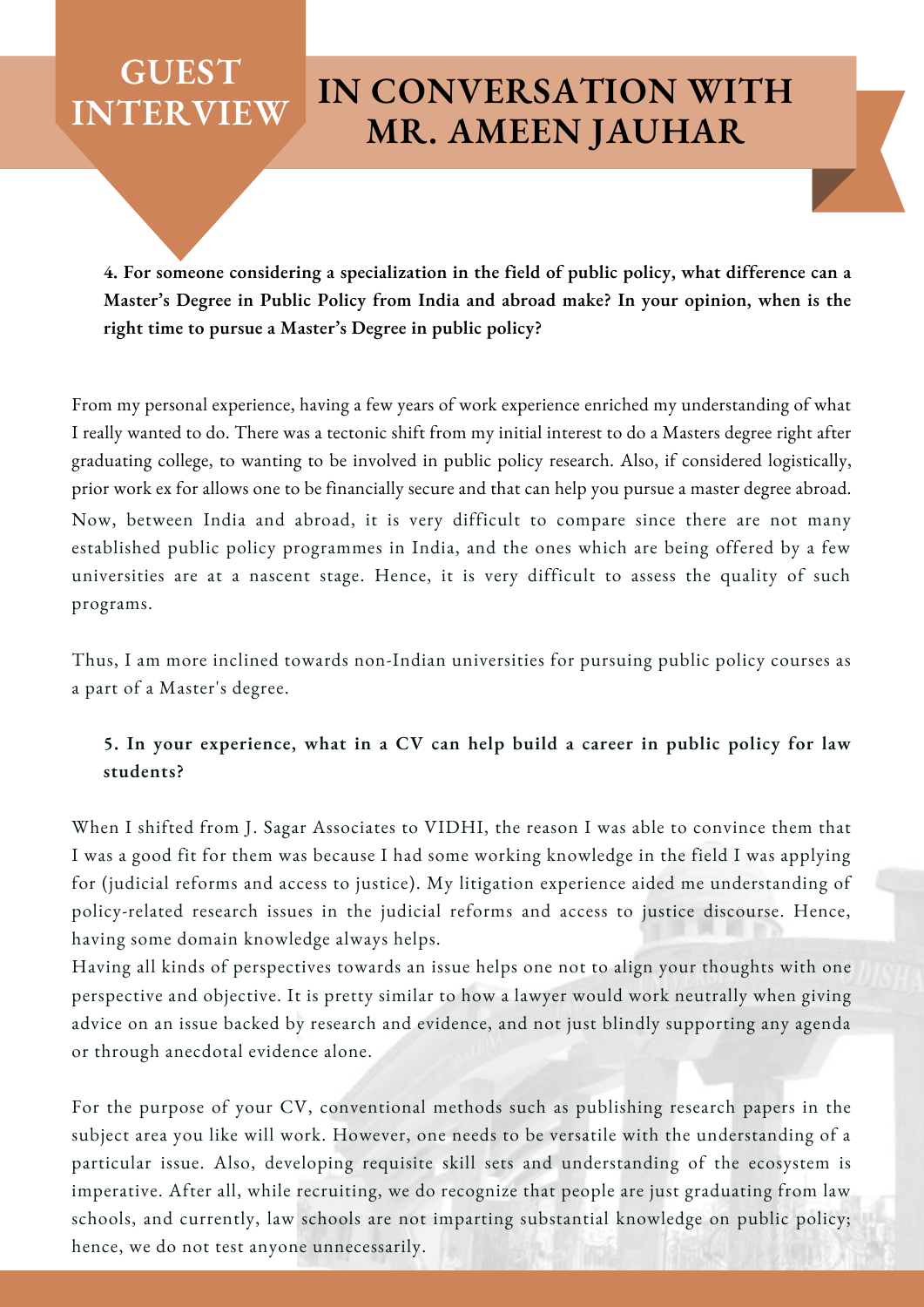# GUEST INTERVIEW

# IN CONVERSATION WITH MR. AMEEN JAUHAR

**4. For someone considering a specialization in the field of public policy, what difference can a Master's Degree in Public Policy from India and abroad make? In your opinion, when is the right time to pursue a Master's Degree in public policy?**

From my personal experience, having a few years of work experience enriched my understanding of what I really wanted to do. There was a tectonic shift from my initial interest to do a Masters degree right after graduating college, to wanting to be involved in public policy research. Also, if considered logistically, prior work ex for allows one to be financially secure and that can help you pursue a master degree abroad. Now, between India and abroad, it is very difficult to compare since there are not many established public policy programmes in India, and the ones which are being offered by a few universities are at a nascent stage. Hence, it is very difficult to assess the quality of such programs.

Thus, I am more inclined towards non-Indian universities for pursuing public policy courses as a part of a Master's degree.

**5. In your experience, what in a CV can help build a career in public policy for law students?**

When I shifted from J. Sagar Associates to VIDHI, the reason I was able to convince them that I was a good fit for them was because I had some working knowledge in the field I was applying for (judicial reforms and access to justice). My litigation experience aided me understanding of policy-related research issues in the judicial reforms and access to justice discourse. Hence, having some domain knowledge always helps.

Having all kinds of perspectives towards an issue helps one not to align your thoughts with one perspective and objective. It is pretty similar to how a lawyer would work neutrally when giving advice on an issue backed by research and evidence, and not just blindly supporting any agenda or through anecdotal evidence alone.

For the purpose of your CV, conventional methods such as publishing research papers in the subject area you like will work. However, one needs to be versatile with the understanding of a particular issue. Also, developing requisite skill sets and understanding of the ecosystem is imperative. After all, while recruiting, we do recognize that people are just graduating from law schools, and currently, law schools are not imparting substantial knowledge on public policy; hence, we do not test anyone unnecessarily.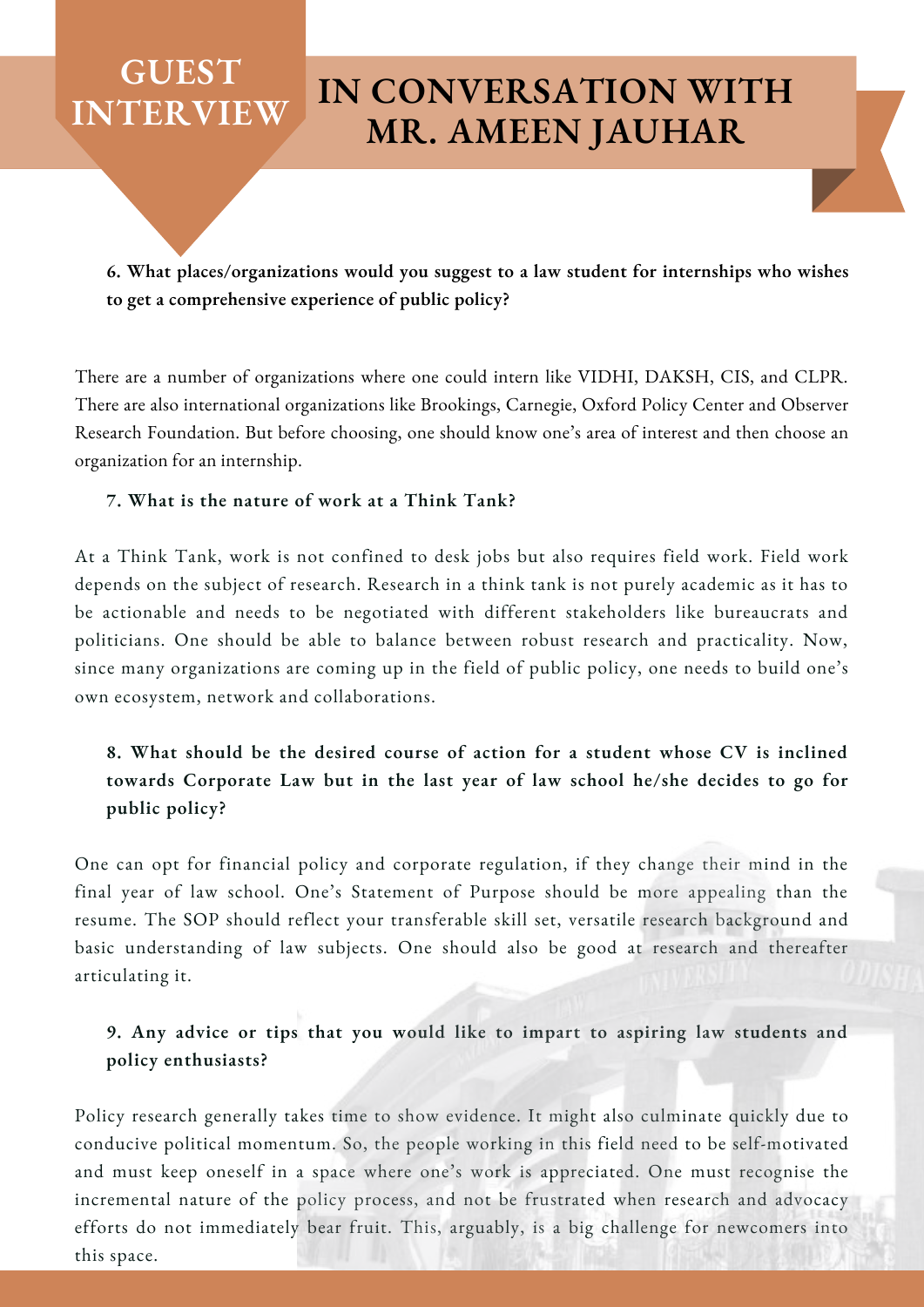# GUEST INTERVIEW

## IN CONVERSATION WITH MR. AMEEN JAUHAR

**6. What places/organizations would you suggest to a law student for internships who wishes to get a comprehensive experience of public policy?**

There are a number of organizations where one could intern like VIDHI, DAKSH, CIS, and CLPR. There are also international organizations like Brookings, Carnegie, Oxford Policy Center and Observer Research Foundation. But before choosing, one should know one's area of interest and then choose an organization for an internship.

**7. What is the nature of work at a Think Tank?**

At a Think Tank, work is not confined to desk jobs but also requires field work. Field work depends on the subject of research. Research in a think tank is not purely academic as it has to be actionable and needs to be negotiated with different stakeholders like bureaucrats and politicians. One should be able to balance between robust research and practicality. Now, since many organizations are coming up in the field of public policy, one needs to build one's own ecosystem, network and collaborations.

**8. What should be the desired course of action for a student whose CV is inclined towards Corporate Law but in the last year of law school he/she decides to go for public policy?**

One can opt for financial policy and corporate regulation, if they change their mind in the final year of law school. One's Statement of Purpose should be more appealing than the resume. The SOP should reflect your transferable skill set, versatile research background and basic understanding of law subjects. One should also be good at research and thereafter articulating it.

**9. Any advice or tips that you would like to impart to aspiring law students and policy enthusiasts?**

Policy research generally takes time to show evidence. It might also culminate quickly due to conducive political momentum. So, the people working in this field need to be self-motivated and must keep oneself in a space where one's work is appreciated. One must recognise the incremental nature of the policy process, and not be frustrated when research and advocacy efforts do not immediately bear fruit. This, arguably, is a big challenge for newcomers into this space.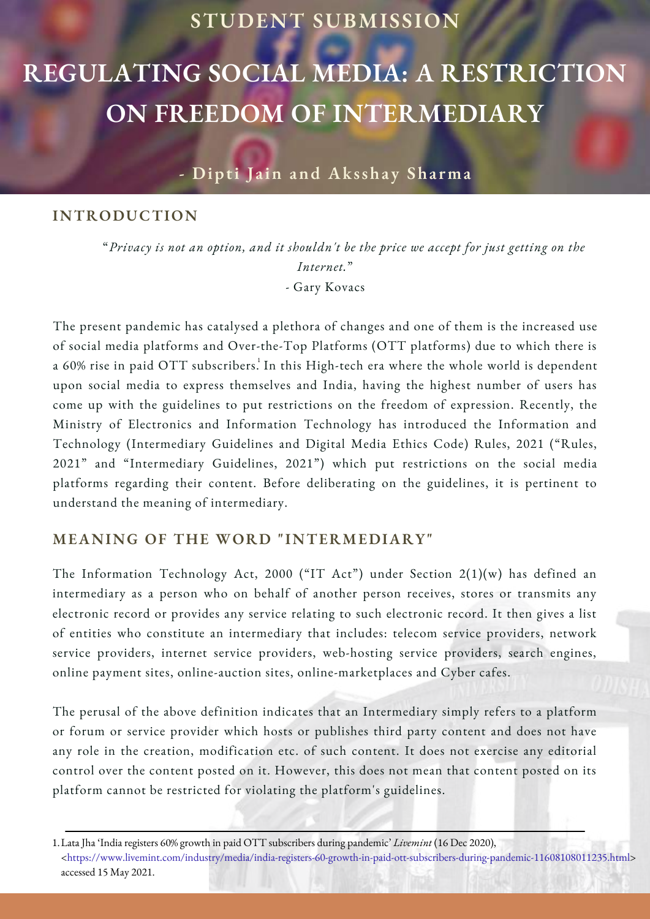STUDENT SUBMISSION

# REGULATING SOCIAL MEDIA: A RESTRICTION ON FREEDOM OF INTERMEDIARY

**- Dipti Jain and Aksshay Sharma**

## INTRODUCTION

> "*Privacy is not an option, and it shouldn't be the price we accept for just getting on the Internet.*"
>
> \- Gary Kovacs

The present pandemic has catalysed a plethora of changes and one of them is the increased use of social media platforms and Over-the-Top Platforms (OTT platforms) due to which there is a 60% rise in paid OTT subscribers.[1] In this High-tech era where the whole world is dependent upon social media to express themselves and India, having the highest number of users has come up with the guidelines to put restrictions on the freedom of expression. Recently, the Ministry of Electronics and Information Technology has introduced the Information and Technology (Intermediary Guidelines and Digital Media Ethics Code) Rules, 2021 ("Rules, 2021" and "Intermediary Guidelines, 2021") which put restrictions on the social media platforms regarding their content. Before deliberating on the guidelines, it is pertinent to understand the meaning of intermediary.

## MEANING OF THE WORD "INTERMEDIARY"

The Information Technology Act, 2000 ("IT Act") under Section 2(1)(w) has defined an intermediary as a person who on behalf of another person receives, stores or transmits any electronic record or provides any service relating to such electronic record. It then gives a list of entities who constitute an intermediary that includes: telecom service providers, network service providers, internet service providers, web-hosting service providers, search engines, online payment sites, online-auction sites, online-marketplaces and Cyber cafes.

The perusal of the above definition indicates that an Intermediary simply refers to a platform or forum or service provider which hosts or publishes third party content and does not have any role in the creation, modification etc. of such content. It does not exercise any editorial control over the content posted on it. However, this does not mean that content posted on its platform cannot be restricted for violating the platform's guidelines.

---

1. Lata Jha 'India registers 60% growth in paid OTT subscribers during pandemic' *Livemint* (16 Dec 2020), <https://www.livemint.com/industry/media/india-registers-60-growth-in-paid-ott-subscribers-during-pandemic-11608108011235.html> accessed 15 May 2021.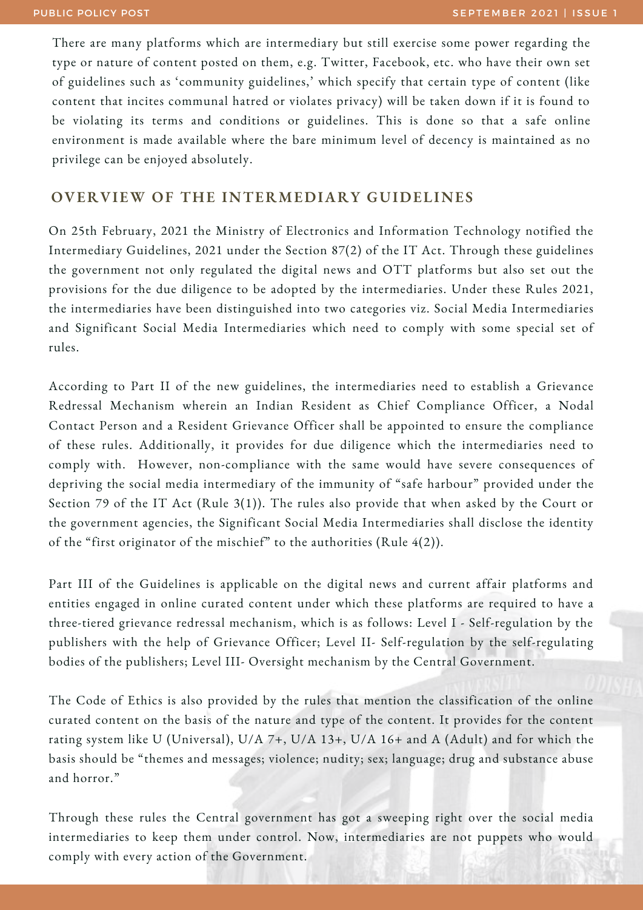There are many platforms which are intermediary but still exercise some power regarding the type or nature of content posted on them, e.g. Twitter, Facebook, etc. who have their own set of guidelines such as 'community guidelines,' which specify that certain type of content (like content that incites communal hatred or violates privacy) will be taken down if it is found to be violating its terms and conditions or guidelines. This is done so that a safe online environment is made available where the bare minimum level of decency is maintained as no privilege can be enjoyed absolutely.

## OVERVIEW OF THE INTERMEDIARY GUIDELINES

On 25th February, 2021 the Ministry of Electronics and Information Technology notified the Intermediary Guidelines, 2021 under the Section 87(2) of the IT Act. Through these guidelines the government not only regulated the digital news and OTT platforms but also set out the provisions for the due diligence to be adopted by the intermediaries. Under these Rules 2021, the intermediaries have been distinguished into two categories viz. Social Media Intermediaries and Significant Social Media Intermediaries which need to comply with some special set of rules.

According to Part II of the new guidelines, the intermediaries need to establish a Grievance Redressal Mechanism wherein an Indian Resident as Chief Compliance Officer, a Nodal Contact Person and a Resident Grievance Officer shall be appointed to ensure the compliance of these rules. Additionally, it provides for due diligence which the intermediaries need to comply with. However, non-compliance with the same would have severe consequences of depriving the social media intermediary of the immunity of "safe harbour" provided under the Section 79 of the IT Act (Rule 3(1)). The rules also provide that when asked by the Court or the government agencies, the Significant Social Media Intermediaries shall disclose the identity of the "first originator of the mischief" to the authorities (Rule 4(2)).

Part III of the Guidelines is applicable on the digital news and current affair platforms and entities engaged in online curated content under which these platforms are required to have a three-tiered grievance redressal mechanism, which is as follows: Level I - Self-regulation by the publishers with the help of Grievance Officer; Level II- Self-regulation by the self-regulating bodies of the publishers; Level III- Oversight mechanism by the Central Government.

The Code of Ethics is also provided by the rules that mention the classification of the online curated content on the basis of the nature and type of the content. It provides for the content rating system like U (Universal), U/A 7+, U/A 13+, U/A 16+ and A (Adult) and for which the basis should be "themes and messages; violence; nudity; sex; language; drug and substance abuse and horror."

Through these rules the Central government has got a sweeping right over the social media intermediaries to keep them under control. Now, intermediaries are not puppets who would comply with every action of the Government.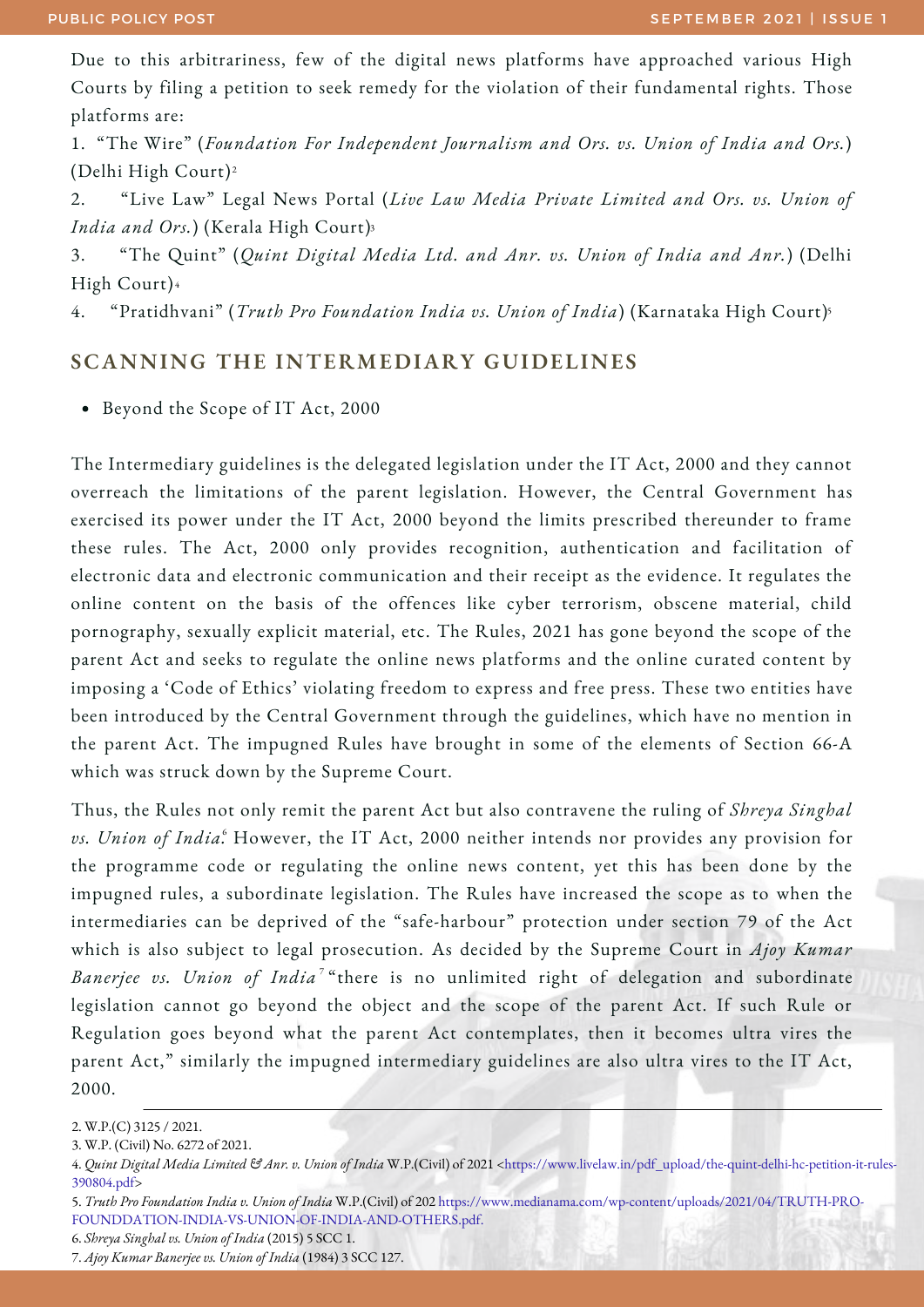Due to this arbitrariness, few of the digital news platforms have approached various High Courts by filing a petition to seek remedy for the violation of their fundamental rights. Those platforms are:

1. "The Wire" (*Foundation For Independent Journalism and Ors. vs. Union of India and Ors.*) (Delhi High Court)[2]

2. "Live Law" Legal News Portal (*Live Law Media Private Limited and Ors. vs. Union of India and Ors.*) (Kerala High Court)[3]

3. "The Quint" (*Quint Digital Media Ltd. and Anr. vs. Union of India and Anr.*) (Delhi High Court)[4]

4. "Pratidhvani" (*Truth Pro Foundation India vs. Union of India*) (Karnataka High Court)[5]

## SCANNING THE INTERMEDIARY GUIDELINES

- Beyond the Scope of IT Act, 2000

The Intermediary guidelines is the delegated legislation under the IT Act, 2000 and they cannot overreach the limitations of the parent legislation. However, the Central Government has exercised its power under the IT Act, 2000 beyond the limits prescribed thereunder to frame these rules. The Act, 2000 only provides recognition, authentication and facilitation of electronic data and electronic communication and their receipt as the evidence. It regulates the online content on the basis of the offences like cyber terrorism, obscene material, child pornography, sexually explicit material, etc. The Rules, 2021 has gone beyond the scope of the parent Act and seeks to regulate the online news platforms and the online curated content by imposing a 'Code of Ethics' violating freedom to express and free press. These two entities have been introduced by the Central Government through the guidelines, which have no mention in the parent Act. The impugned Rules have brought in some of the elements of Section 66-A which was struck down by the Supreme Court.

Thus, the Rules not only remit the parent Act but also contravene the ruling of *Shreya Singhal vs. Union of India*.[6] However, the IT Act, 2000 neither intends nor provides any provision for the programme code or regulating the online news content, yet this has been done by the impugned rules, a subordinate legislation. The Rules have increased the scope as to when the intermediaries can be deprived of the "safe-harbour" protection under section 79 of the Act which is also subject to legal prosecution. As decided by the Supreme Court in *Ajoy Kumar Banerjee vs. Union of India*[7] "there is no unlimited right of delegation and subordinate legislation cannot go beyond the object and the scope of the parent Act. If such Rule or Regulation goes beyond what the parent Act contemplates, then it becomes ultra vires the parent Act," similarly the impugned intermediary guidelines are also ultra vires to the IT Act, 2000.

---

2. W.P.(C) 3125 / 2021.
3. W.P. (Civil) No. 6272 of 2021.
4. *Quint Digital Media Limited & Anr. v. Union of India* W.P.(Civil) of 2021 <https://www.livelaw.in/pdf_upload/the-quint-delhi-hc-petition-it-rules-390804.pdf>
5. *Truth Pro Foundation India v. Union of India* W.P.(Civil) of 202 https://www.medianama.com/wp-content/uploads/2021/04/TRUTH-PRO-FOUNDDATION-INDIA-VS-UNION-OF-INDIA-AND-OTHERS.pdf.
6. *Shreya Singhal vs. Union of India* (2015) 5 SCC 1.
7. *Ajoy Kumar Banerjee vs. Union of India* (1984) 3 SCC 127.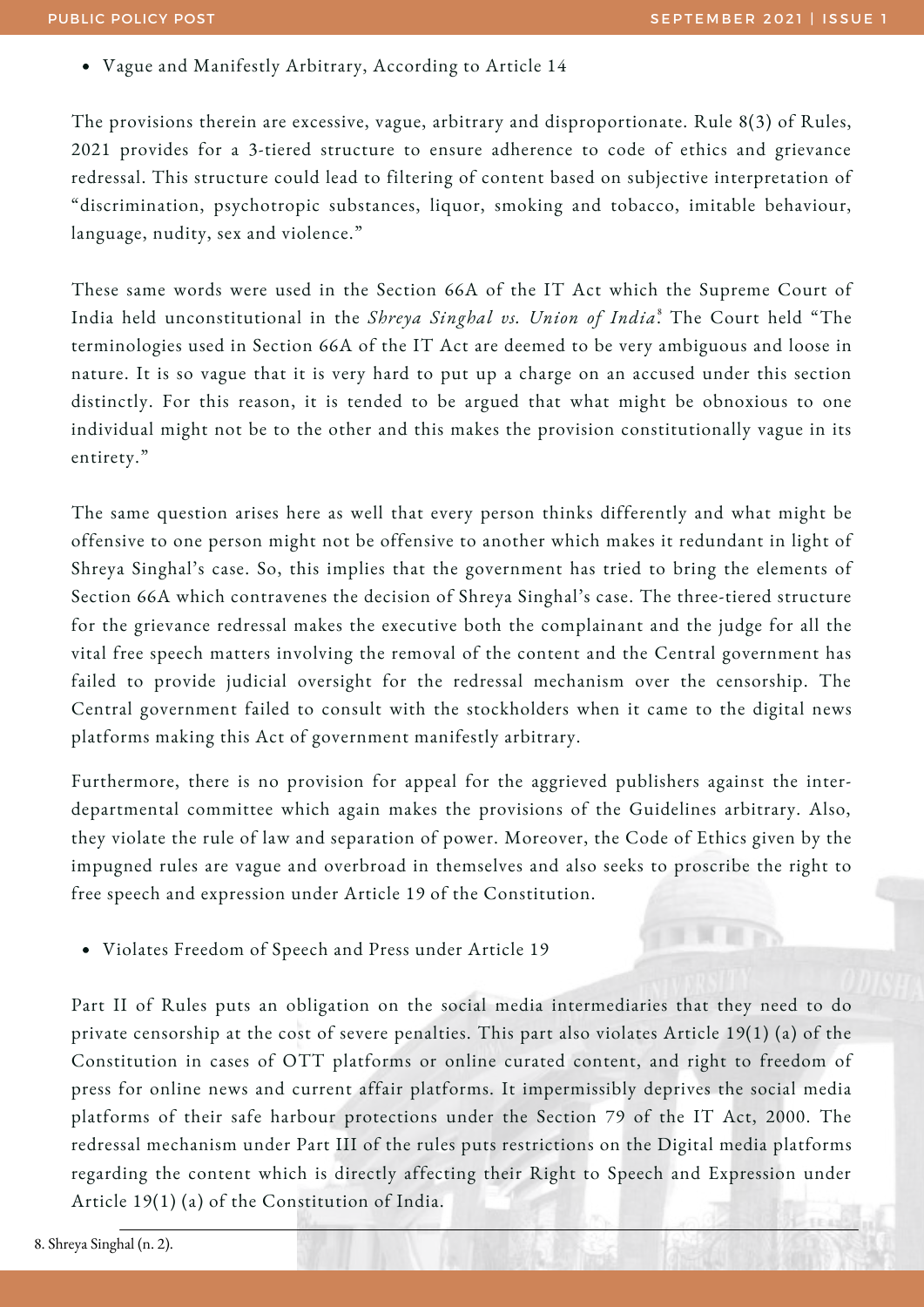- Vague and Manifestly Arbitrary, According to Article 14

The provisions therein are excessive, vague, arbitrary and disproportionate. Rule 8(3) of Rules, 2021 provides for a 3-tiered structure to ensure adherence to code of ethics and grievance redressal. This structure could lead to filtering of content based on subjective interpretation of "discrimination, psychotropic substances, liquor, smoking and tobacco, imitable behaviour, language, nudity, sex and violence."

These same words were used in the Section 66A of the IT Act which the Supreme Court of India held unconstitutional in the *Shreya Singhal vs. Union of India*.[8] The Court held "The terminologies used in Section 66A of the IT Act are deemed to be very ambiguous and loose in nature. It is so vague that it is very hard to put up a charge on an accused under this section distinctly. For this reason, it is tended to be argued that what might be obnoxious to one individual might not be to the other and this makes the provision constitutionally vague in its entirety."

The same question arises here as well that every person thinks differently and what might be offensive to one person might not be offensive to another which makes it redundant in light of Shreya Singhal's case. So, this implies that the government has tried to bring the elements of Section 66A which contravenes the decision of Shreya Singhal's case. The three-tiered structure for the grievance redressal makes the executive both the complainant and the judge for all the vital free speech matters involving the removal of the content and the Central government has failed to provide judicial oversight for the redressal mechanism over the censorship. The Central government failed to consult with the stockholders when it came to the digital news platforms making this Act of government manifestly arbitrary.

Furthermore, there is no provision for appeal for the aggrieved publishers against the inter-departmental committee which again makes the provisions of the Guidelines arbitrary. Also, they violate the rule of law and separation of power. Moreover, the Code of Ethics given by the impugned rules are vague and overbroad in themselves and also seeks to proscribe the right to free speech and expression under Article 19 of the Constitution.

- Violates Freedom of Speech and Press under Article 19

Part II of Rules puts an obligation on the social media intermediaries that they need to do private censorship at the cost of severe penalties. This part also violates Article 19(1) (a) of the Constitution in cases of OTT platforms or online curated content, and right to freedom of press for online news and current affair platforms. It impermissibly deprives the social media platforms of their safe harbour protections under the Section 79 of the IT Act, 2000. The redressal mechanism under Part III of the rules puts restrictions on the Digital media platforms regarding the content which is directly affecting their Right to Speech and Expression under Article 19(1) (a) of the Constitution of India.

8. Shreya Singhal (n. 2).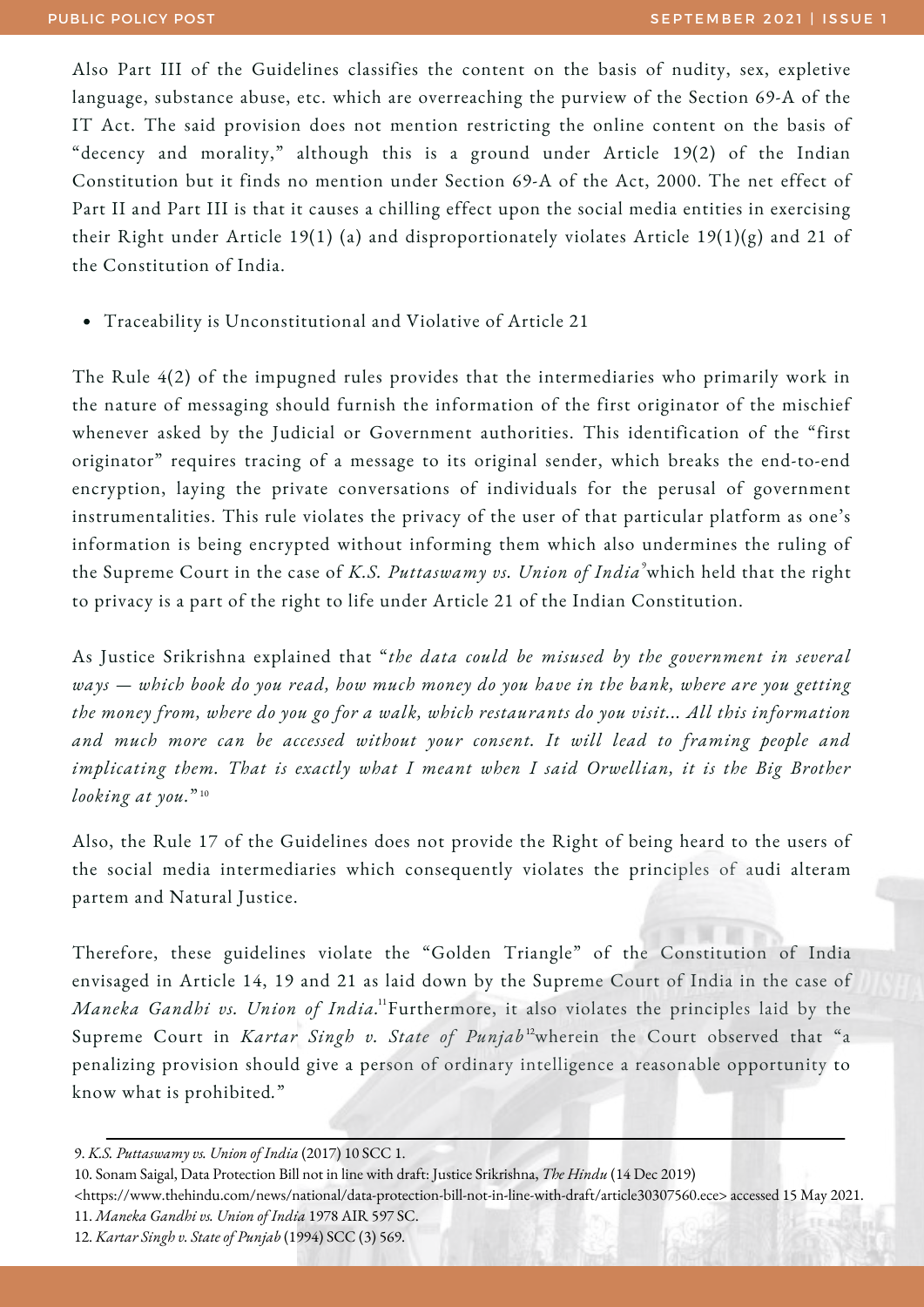Also Part III of the Guidelines classifies the content on the basis of nudity, sex, expletive language, substance abuse, etc. which are overreaching the purview of the Section 69-A of the IT Act. The said provision does not mention restricting the online content on the basis of "decency and morality," although this is a ground under Article 19(2) of the Indian Constitution but it finds no mention under Section 69-A of the Act, 2000. The net effect of Part II and Part III is that it causes a chilling effect upon the social media entities in exercising their Right under Article 19(1) (a) and disproportionately violates Article 19(1)(g) and 21 of the Constitution of India.

- Traceability is Unconstitutional and Violative of Article 21

The Rule 4(2) of the impugned rules provides that the intermediaries who primarily work in the nature of messaging should furnish the information of the first originator of the mischief whenever asked by the Judicial or Government authorities. This identification of the "first originator" requires tracing of a message to its original sender, which breaks the end-to-end encryption, laying the private conversations of individuals for the perusal of government instrumentalities. This rule violates the privacy of the user of that particular platform as one's information is being encrypted without informing them which also undermines the ruling of the Supreme Court in the case of *K.S. Puttaswamy vs. Union of India*[9] which held that the right to privacy is a part of the right to life under Article 21 of the Indian Constitution.

As Justice Srikrishna explained that "*the data could be misused by the government in several ways — which book do you read, how much money do you have in the bank, where are you getting the money from, where do you go for a walk, which restaurants do you visit... All this information and much more can be accessed without your consent. It will lead to framing people and implicating them. That is exactly what I meant when I said Orwellian, it is the Big Brother looking at you.*"[10]

Also, the Rule 17 of the Guidelines does not provide the Right of being heard to the users of the social media intermediaries which consequently violates the principles of audi alteram partem and Natural Justice.

Therefore, these guidelines violate the "Golden Triangle" of the Constitution of India envisaged in Article 14, 19 and 21 as laid down by the Supreme Court of India in the case of *Maneka Gandhi vs. Union of India.*[11] Furthermore, it also violates the principles laid by the Supreme Court in *Kartar Singh v. State of Punjab*[12] wherein the Court observed that "a penalizing provision should give a person of ordinary intelligence a reasonable opportunity to know what is prohibited."

---

9. *K.S. Puttaswamy vs. Union of India* (2017) 10 SCC 1.
10. Sonam Saigal, Data Protection Bill not in line with draft: Justice Srikrishna, *The Hindu* (14 Dec 2019) <https://www.thehindu.com/news/national/data-protection-bill-not-in-line-with-draft/article30307560.ece> accessed 15 May 2021.
11. *Maneka Gandhi vs. Union of India* 1978 AIR 597 SC.
12. *Kartar Singh v. State of Punjab* (1994) SCC (3) 569.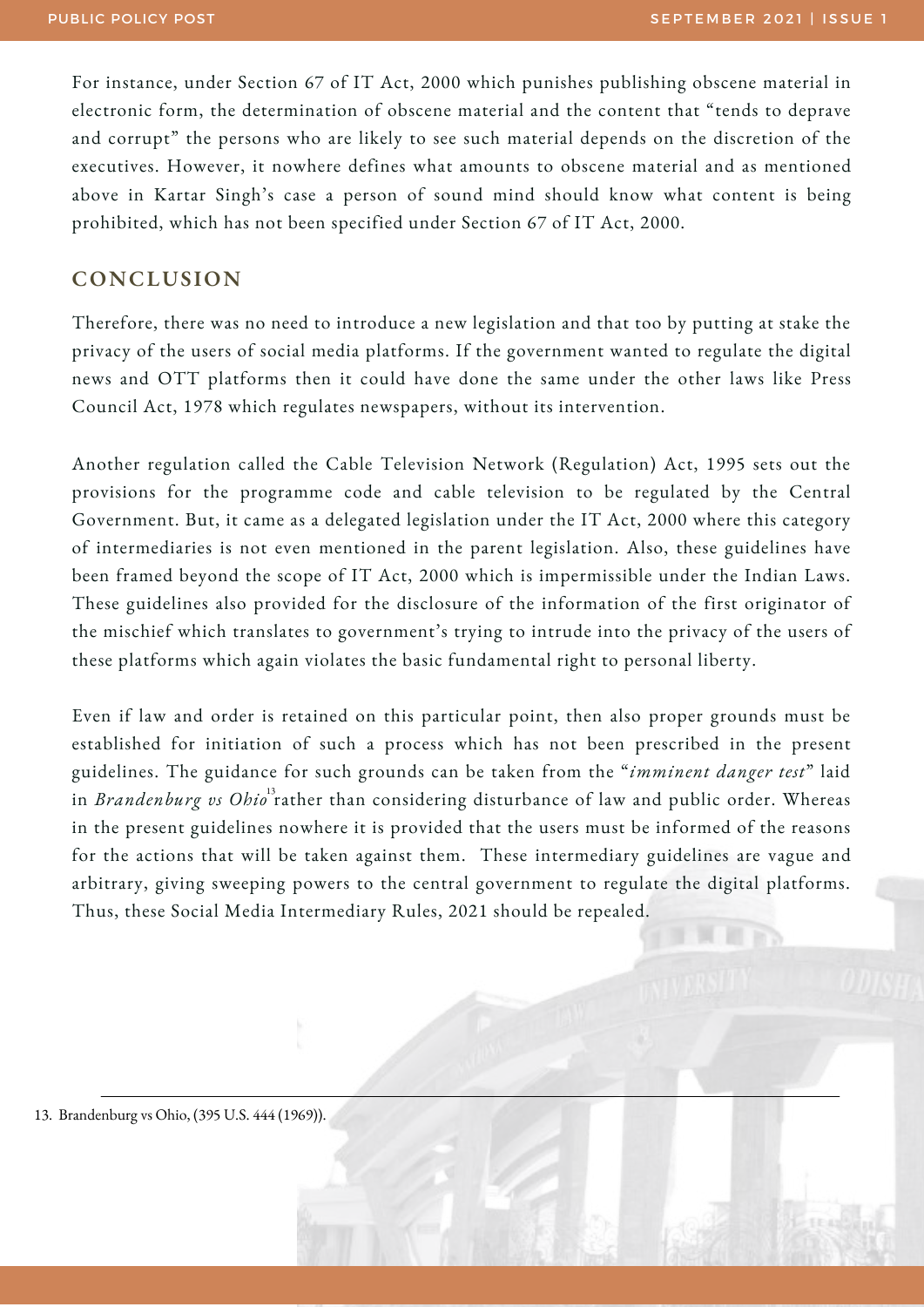For instance, under Section 67 of IT Act, 2000 which punishes publishing obscene material in electronic form, the determination of obscene material and the content that "tends to deprave and corrupt" the persons who are likely to see such material depends on the discretion of the executives. However, it nowhere defines what amounts to obscene material and as mentioned above in Kartar Singh's case a person of sound mind should know what content is being prohibited, which has not been specified under Section 67 of IT Act, 2000.

## CONCLUSION

Therefore, there was no need to introduce a new legislation and that too by putting at stake the privacy of the users of social media platforms. If the government wanted to regulate the digital news and OTT platforms then it could have done the same under the other laws like Press Council Act, 1978 which regulates newspapers, without its intervention.

Another regulation called the Cable Television Network (Regulation) Act, 1995 sets out the provisions for the programme code and cable television to be regulated by the Central Government. But, it came as a delegated legislation under the IT Act, 2000 where this category of intermediaries is not even mentioned in the parent legislation. Also, these guidelines have been framed beyond the scope of IT Act, 2000 which is impermissible under the Indian Laws. These guidelines also provided for the disclosure of the information of the first originator of the mischief which translates to government's trying to intrude into the privacy of the users of these platforms which again violates the basic fundamental right to personal liberty.

Even if law and order is retained on this particular point, then also proper grounds must be established for initiation of such a process which has not been prescribed in the present guidelines. The guidance for such grounds can be taken from the "*imminent danger test*" laid in *Brandenburg vs Ohio*[13] rather than considering disturbance of law and public order. Whereas in the present guidelines nowhere it is provided that the users must be informed of the reasons for the actions that will be taken against them. These intermediary guidelines are vague and arbitrary, giving sweeping powers to the central government to regulate the digital platforms. Thus, these Social Media Intermediary Rules, 2021 should be repealed.

---

13. Brandenburg vs Ohio, (395 U.S. 444 (1969)).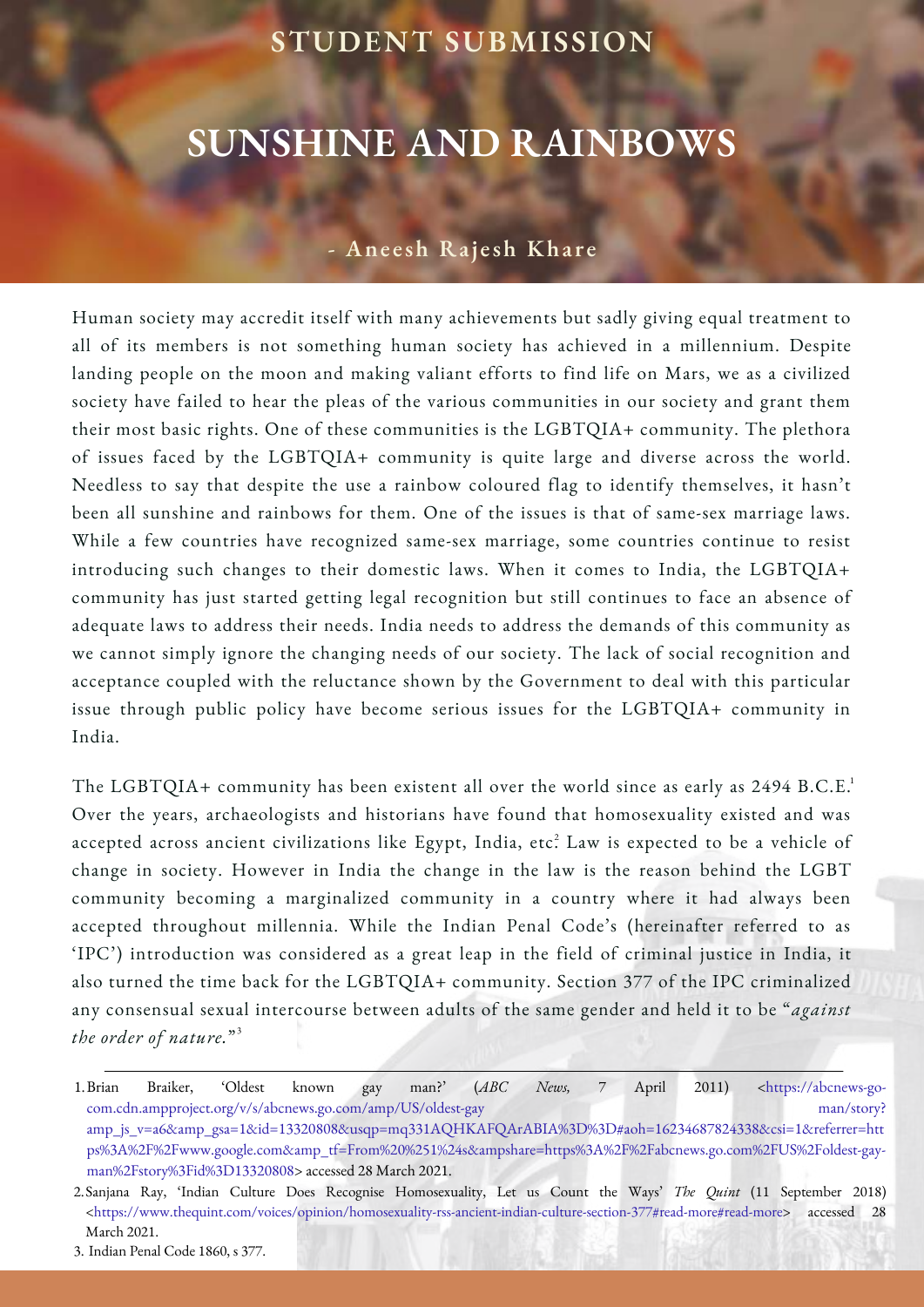STUDENT SUBMISSION

# SUNSHINE AND RAINBOWS

- Aneesh Rajesh Khare

Human society may accredit itself with many achievements but sadly giving equal treatment to all of its members is not something human society has achieved in a millennium. Despite landing people on the moon and making valiant efforts to find life on Mars, we as a civilized society have failed to hear the pleas of the various communities in our society and grant them their most basic rights. One of these communities is the LGBTQIA+ community. The plethora of issues faced by the LGBTQIA+ community is quite large and diverse across the world. Needless to say that despite the use a rainbow coloured flag to identify themselves, it hasn't been all sunshine and rainbows for them. One of the issues is that of same-sex marriage laws. While a few countries have recognized same-sex marriage, some countries continue to resist introducing such changes to their domestic laws. When it comes to India, the LGBTQIA+ community has just started getting legal recognition but still continues to face an absence of adequate laws to address their needs. India needs to address the demands of this community as we cannot simply ignore the changing needs of our society. The lack of social recognition and acceptance coupled with the reluctance shown by the Government to deal with this particular issue through public policy have become serious issues for the LGBTQIA+ community in India.

The LGBTQIA+ community has been existent all over the world since as early as 2494 B.C.E.[1] Over the years, archaeologists and historians have found that homosexuality existed and was accepted across ancient civilizations like Egypt, India, etc.[2] Law is expected to be a vehicle of change in society. However in India the change in the law is the reason behind the LGBT community becoming a marginalized community in a country where it had always been accepted throughout millennia. While the Indian Penal Code's (hereinafter referred to as 'IPC') introduction was considered as a great leap in the field of criminal justice in India, it also turned the time back for the LGBTQIA+ community. Section 377 of the IPC criminalized any consensual sexual intercourse between adults of the same gender and held it to be "*against the order of nature.*"[3]

---

1. Brian Braiker, 'Oldest known gay man?' (*ABC News,* 7 April 2011) <https://abcnews-go-com.cdn.ampproject.org/v/s/abcnews.go.com/amp/US/oldest-gay man/story?amp_js_v=a6&amp_gsa=1&id=13320808&usqp=mq331AQHKAFQArABIA%3D%3D#aoh=16234687824338&csi=1&referrer=https%3A%2F%2Fwww.google.com&amp_tf=From%20%251%24s&ampshare=https%3A%2F%2Fabcnews.go.com%2FUS%2Foldest-gay-man%2Fstory%3Fid%3D13320808> accessed 28 March 2021.
2. Sanjana Ray, 'Indian Culture Does Recognise Homosexuality, Let us Count the Ways' *The Quint* (11 September 2018) <https://www.thequint.com/voices/opinion/homosexuality-rss-ancient-indian-culture-section-377#read-more#read-more> accessed 28 March 2021.
3. Indian Penal Code 1860, s 377.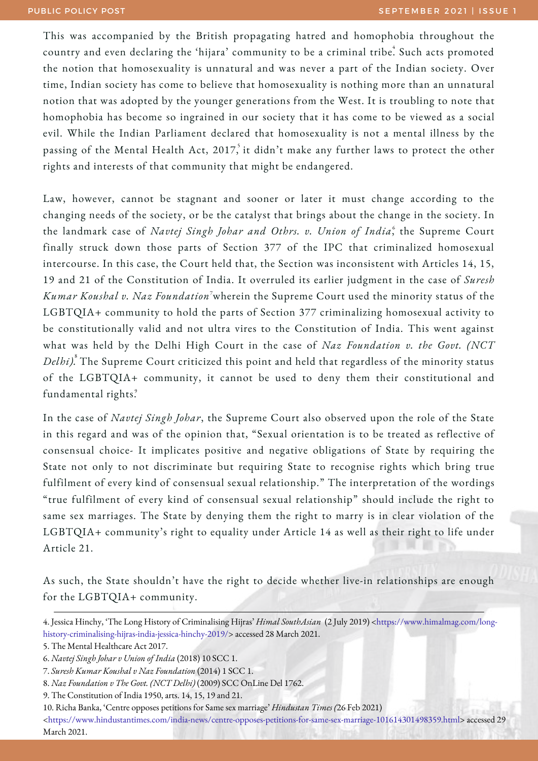This was accompanied by the British propagating hatred and homophobia throughout the country and even declaring the 'hijara' community to be a criminal tribe.[4] Such acts promoted the notion that homosexuality is unnatural and was never a part of the Indian society. Over time, Indian society has come to believe that homosexuality is nothing more than an unnatural notion that was adopted by the younger generations from the West. It is troubling to note that homophobia has become so ingrained in our society that it has come to be viewed as a social evil. While the Indian Parliament declared that homosexuality is not a mental illness by the passing of the Mental Health Act, 2017,[5] it didn't make any further laws to protect the other rights and interests of that community that might be endangered.

Law, however, cannot be stagnant and sooner or later it must change according to the changing needs of the society, or be the catalyst that brings about the change in the society. In the landmark case of *Navtej Singh Johar and Othrs. v. Union of India*,[6] the Supreme Court finally struck down those parts of Section 377 of the IPC that criminalized homosexual intercourse. In this case, the Court held that, the Section was inconsistent with Articles 14, 15, 19 and 21 of the Constitution of India. It overruled its earlier judgment in the case of *Suresh Kumar Koushal v. Naz Foundation*[7] wherein the Supreme Court used the minority status of the LGBTQIA+ community to hold the parts of Section 377 criminalizing homosexual activity to be constitutionally valid and not ultra vires to the Constitution of India. This went against what was held by the Delhi High Court in the case of *Naz Foundation v. the Govt. (NCT Delhi)*.[8] The Supreme Court criticized this point and held that regardless of the minority status of the LGBTQIA+ community, it cannot be used to deny them their constitutional and fundamental rights.[9]

In the case of *Navtej Singh Johar*, the Supreme Court also observed upon the role of the State in this regard and was of the opinion that, "Sexual orientation is to be treated as reflective of consensual choice- It implicates positive and negative obligations of State by requiring the State not only to not discriminate but requiring State to recognise rights which bring true fulfilment of every kind of consensual sexual relationship." The interpretation of the wordings "true fulfilment of every kind of consensual sexual relationship" should include the right to same sex marriages. The State by denying them the right to marry is in clear violation of the LGBTQIA+ community's right to equality under Article 14 as well as their right to life under Article 21.

As such, the State shouldn't have the right to decide whether live-in relationships are enough for the LGBTQIA+ community.

---

4. Jessica Hinchy, 'The Long History of Criminalising Hijras' *Himal SouthAsian* (2 July 2019) <https://www.himalmag.com/long-history-criminalising-hijras-india-jessica-hinchy-2019/> accessed 28 March 2021.

5. The Mental Healthcare Act 2017.

6. *Navtej Singh Johar v Union of India* (2018) 10 SCC 1.

7. *Suresh Kumar Koushal v Naz Foundation* (2014) 1 SCC 1.

8. *Naz Foundation v The Govt. (NCT Delhi)* (2009) SCC OnLine Del 1762.

9. The Constitution of India 1950, arts. 14, 15, 19 and 21.

10. Richa Banka, 'Centre opposes petitions for Same sex marriage' *Hindustan Times (*26 Feb 2021) <https://www.hindustantimes.com/india-news/centre-opposes-petitions-for-same-sex-marriage-101614301498359.html> accessed 29 March 2021.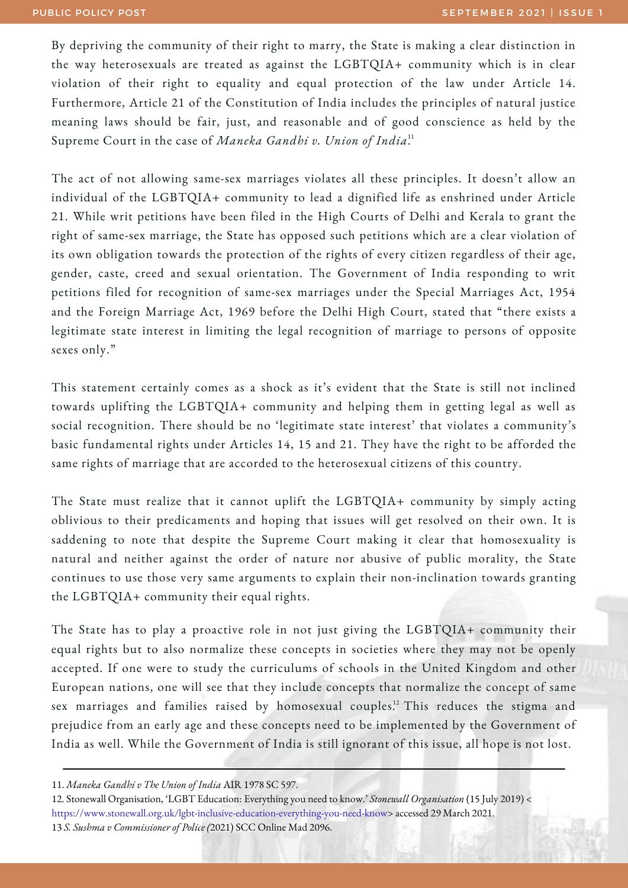By depriving the community of their right to marry, the State is making a clear distinction in the way heterosexuals are treated as against the LGBTQIA+ community which is in clear violation of their right to equality and equal protection of the law under Article 14. Furthermore, Article 21 of the Constitution of India includes the principles of natural justice meaning laws should be fair, just, and reasonable and of good conscience as held by the Supreme Court in the case of *Maneka Gandhi v. Union of India*.[11]

The act of not allowing same-sex marriages violates all these principles. It doesn't allow an individual of the LGBTQIA+ community to lead a dignified life as enshrined under Article 21. While writ petitions have been filed in the High Courts of Delhi and Kerala to grant the right of same-sex marriage, the State has opposed such petitions which are a clear violation of its own obligation towards the protection of the rights of every citizen regardless of their age, gender, caste, creed and sexual orientation. The Government of India responding to writ petitions filed for recognition of same-sex marriages under the Special Marriages Act, 1954 and the Foreign Marriage Act, 1969 before the Delhi High Court, stated that "there exists a legitimate state interest in limiting the legal recognition of marriage to persons of opposite sexes only."

This statement certainly comes as a shock as it's evident that the State is still not inclined towards uplifting the LGBTQIA+ community and helping them in getting legal as well as social recognition. There should be no 'legitimate state interest' that violates a community's basic fundamental rights under Articles 14, 15 and 21. They have the right to be afforded the same rights of marriage that are accorded to the heterosexual citizens of this country.

The State must realize that it cannot uplift the LGBTQIA+ community by simply acting oblivious to their predicaments and hoping that issues will get resolved on their own. It is saddening to note that despite the Supreme Court making it clear that homosexuality is natural and neither against the order of nature nor abusive of public morality, the State continues to use those very same arguments to explain their non-inclination towards granting the LGBTQIA+ community their equal rights.

The State has to play a proactive role in not just giving the LGBTQIA+ community their equal rights but to also normalize these concepts in societies where they may not be openly accepted. If one were to study the curriculums of schools in the United Kingdom and other European nations, one will see that they include concepts that normalize the concept of same sex marriages and families raised by homosexual couples.[12] This reduces the stigma and prejudice from an early age and these concepts need to be implemented by the Government of India as well. While the Government of India is still ignorant of this issue, all hope is not lost.

---

11. *Maneka Gandhi v The Union of India* AIR 1978 SC 597.

12. Stonewall Organisation, 'LGBT Education: Everything you need to know.' *Stonewall Organisation* (15 July 2019) < https://www.stonewall.org.uk/lgbt-inclusive-education-everything-you-need-know> accessed 29 March 2021.

13 *S. Sushma v Commissioner of Police (*2021) SCC Online Mad 2096.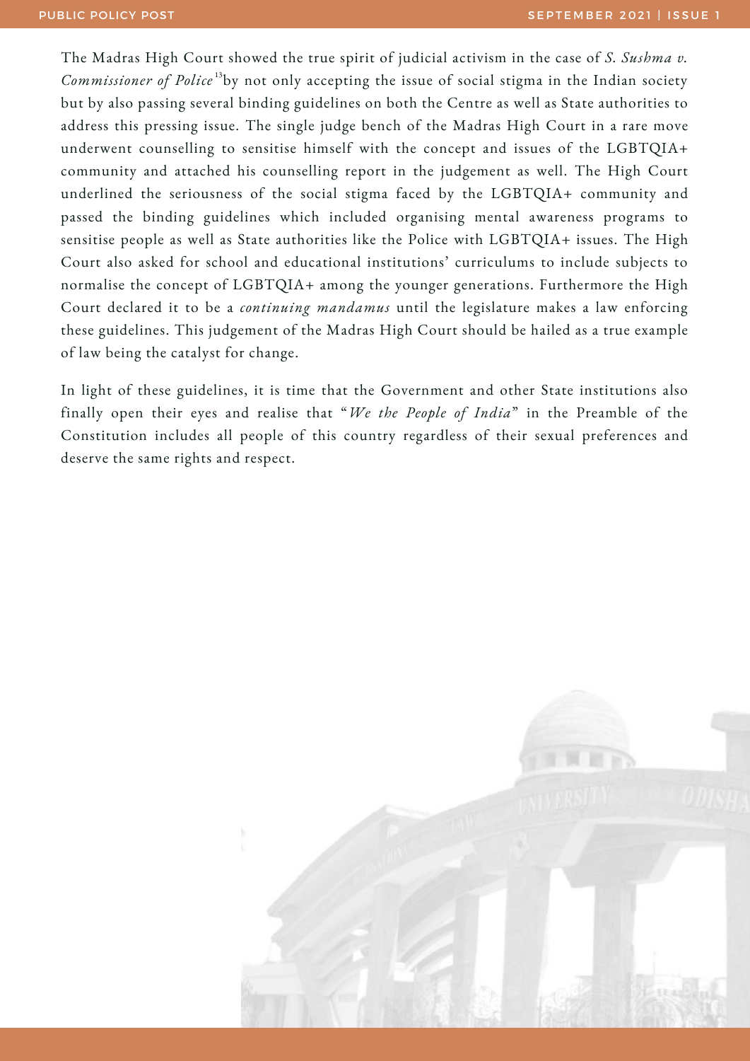The Madras High Court showed the true spirit of judicial activism in the case of *S. Sushma v. Commissioner of Police*[13]by not only accepting the issue of social stigma in the Indian society but by also passing several binding guidelines on both the Centre as well as State authorities to address this pressing issue. The single judge bench of the Madras High Court in a rare move underwent counselling to sensitise himself with the concept and issues of the LGBTQIA+ community and attached his counselling report in the judgement as well. The High Court underlined the seriousness of the social stigma faced by the LGBTQIA+ community and passed the binding guidelines which included organising mental awareness programs to sensitise people as well as State authorities like the Police with LGBTQIA+ issues. The High Court also asked for school and educational institutions' curriculums to include subjects to normalise the concept of LGBTQIA+ among the younger generations. Furthermore the High Court declared it to be a *continuing mandamus* until the legislature makes a law enforcing these guidelines. This judgement of the Madras High Court should be hailed as a true example of law being the catalyst for change.

In light of these guidelines, it is time that the Government and other State institutions also finally open their eyes and realise that "*We the People of India*" in the Preamble of the Constitution includes all people of this country regardless of their sexual preferences and deserve the same rights and respect.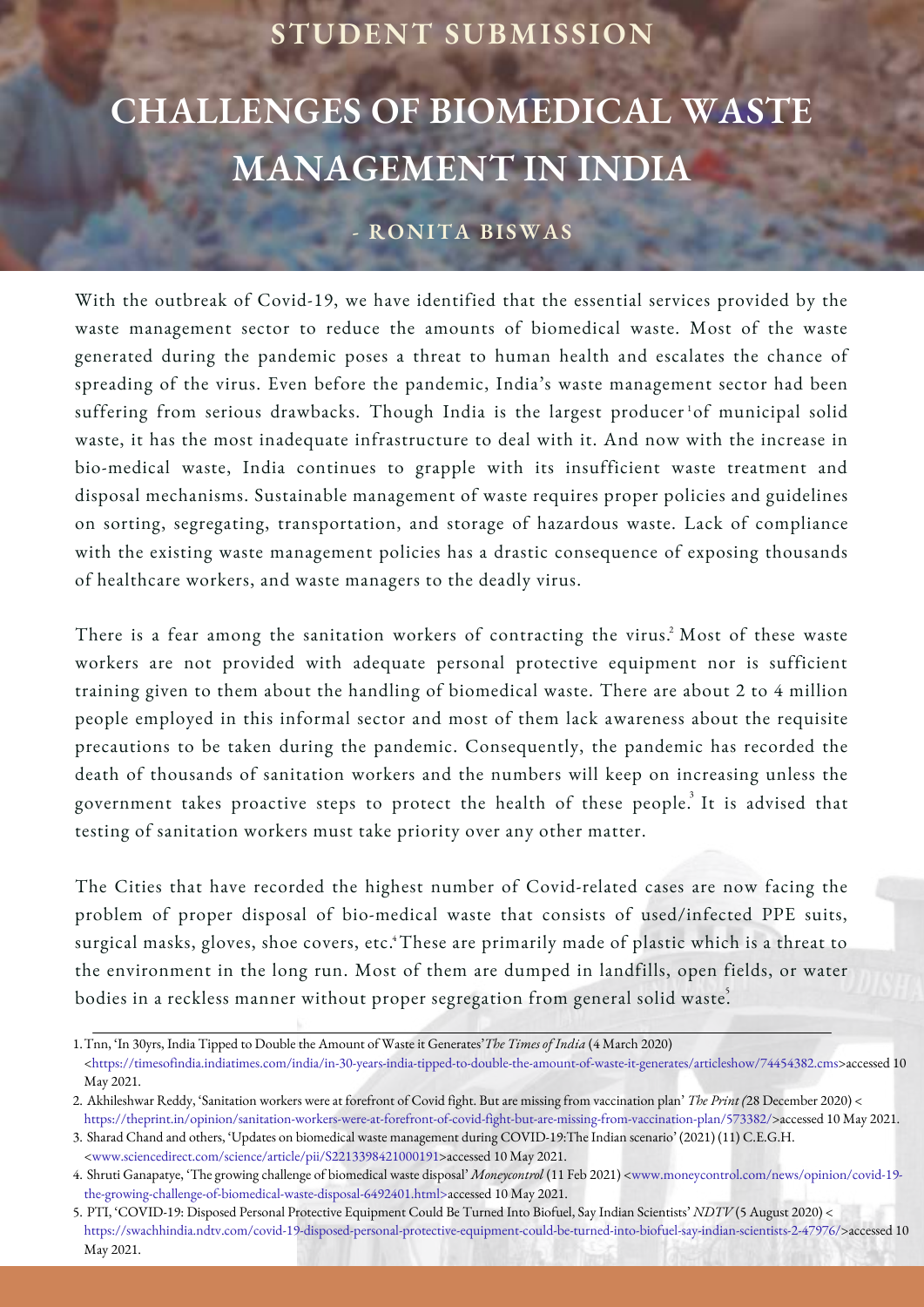STUDENT SUBMISSION

# CHALLENGES OF BIOMEDICAL WASTE MANAGEMENT IN INDIA

- RONITA BISWAS

With the outbreak of Covid-19, we have identified that the essential services provided by the waste management sector to reduce the amounts of biomedical waste. Most of the waste generated during the pandemic poses a threat to human health and escalates the chance of spreading of the virus. Even before the pandemic, India's waste management sector had been suffering from serious drawbacks. Though India is the largest producer[1] of municipal solid waste, it has the most inadequate infrastructure to deal with it. And now with the increase in bio-medical waste, India continues to grapple with its insufficient waste treatment and disposal mechanisms. Sustainable management of waste requires proper policies and guidelines on sorting, segregating, transportation, and storage of hazardous waste. Lack of compliance with the existing waste management policies has a drastic consequence of exposing thousands of healthcare workers, and waste managers to the deadly virus.

There is a fear among the sanitation workers of contracting the virus.[2] Most of these waste workers are not provided with adequate personal protective equipment nor is sufficient training given to them about the handling of biomedical waste. There are about 2 to 4 million people employed in this informal sector and most of them lack awareness about the requisite precautions to be taken during the pandemic. Consequently, the pandemic has recorded the death of thousands of sanitation workers and the numbers will keep on increasing unless the government takes proactive steps to protect the health of these people.[3] It is advised that testing of sanitation workers must take priority over any other matter.

The Cities that have recorded the highest number of Covid-related cases are now facing the problem of proper disposal of bio-medical waste that consists of used/infected PPE suits, surgical masks, gloves, shoe covers, etc.[4] These are primarily made of plastic which is a threat to the environment in the long run. Most of them are dumped in landfills, open fields, or water bodies in a reckless manner without proper segregation from general solid waste.[5]

---

1. Tnn, 'In 30yrs, India Tipped to Double the Amount of Waste it Generates' *The Times of India* (4 March 2020) <https://timesofindia.indiatimes.com/india/in-30-years-india-tipped-to-double-the-amount-of-waste-it-generates/articleshow/74454382.cms>accessed 10 May 2021.
2. Akhileshwar Reddy, 'Sanitation workers were at forefront of Covid fight. But are missing from vaccination plan' *The Print (*28 December 2020) < https://theprint.in/opinion/sanitation-workers-were-at-forefront-of-covid-fight-but-are-missing-from-vaccination-plan/573382/>accessed 10 May 2021.
3. Sharad Chand and others, 'Updates on biomedical waste management during COVID-19:The Indian scenario' (2021) (11) C.E.G.H. <www.sciencedirect.com/science/article/pii/S2213398421000191>accessed 10 May 2021.
4. Shruti Ganapatye, 'The growing challenge of biomedical waste disposal' *Moneycontrol* (11 Feb 2021) <www.moneycontrol.com/news/opinion/covid-19-the-growing-challenge-of-biomedical-waste-disposal-6492401.html>accessed 10 May 2021.
5. PTI, 'COVID-19: Disposed Personal Protective Equipment Could Be Turned Into Biofuel, Say Indian Scientists' *NDTV* (5 August 2020) < https://swachhindia.ndtv.com/covid-19-disposed-personal-protective-equipment-could-be-turned-into-biofuel-say-indian-scientists-2-47976/>accessed 10 May 2021.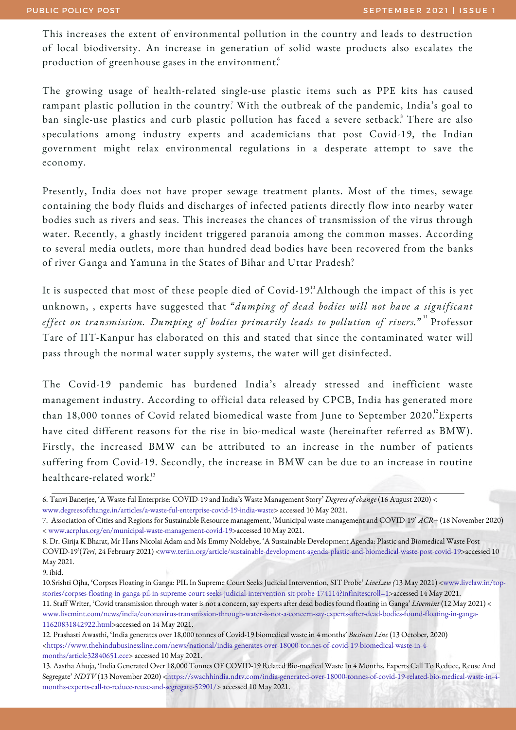This increases the extent of environmental pollution in the country and leads to destruction of local biodiversity. An increase in generation of solid waste products also escalates the production of greenhouse gases in the environment.[6]

The growing usage of health-related single-use plastic items such as PPE kits has caused rampant plastic pollution in the country.[7] With the outbreak of the pandemic, India's goal to ban single-use plastics and curb plastic pollution has faced a severe setback.[8] There are also speculations among industry experts and academicians that post Covid-19, the Indian government might relax environmental regulations in a desperate attempt to save the economy.

Presently, India does not have proper sewage treatment plants. Most of the times, sewage containing the body fluids and discharges of infected patients directly flow into nearby water bodies such as rivers and seas. This increases the chances of transmission of the virus through water. Recently, a ghastly incident triggered paranoia among the common masses. According to several media outlets, more than hundred dead bodies have been recovered from the banks of river Ganga and Yamuna in the States of Bihar and Uttar Pradesh.[9]

It is suspected that most of these people died of Covid-19.[10] Although the impact of this is yet unknown, , experts have suggested that "*dumping of dead bodies will not have a significant effect on transmission. Dumping of bodies primarily leads to pollution of rivers.*"[11] Professor Tare of IIT-Kanpur has elaborated on this and stated that since the contaminated water will pass through the normal water supply systems, the water will get disinfected.

The Covid-19 pandemic has burdened India's already stressed and inefficient waste management industry. According to official data released by CPCB, India has generated more than 18,000 tonnes of Covid related biomedical waste from June to September 2020.[12] Experts have cited different reasons for the rise in bio-medical waste (hereinafter referred as BMW). Firstly, the increased BMW can be attributed to an increase in the number of patients suffering from Covid-19. Secondly, the increase in BMW can be due to an increase in routine healthcare-related work.[13]

---

6. Tanvi Banerjee, 'A Waste-ful Enterprise: COVID-19 and India's Waste Management Story' *Degrees of change* (16 August 2020) < www.degreesofchange.in/articles/a-waste-ful-enterprise-covid-19-india-waste> accessed 10 May 2021.

7. Association of Cities and Regions for Sustainable Resource management, 'Municipal waste management and COVID-19' *ACR+* (18 November 2020) < www.acrplus.org/en/municipal-waste-management-covid-19>accessed 10 May 2021.

8. Dr. Girija K Bharat, Mr Hans Nicolai Adam and Ms Emmy Noklebye, 'A Sustainable Development Agenda: Plastic and Biomedical Waste Post COVID-19'(*Teri*, 24 February 2021) <www.teriin.org/article/sustainable-development-agenda-plastic-and-biomedical-waste-post-covid-19>accessed 10 May 2021.

9. ibid.

10.Srishti Ojha, 'Corpses Floating in Ganga: PIL In Supreme Court Seeks Judicial Intervention, SIT Probe' *LiveLaw (*13 May 2021) <www.livelaw.in/top-stories/corpses-floating-in-ganga-pil-in-supreme-court-seeks-judicial-intervention-sit-probe-174114?infinitescroll=1>accessed 14 May 2021.

11. Staff Writer, 'Covid transmission through water is not a concern, say experts after dead bodies found floating in Ganga' *Livemint* (12 May 2021) < www.livemint.com/news/india/coronavirus-transmission-through-water-is-not-a-concern-say-experts-after-dead-bodies-found-floating-in-ganga-11620831842922.html>accessed on 14 May 2021.

12. Prashasti Awasthi, 'India generates over 18,000 tonnes of Covid-19 biomedical waste in 4 months' *Business Line* (13 October, 2020) <https://www.thehindubusinessline.com/news/national/india-generates-over-18000-tonnes-of-covid-19-biomedical-waste-in-4-months/article32840651.ece> accessed 10 May 2021.

13. Aastha Ahuja, 'India Generated Over 18,000 Tonnes OF COVID-19 Related Bio-medical Waste In 4 Months, Experts Call To Reduce, Reuse And Segregate' *NDTV* (13 November 2020) <https://swachhindia.ndtv.com/india-generated-over-18000-tonnes-of-covid-19-related-bio-medical-waste-in-4-months-experts-call-to-reduce-reuse-and-segregate-52901/> accessed 10 May 2021.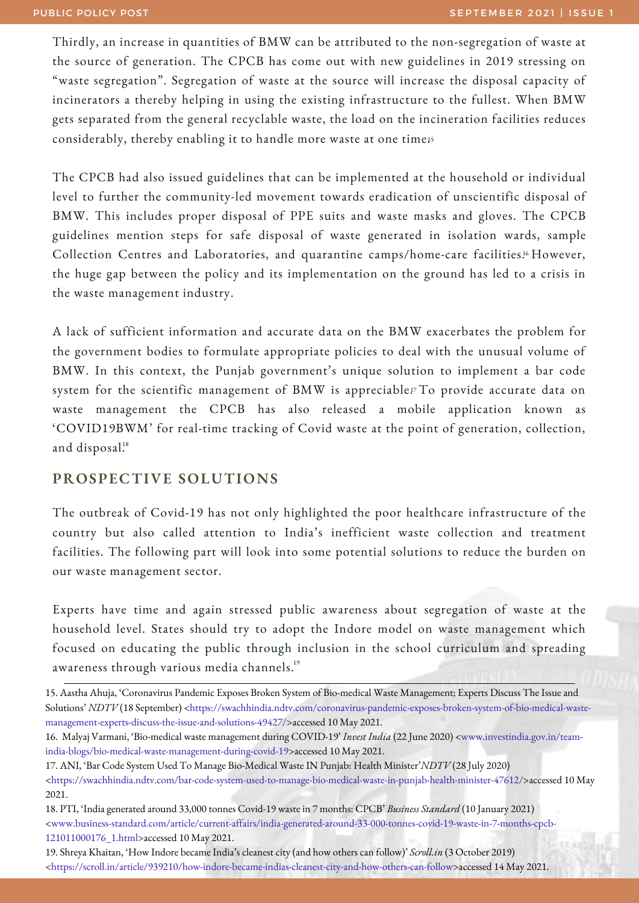Thirdly, an increase in quantities of BMW can be attributed to the non-segregation of waste at the source of generation. The CPCB has come out with new guidelines in 2019 stressing on "waste segregation". Segregation of waste at the source will increase the disposal capacity of incinerators a thereby helping in using the existing infrastructure to the fullest. When BMW gets separated from the general recyclable waste, the load on the incineration facilities reduces considerably, thereby enabling it to handle more waste at one time[15]

The CPCB had also issued guidelines that can be implemented at the household or individual level to further the community-led movement towards eradication of unscientific disposal of BMW. This includes proper disposal of PPE suits and waste masks and gloves. The CPCB guidelines mention steps for safe disposal of waste generated in isolation wards, sample Collection Centres and Laboratories, and quarantine camps/home-care facilities.[16] However, the huge gap between the policy and its implementation on the ground has led to a crisis in the waste management industry.

A lack of sufficient information and accurate data on the BMW exacerbates the problem for the government bodies to formulate appropriate policies to deal with the unusual volume of BMW. In this context, the Punjab government's unique solution to implement a bar code system for the scientific management of BMW is appreciable.[17] To provide accurate data on waste management the CPCB has also released a mobile application known as 'COVID19BWM' for real-time tracking of Covid waste at the point of generation, collection, and disposal.[18]

## PROSPECTIVE SOLUTIONS

The outbreak of Covid-19 has not only highlighted the poor healthcare infrastructure of the country but also called attention to India's inefficient waste collection and treatment facilities. The following part will look into some potential solutions to reduce the burden on our waste management sector.

Experts have time and again stressed public awareness about segregation of waste at the household level. States should try to adopt the Indore model on waste management which focused on educating the public through inclusion in the school curriculum and spreading awareness through various media channels.[19]

---

15. Aastha Ahuja, 'Coronavirus Pandemic Exposes Broken System of Bio-medical Waste Management; Experts Discuss The Issue and Solutions' *NDTV* (18 September) <https://swachhindia.ndtv.com/coronavirus-pandemic-exposes-broken-system-of-bio-medical-waste-management-experts-discuss-the-issue-and-solutions-49427/>accessed 10 May 2021.
16. Malyaj Varmani, 'Bio-medical waste management during COVID-19' *Invest India* (22 June 2020) <www.investindia.gov.in/team-india-blogs/bio-medical-waste-management-during-covid-19>accessed 10 May 2021.
17. ANI, 'Bar Code System Used To Manage Bio-Medical Waste IN Punjab: Health Minister' *NDTV* (28 July 2020) <https://swachhindia.ndtv.com/bar-code-system-used-to-manage-bio-medical-waste-in-punjab-health-minister-47612/>accessed 10 May 2021.
18. PTI, 'India generated around 33,000 tonnes Covid-19 waste in 7 months: CPCB' *Business Standard* (10 January 2021) <www.business-standard.com/article/current-affairs/india-generated-around-33-000-tonnes-covid-19-waste-in-7-months-cpcb-121011000176_1.html>accessed 10 May 2021.
19. Shreya Khaitan, 'How Indore became India's cleanest city (and how others can follow)' *Scroll.in* (3 October 2019) <https://scroll.in/article/939210/how-indore-became-indias-cleanest-city-and-how-others-can-follow>accessed 14 May 2021.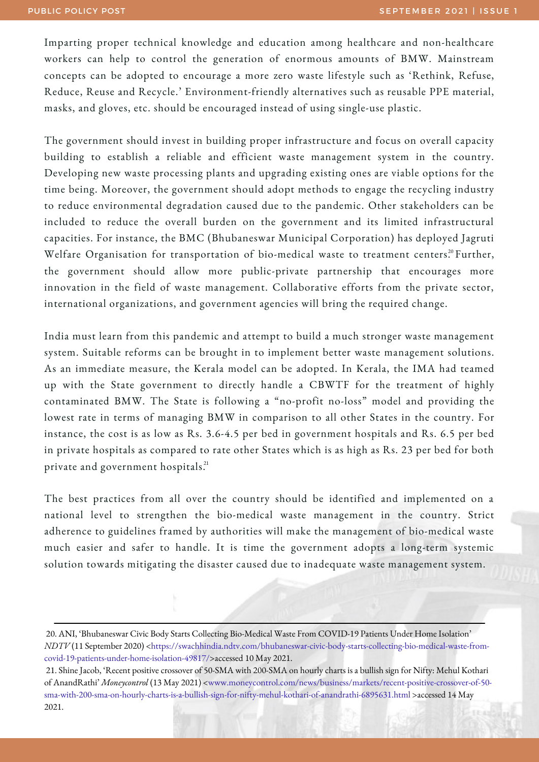Imparting proper technical knowledge and education among healthcare and non-healthcare workers can help to control the generation of enormous amounts of BMW. Mainstream concepts can be adopted to encourage a more zero waste lifestyle such as 'Rethink, Refuse, Reduce, Reuse and Recycle.' Environment-friendly alternatives such as reusable PPE material, masks, and gloves, etc. should be encouraged instead of using single-use plastic.

The government should invest in building proper infrastructure and focus on overall capacity building to establish a reliable and efficient waste management system in the country. Developing new waste processing plants and upgrading existing ones are viable options for the time being. Moreover, the government should adopt methods to engage the recycling industry to reduce environmental degradation caused due to the pandemic. Other stakeholders can be included to reduce the overall burden on the government and its limited infrastructural capacities. For instance, the BMC (Bhubaneswar Municipal Corporation) has deployed Jagruti Welfare Organisation for transportation of bio-medical waste to treatment centers.[20] Further, the government should allow more public-private partnership that encourages more innovation in the field of waste management. Collaborative efforts from the private sector, international organizations, and government agencies will bring the required change.

India must learn from this pandemic and attempt to build a much stronger waste management system. Suitable reforms can be brought in to implement better waste management solutions. As an immediate measure, the Kerala model can be adopted. In Kerala, the IMA had teamed up with the State government to directly handle a CBWTF for the treatment of highly contaminated BMW. The State is following a "no-profit no-loss" model and providing the lowest rate in terms of managing BMW in comparison to all other States in the country. For instance, the cost is as low as Rs. 3.6-4.5 per bed in government hospitals and Rs. 6.5 per bed in private hospitals as compared to rate other States which is as high as Rs. 23 per bed for both private and government hospitals.[21]

The best practices from all over the country should be identified and implemented on a national level to strengthen the bio-medical waste management in the country. Strict adherence to guidelines framed by authorities will make the management of bio-medical waste much easier and safer to handle. It is time the government adopts a long-term systemic solution towards mitigating the disaster caused due to inadequate waste management system.

---

20. ANI, 'Bhubaneswar Civic Body Starts Collecting Bio-Medical Waste From COVID-19 Patients Under Home Isolation' *NDTV* (11 September 2020) <https://swachhindia.ndtv.com/bhubaneswar-civic-body-starts-collecting-bio-medical-waste-from-covid-19-patients-under-home-isolation-49817/>accessed 10 May 2021.

21. Shine Jacob, 'Recent positive crossover of 50-SMA with 200-SMA on hourly charts is a bullish sign for Nifty: Mehul Kothari of AnandRathi' *Moneycontrol* (13 May 2021) <www.moneycontrol.com/news/business/markets/recent-positive-crossover-of-50-sma-with-200-sma-on-hourly-charts-is-a-bullish-sign-for-nifty-mehul-kothari-of-anandrathi-6895631.html >accessed 14 May 2021.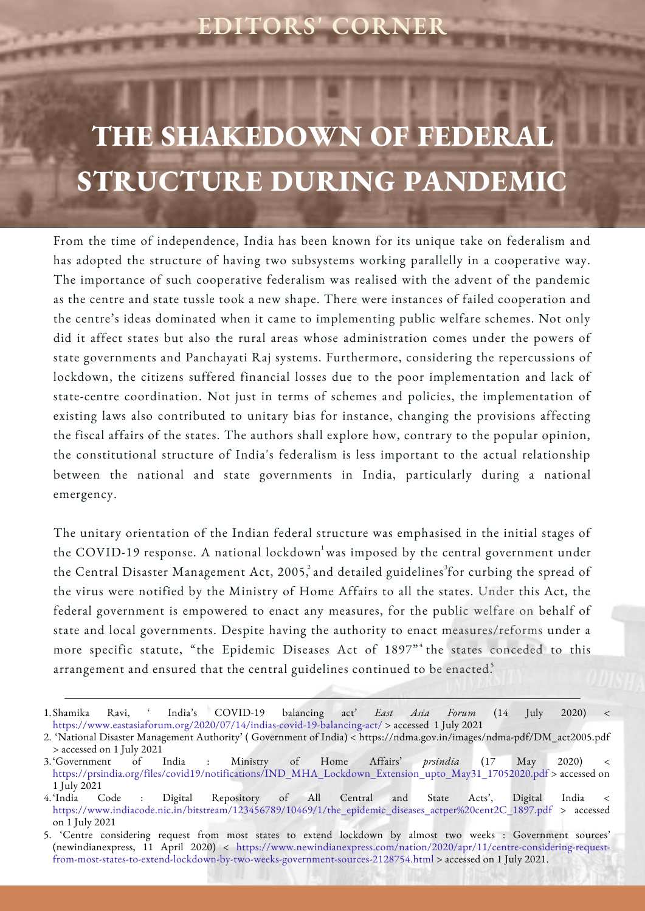EDITORS' CORNER

# THE SHAKEDOWN OF FEDERAL STRUCTURE DURING PANDEMIC

From the time of independence, India has been known for its unique take on federalism and has adopted the structure of having two subsystems working parallelly in a cooperative way. The importance of such cooperative federalism was realised with the advent of the pandemic as the centre and state tussle took a new shape. There were instances of failed cooperation and the centre's ideas dominated when it came to implementing public welfare schemes. Not only did it affect states but also the rural areas whose administration comes under the powers of state governments and Panchayati Raj systems. Furthermore, considering the repercussions of lockdown, the citizens suffered financial losses due to the poor implementation and lack of state-centre coordination. Not just in terms of schemes and policies, the implementation of existing laws also contributed to unitary bias for instance, changing the provisions affecting the fiscal affairs of the states. The authors shall explore how, contrary to the popular opinion, the constitutional structure of India's federalism is less important to the actual relationship between the national and state governments in India, particularly during a national emergency.

The unitary orientation of the Indian federal structure was emphasised in the initial stages of the COVID-19 response. A national lockdown[1] was imposed by the central government under the Central Disaster Management Act, 2005,[2] and detailed guidelines[3] for curbing the spread of the virus were notified by the Ministry of Home Affairs to all the states. Under this Act, the federal government is empowered to enact any measures, for the public welfare on behalf of state and local governments. Despite having the authority to enact measures/reforms under a more specific statute, "the Epidemic Diseases Act of 1897"[4] the states conceded to this arrangement and ensured that the central guidelines continued to be enacted.[5]

---

1. Shamika Ravi, ' India's COVID-19 balancing act' *East Asia Forum* (14 July 2020) < https://www.eastasiaforum.org/2020/07/14/indias-covid-19-balancing-act/ > accessed 1 July 2021
2. 'National Disaster Management Authority' ( Government of India) < https://ndma.gov.in/images/ndma-pdf/DM_act2005.pdf > accessed on 1 July 2021
3. 'Government of India : Ministry of Home Affairs' *prsindia* (17 May 2020) < https://prsindia.org/files/covid19/notifications/IND_MHA_Lockdown_Extension_upto_May31_17052020.pdf > accessed on 1 July 2021
4. 'India Code : Digital Repository of All Central and State Acts', Digital India < https://www.indiacode.nic.in/bitstream/123456789/10469/1/the_epidemic_diseases_actper%20cent2C_1897.pdf > accessed on 1 July 2021
5. 'Centre considering request from most states to extend lockdown by almost two weeks : Government sources' (newindianexpress, 11 April 2020) < https://www.newindianexpress.com/nation/2020/apr/11/centre-considering-request-from-most-states-to-extend-lockdown-by-two-weeks-government-sources-2128754.html > accessed on 1 July 2021.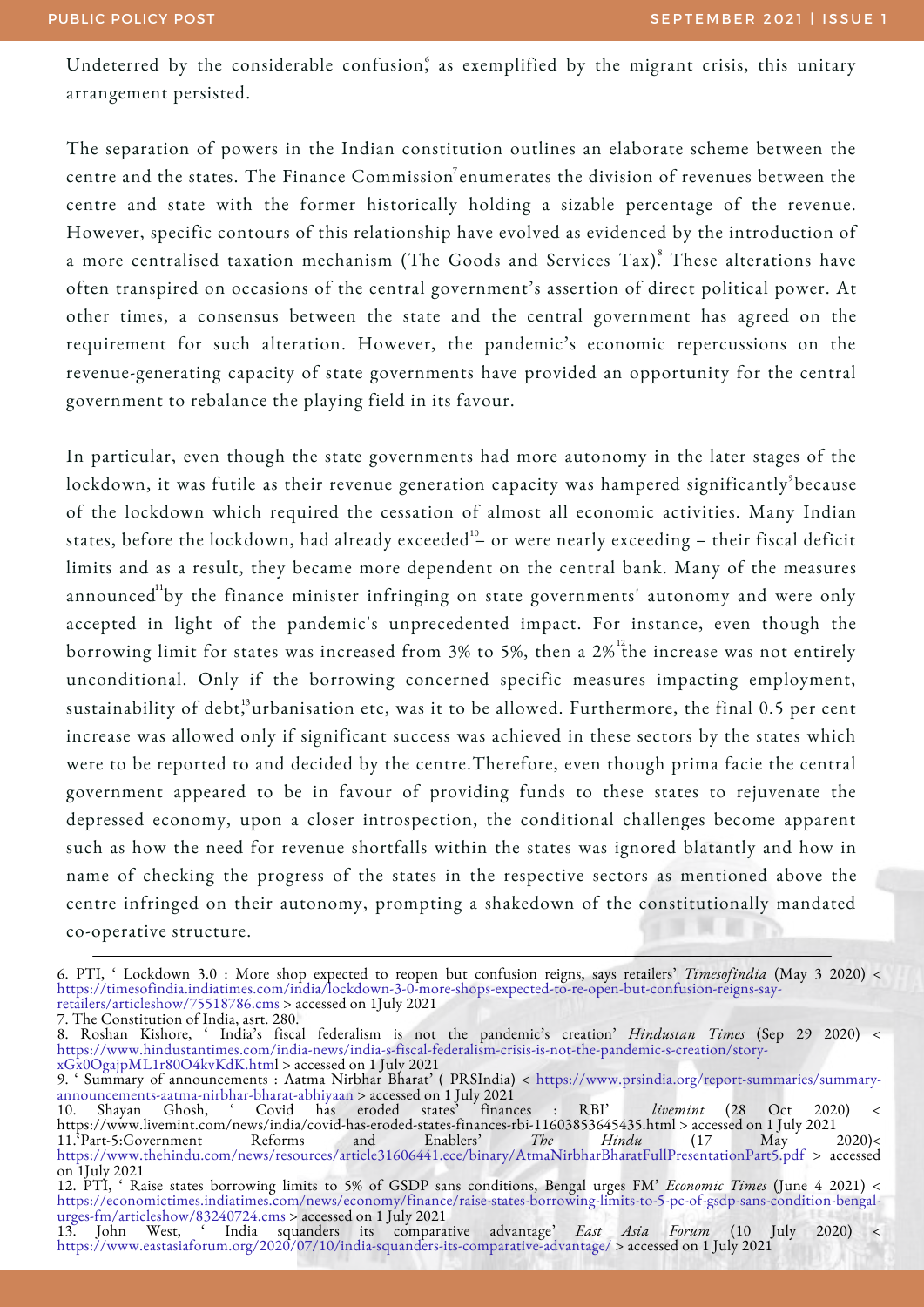Undeterred by the considerable confusion[6] as exemplified by the migrant crisis, this unitary arrangement persisted.

The separation of powers in the Indian constitution outlines an elaborate scheme between the centre and the states. The Finance Commission[7] enumerates the division of revenues between the centre and state with the former historically holding a sizable percentage of the revenue. However, specific contours of this relationship have evolved as evidenced by the introduction of a more centralised taxation mechanism (The Goods and Services Tax)[8]. These alterations have often transpired on occasions of the central government's assertion of direct political power. At other times, a consensus between the state and the central government has agreed on the requirement for such alteration. However, the pandemic's economic repercussions on the revenue-generating capacity of state governments have provided an opportunity for the central government to rebalance the playing field in its favour.

In particular, even though the state governments had more autonomy in the later stages of the lockdown, it was futile as their revenue generation capacity was hampered significantly[9] because of the lockdown which required the cessation of almost all economic activities. Many Indian states, before the lockdown, had already exceeded[10] – or were nearly exceeding – their fiscal deficit limits and as a result, they became more dependent on the central bank. Many of the measures announced[11] by the finance minister infringing on state governments' autonomy and were only accepted in light of the pandemic's unprecedented impact. For instance, even though the borrowing limit for states was increased from 3% to 5%, then a 2%[12] the increase was not entirely unconditional. Only if the borrowing concerned specific measures impacting employment, sustainability of debt[13] urbanisation etc, was it to be allowed. Furthermore, the final 0.5 per cent increase was allowed only if significant success was achieved in these sectors by the states which were to be reported to and decided by the centre.Therefore, even though prima facie the central government appeared to be in favour of providing funds to these states to rejuvenate the depressed economy, upon a closer introspection, the conditional challenges become apparent such as how the need for revenue shortfalls within the states was ignored blatantly and how in name of checking the progress of the states in the respective sectors as mentioned above the centre infringed on their autonomy, prompting a shakedown of the constitutionally mandated co-operative structure.

---

6. PTI, ' Lockdown 3.0 : More shop expected to reopen but confusion reigns, says retailers' *Timesofindia* (May 3 2020) < https://timesofindia.indiatimes.com/india/lockdown-3-0-more-shops-expected-to-re-open-but-confusion-reigns-say-retailers/articleshow/75518786.cms > accessed on 1July 2021
7. The Constitution of India, asrt. 280.
8. Roshan Kishore, ' India's fiscal federalism is not the pandemic's creation' *Hindustan Times* (Sep 29 2020) < https://www.hindustantimes.com/india-news/india-s-fiscal-federalism-crisis-is-not-the-pandemic-s-creation/story-xGx0OgajpML1r80O4kvKdK.html > accessed on 1 July 2021
9. ' Summary of announcements : Aatma Nirbhar Bharat' ( PRSIndia) < https://www.prsindia.org/report-summaries/summary-announcements-aatma-nirbhar-bharat-abhiyaan > accessed on 1 July 2021
10. Shayan Ghosh, ' Covid has eroded states' finances : RBI' *livemint* (28 Oct 2020) < https://www.livemint.com/news/india/covid-has-eroded-states-finances-rbi-11603853645435.html > accessed on 1 July 2021
11.'Part-5:Government Reforms and Enablers' *The Hindu* (17 May 2020)< https://www.thehindu.com/news/resources/article31606441.ece/binary/AtmaNirbharBharatFullPresentationPart5.pdf > accessed on 1July 2021
12. PTI, ' Raise states borrowing limits to 5% of GSDP sans conditions, Bengal urges FM' *Economic Times* (June 4 2021) < https://economictimes.indiatimes.com/news/economy/finance/raise-states-borrowing-limits-to-5-pc-of-gsdp-sans-condition-bengal-urges-fm/articleshow/83240724.cms > accessed on 1 July 2021
13. John West, ' India squanders its comparative advantage' *East Asia Forum* (10 July 2020) < https://www.eastasiaforum.org/2020/07/10/india-squanders-its-comparative-advantage/ > accessed on 1 July 2021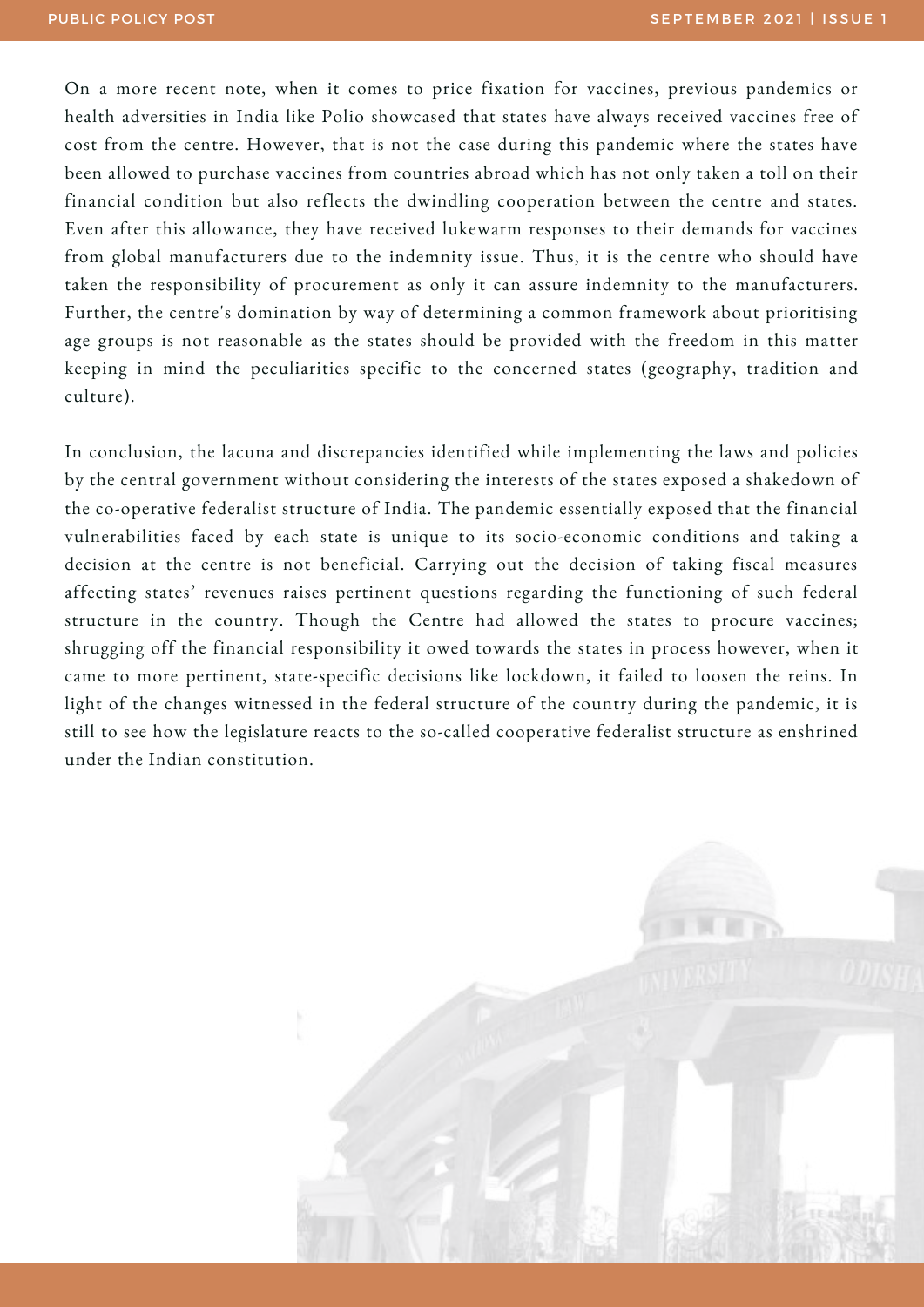On a more recent note, when it comes to price fixation for vaccines, previous pandemics or health adversities in India like Polio showcased that states have always received vaccines free of cost from the centre. However, that is not the case during this pandemic where the states have been allowed to purchase vaccines from countries abroad which has not only taken a toll on their financial condition but also reflects the dwindling cooperation between the centre and states. Even after this allowance, they have received lukewarm responses to their demands for vaccines from global manufacturers due to the indemnity issue. Thus, it is the centre who should have taken the responsibility of procurement as only it can assure indemnity to the manufacturers. Further, the centre's domination by way of determining a common framework about prioritising age groups is not reasonable as the states should be provided with the freedom in this matter keeping in mind the peculiarities specific to the concerned states (geography, tradition and culture).

In conclusion, the lacuna and discrepancies identified while implementing the laws and policies by the central government without considering the interests of the states exposed a shakedown of the co-operative federalist structure of India. The pandemic essentially exposed that the financial vulnerabilities faced by each state is unique to its socio-economic conditions and taking a decision at the centre is not beneficial. Carrying out the decision of taking fiscal measures affecting states' revenues raises pertinent questions regarding the functioning of such federal structure in the country. Though the Centre had allowed the states to procure vaccines; shrugging off the financial responsibility it owed towards the states in process however, when it came to more pertinent, state-specific decisions like lockdown, it failed to loosen the reins. In light of the changes witnessed in the federal structure of the country during the pandemic, it is still to see how the legislature reacts to the so-called cooperative federalist structure as enshrined under the Indian constitution.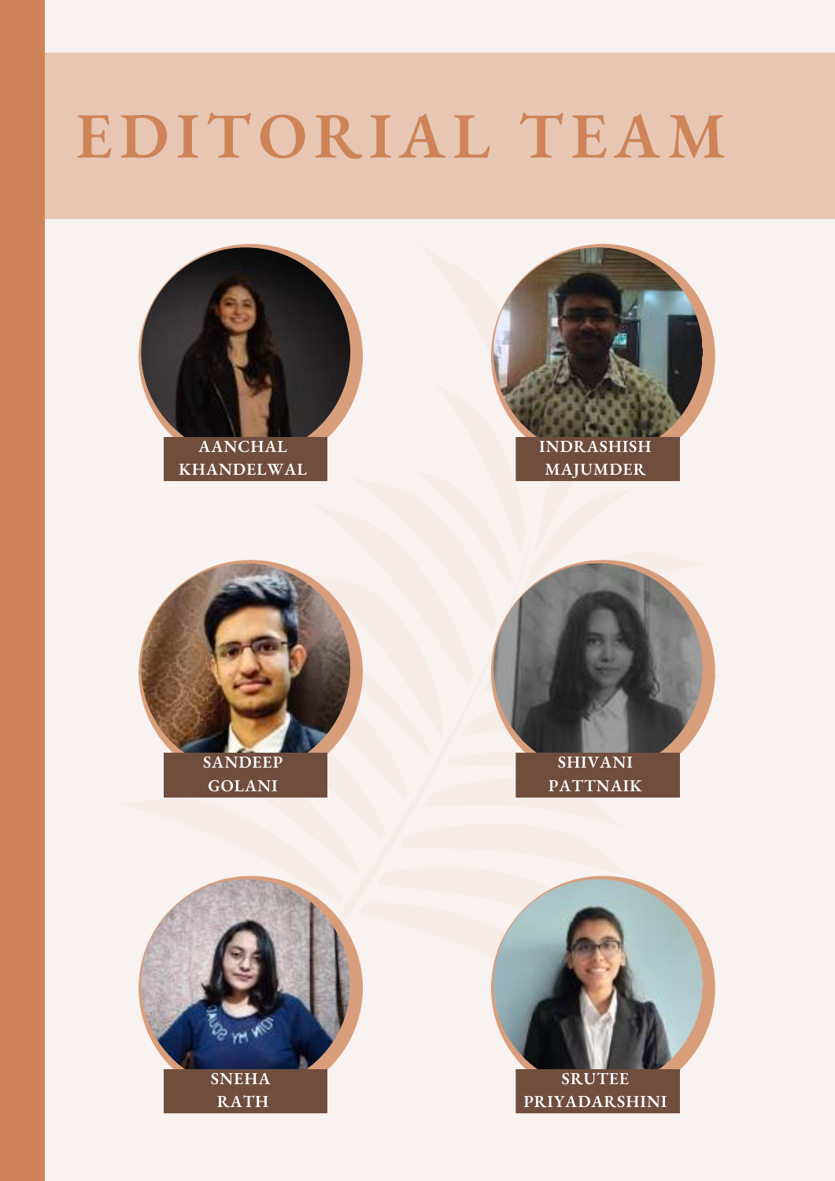# EDITORIAL TEAM

AANCHAL KHANDELWAL

INDRASHISH MAJUMDER

SANDEEP GOLANI

SHIVANI PATTNAIK

SNEHA RATH

SRUTEE PRIYADARSHINI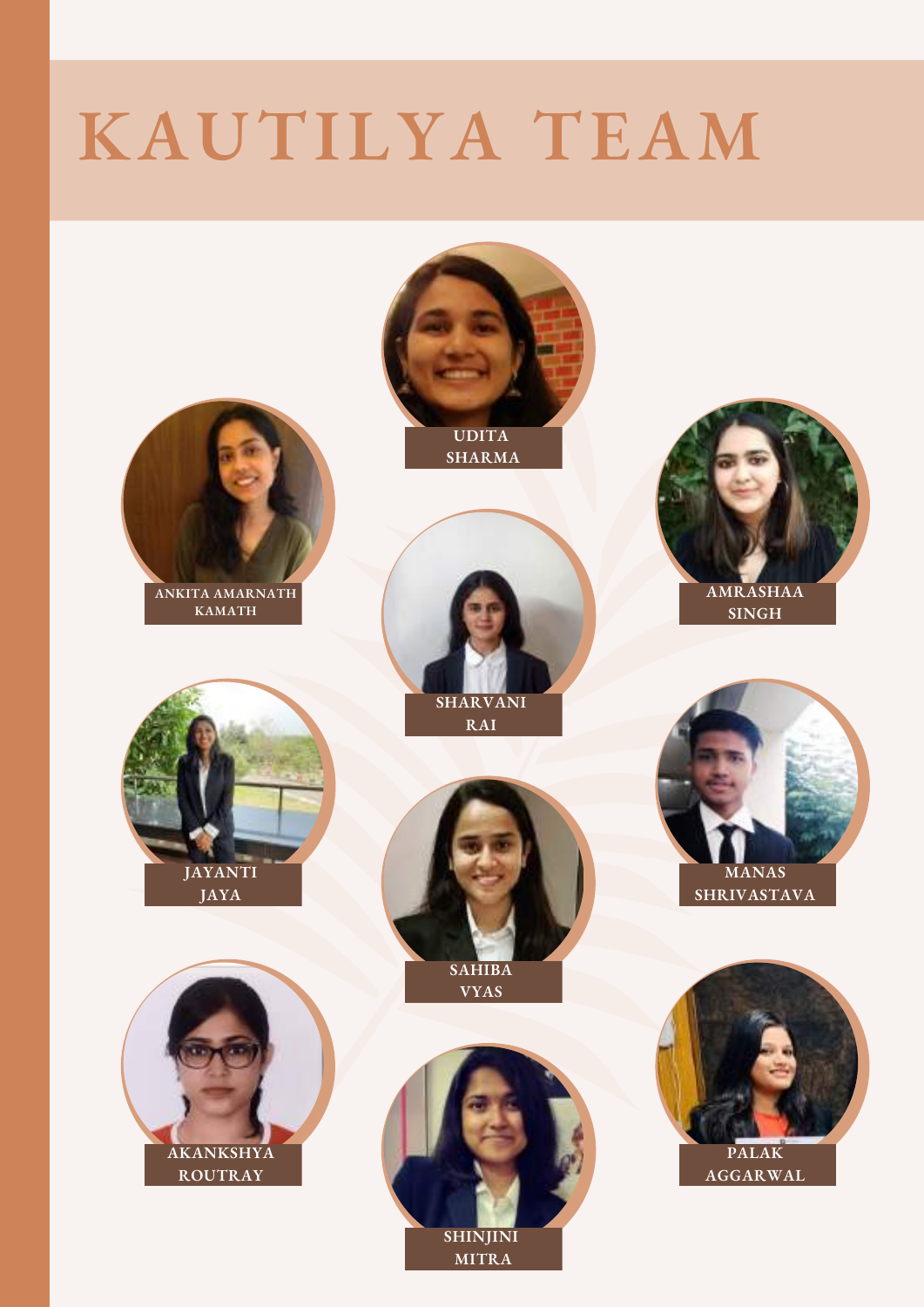# KAUTILYA TEAM

UDITA SHARMA

ANKITA AMARNATH KAMATH

AMRASHAA SINGH

SHARVANI RAI

JAYANTI JAYA

MANAS SHRIVASTAVA

SAHIBA VYAS

AKANKSHYA ROUTRAY

PALAK AGGARWAL

SHINJINI MITRA